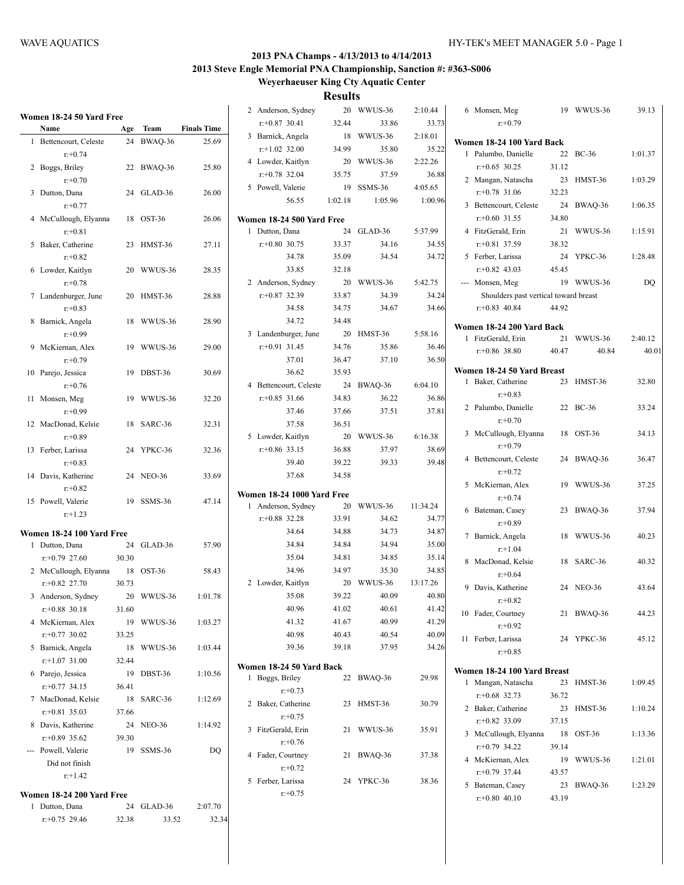## 2013 PNA Champs - 4/13/2013 to 4/14/2013

### 2013 Steve Engle Memorial PNA Championship, Sanction #: #363-S006

### Weyerhaeuser King Cty Aquatic Center

### Results

**Women 18-24 50 Yard Free**

| | Name | Age | Team | Finals Time |
|---|---|---|---|---|
| 1 | Bettencourt, Celeste | 24 | BWAQ-36 | 25.69 |
| | r:+0.74 | | | |
| 2 | Boggs, Briley | 22 | BWAQ-36 | 25.80 |
| | r:+0.70 | | | |
| 3 | Dutton, Dana | 24 | GLAD-36 | 26.00 |
| | r:+0.77 | | | |
| 4 | McCullough, Elyanna | 18 | OST-36 | 26.06 |
| | r:+0.81 | | | |
| 5 | Baker, Catherine | 23 | HMST-36 | 27.11 |
| | r:+0.82 | | | |
| 6 | Lowder, Kaitlyn | 20 | WWUS-36 | 28.35 |
| | r:+0.78 | | | |
| 7 | Landenburger, June | 20 | HMST-36 | 28.88 |
| | r:+0.83 | | | |
| 8 | Barnick, Angela | 18 | WWUS-36 | 28.90 |
| | r:+0.99 | | | |
| 9 | McKiernan, Alex | 19 | WWUS-36 | 29.00 |
| | r:+0.79 | | | |
| 10 | Parejo, Jessica | 19 | DBST-36 | 30.69 |
| | r:+0.76 | | | |
| 11 | Monsen, Meg | 19 | WWUS-36 | 32.20 |
| | r:+0.99 | | | |
| 12 | MacDonad, Kelsie | 18 | SARC-36 | 32.31 |
| | r:+0.89 | | | |
| 13 | Ferber, Larissa | 24 | YPKC-36 | 32.36 |
| | r:+0.83 | | | |
| 14 | Davis, Katherine | 24 | NEO-36 | 33.69 |
| | r:+0.82 | | | |
| 15 | Powell, Valerie | 19 | SSMS-36 | 47.14 |
| | r:+1.23 | | | |

**Women 18-24 100 Yard Free**

| | Name | Age | Team | Finals Time |
|---|---|---|---|---|
| 1 | Dutton, Dana | 24 | GLAD-36 | 57.90 |
| | r:+0.79 27.60 | 30.30 | | |
| 2 | McCullough, Elyanna | 18 | OST-36 | 58.43 |
| | r:+0.82 27.70 | 30.73 | | |
| 3 | Anderson, Sydney | 20 | WWUS-36 | 1:01.78 |
| | r:+0.88 30.18 | 31.60 | | |
| 4 | McKiernan, Alex | 19 | WWUS-36 | 1:03.27 |
| | r:+0.77 30.02 | 33.25 | | |
| 5 | Barnick, Angela | 18 | WWUS-36 | 1:03.44 |
| | r:+1.07 31.00 | 32.44 | | |
| 6 | Parejo, Jessica | 19 | DBST-36 | 1:10.56 |
| | r:+0.77 34.15 | 36.41 | | |
| 7 | MacDonad, Kelsie | 18 | SARC-36 | 1:12.69 |
| | r:+0.81 35.03 | 37.66 | | |
| 8 | Davis, Katherine | 24 | NEO-36 | 1:14.92 |
| | r:+0.89 35.62 | 39.30 | | |
| --- | Powell, Valerie | 19 | SSMS-36 | DQ |
| | Did not finish | | | |
| | r:+1.42 | | | |

**Women 18-24 200 Yard Free**

| | Name | Age | Team | Finals Time |
|---|---|---|---|---|
| 1 | Dutton, Dana | 24 | GLAD-36 | 2:07.70 |
| | r:+0.75 29.46 | 32.38 | 33.52 | 32.34 |
| 2 | Anderson, Sydney | 20 | WWUS-36 | 2:10.44 |
| | r:+0.87 30.41 | 32.44 | 33.86 | 33.73 |
| 3 | Barnick, Angela | 18 | WWUS-36 | 2:18.01 |
| | r:+1.02 32.00 | 34.99 | 35.80 | 35.22 |
| 4 | Lowder, Kaitlyn | 20 | WWUS-36 | 2:22.26 |
| | r:+0.78 32.04 | 35.75 | 37.59 | 36.88 |
| 5 | Powell, Valerie | 19 | SSMS-36 | 4:05.65 |
| | 56.55 | 1:02.18 | 1:05.96 | 1:00.96 |

**Women 18-24 500 Yard Free**

| | Name | Age | Team | Finals Time |
|---|---|---|---|---|
| 1 | Dutton, Dana | 24 | GLAD-36 | 5:37.99 |
| | r:+0.80 30.75 | 33.37 | 34.16 | 34.55 |
| | 34.78 | 35.09 | 34.54 | 34.72 |
| | 33.85 | 32.18 | | |
| 2 | Anderson, Sydney | 20 | WWUS-36 | 5:42.75 |
| | r:+0.87 32.39 | 33.87 | 34.39 | 34.24 |
| | 34.58 | 34.75 | 34.67 | 34.66 |
| | 34.72 | 34.48 | | |
| 3 | Landenburger, June | 20 | HMST-36 | 5:58.16 |
| | r:+0.91 31.45 | 34.76 | 35.86 | 36.46 |
| | 37.01 | 36.47 | 37.10 | 36.50 |
| | 36.62 | 35.93 | | |
| 4 | Bettencourt, Celeste | 24 | BWAQ-36 | 6:04.10 |
| | r:+0.85 31.66 | 34.83 | 36.22 | 36.86 |
| | 37.46 | 37.66 | 37.51 | 37.81 |
| | 37.58 | 36.51 | | |
| 5 | Lowder, Kaitlyn | 20 | WWUS-36 | 6:16.38 |
| | r:+0.86 33.15 | 36.88 | 37.97 | 38.69 |
| | 39.40 | 39.22 | 39.33 | 39.48 |
| | 37.68 | 34.58 | | |

**Women 18-24 1000 Yard Free**

| | Name | Age | Team | Finals Time |
|---|---|---|---|---|
| 1 | Anderson, Sydney | 20 | WWUS-36 | 11:34.24 |
| | r:+0.88 32.28 | 33.91 | 34.62 | 34.77 |
| | 34.64 | 34.88 | 34.73 | 34.87 |
| | 34.84 | 34.84 | 34.94 | 35.00 |
| | 35.04 | 34.81 | 34.85 | 35.14 |
| | 34.96 | 34.97 | 35.30 | 34.85 |
| 2 | Lowder, Kaitlyn | 20 | WWUS-36 | 13:17.26 |
| | 35.08 | 39.22 | 40.09 | 40.80 |
| | 40.96 | 41.02 | 40.61 | 41.42 |
| | 41.32 | 41.67 | 40.99 | 41.29 |
| | 40.98 | 40.43 | 40.54 | 40.09 |
| | 39.36 | 39.18 | 37.95 | 34.26 |

**Women 18-24 50 Yard Back**

| | Name | Age | Team | Finals Time |
|---|---|---|---|---|
| 1 | Boggs, Briley | 22 | BWAQ-36 | 29.98 |
| | r:+0.73 | | | |
| 2 | Baker, Catherine | 23 | HMST-36 | 30.79 |
| | r:+0.75 | | | |
| 3 | FitzGerald, Erin | 21 | WWUS-36 | 35.91 |
| | r:+0.76 | | | |
| 4 | Fader, Courtney | 21 | BWAQ-36 | 37.38 |
| | r:+0.72 | | | |
| 5 | Ferber, Larissa | 24 | YPKC-36 | 38.36 |
| | r:+0.75 | | | |
| 6 | Monsen, Meg | 19 | WWUS-36 | 39.13 |
| | r:+0.79 | | | |

**Women 18-24 100 Yard Back**

| | Name | Age | Team | Finals Time |
|---|---|---|---|---|
| 1 | Palumbo, Danielle | 22 | BC-36 | 1:01.37 |
| | r:+0.65 30.25 | 31.12 | | |
| 2 | Mangan, Natascha | 23 | HMST-36 | 1:03.29 |
| | r:+0.78 31.06 | 32.23 | | |
| 3 | Bettencourt, Celeste | 24 | BWAQ-36 | 1:06.35 |
| | r:+0.60 31.55 | 34.80 | | |
| 4 | FitzGerald, Erin | 21 | WWUS-36 | 1:15.91 |
| | r:+0.81 37.59 | 38.32 | | |
| 5 | Ferber, Larissa | 24 | YPKC-36 | 1:28.48 |
| | r:+0.82 43.03 | 45.45 | | |
| --- | Monsen, Meg | 19 | WWUS-36 | DQ |
| | Shoulders past vertical toward breast | | | |
| | r:+0.83 40.84 | 44.92 | | |

**Women 18-24 200 Yard Back**

| | Name | Age | Team | Finals Time |
|---|---|---|---|---|
| 1 | FitzGerald, Erin | 21 | WWUS-36 | 2:40.12 |
| | r:+0.86 38.80 | 40.47 | 40.84 | 40.01 |

**Women 18-24 50 Yard Breast**

| | Name | Age | Team | Finals Time |
|---|---|---|---|---|
| 1 | Baker, Catherine | 23 | HMST-36 | 32.80 |
| | r:+0.83 | | | |
| 2 | Palumbo, Danielle | 22 | BC-36 | 33.24 |
| | r:+0.70 | | | |
| 3 | McCullough, Elyanna | 18 | OST-36 | 34.13 |
| | r:+0.79 | | | |
| 4 | Bettencourt, Celeste | 24 | BWAQ-36 | 36.47 |
| | r:+0.72 | | | |
| 5 | McKiernan, Alex | 19 | WWUS-36 | 37.25 |
| | r:+0.74 | | | |
| 6 | Bateman, Casey | 23 | BWAQ-36 | 37.94 |
| | r:+0.89 | | | |
| 7 | Barnick, Angela | 18 | WWUS-36 | 40.23 |
| | r:+1.04 | | | |
| 8 | MacDonad, Kelsie | 18 | SARC-36 | 40.32 |
| | r:+0.64 | | | |
| 9 | Davis, Katherine | 24 | NEO-36 | 43.64 |
| | r:+0.82 | | | |
| 10 | Fader, Courtney | 21 | BWAQ-36 | 44.23 |
| | r:+0.92 | | | |
| 11 | Ferber, Larissa | 24 | YPKC-36 | 45.12 |
| | r:+0.85 | | | |

**Women 18-24 100 Yard Breast**

| | Name | Age | Team | Finals Time |
|---|---|---|---|---|
| 1 | Mangan, Natascha | 23 | HMST-36 | 1:09.45 |
| | r:+0.68 32.73 | 36.72 | | |
| 2 | Baker, Catherine | 23 | HMST-36 | 1:10.24 |
| | r:+0.82 33.09 | 37.15 | | |
| 3 | McCullough, Elyanna | 18 | OST-36 | 1:13.36 |
| | r:+0.79 34.22 | 39.14 | | |
| 4 | McKiernan, Alex | 19 | WWUS-36 | 1:21.01 |
| | r:+0.79 37.44 | 43.57 | | |
| 5 | Bateman, Casey | 23 | BWAQ-36 | 1:23.29 |
| | r:+0.80 40.10 | 43.19 | | |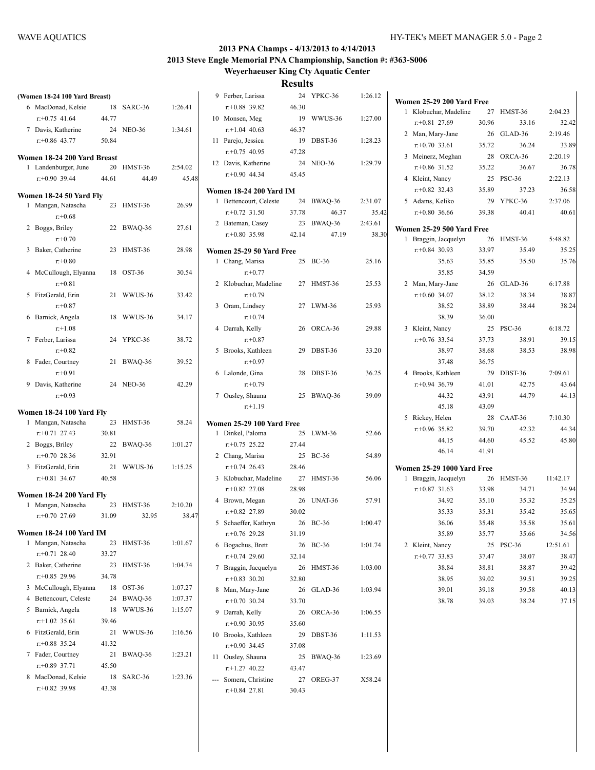## 2013 PNA Champs - 4/13/2013 to 4/14/2013
## 2013 Steve Engle Memorial PNA Championship, Sanction #: #363-S006
## Weyerhaeuser King Cty Aquatic Center
## Results

**(Women 18-24 100 Yard Breast)**

| Place | Name | Age | Team | Time |
|---|---|---|---|---|
| 6 | MacDonad, Kelsie | 18 | SARC-36 | 1:26.41 |
| | r:+0.75 41.64 | 44.77 | | |
| 7 | Davis, Katherine | 24 | NEO-36 | 1:34.61 |
| | r:+0.86 43.77 | 50.84 | | |

**Women 18-24 200 Yard Breast**

| Place | Name | Age | Team | Time |
|---|---|---|---|---|
| 1 | Landenburger, June | 20 | HMST-36 | 2:54.02 |
| | r:+0.90 39.44 | 44.61 | 44.49 | 45.48 |

**Women 18-24 50 Yard Fly**

| Place | Name | Age | Team | Time |
|---|---|---|---|---|
| 1 | Mangan, Natascha | 23 | HMST-36 | 26.99 |
| | r:+0.68 | | | |
| 2 | Boggs, Briley | 22 | BWAQ-36 | 27.61 |
| | r:+0.70 | | | |
| 3 | Baker, Catherine | 23 | HMST-36 | 28.98 |
| | r:+0.80 | | | |
| 4 | McCullough, Elyanna | 18 | OST-36 | 30.54 |
| | r:+0.81 | | | |
| 5 | FitzGerald, Erin | 21 | WWUS-36 | 33.42 |
| | r:+0.87 | | | |
| 6 | Barnick, Angela | 18 | WWUS-36 | 34.17 |
| | r:+1.08 | | | |
| 7 | Ferber, Larissa | 24 | YPKC-36 | 38.72 |
| | r:+0.82 | | | |
| 8 | Fader, Courtney | 21 | BWAQ-36 | 39.52 |
| | r:+0.91 | | | |
| 9 | Davis, Katherine | 24 | NEO-36 | 42.29 |
| | r:+0.93 | | | |

**Women 18-24 100 Yard Fly**

| Place | Name | Age | Team | Time |
|---|---|---|---|---|
| 1 | Mangan, Natascha | 23 | HMST-36 | 58.24 |
| | r:+0.71 27.43 | 30.81 | | |
| 2 | Boggs, Briley | 22 | BWAQ-36 | 1:01.27 |
| | r:+0.70 28.36 | 32.91 | | |
| 3 | FitzGerald, Erin | 21 | WWUS-36 | 1:15.25 |
| | r:+0.81 34.67 | 40.58 | | |

**Women 18-24 200 Yard Fly**

| Place | Name | Age | Team | Time |
|---|---|---|---|---|
| 1 | Mangan, Natascha | 23 | HMST-36 | 2:10.20 |
| | r:+0.70 27.69 | 31.09 | 32.95 | 38.47 |

**Women 18-24 100 Yard IM**

| Place | Name | Age | Team | Time |
|---|---|---|---|---|
| 1 | Mangan, Natascha | 23 | HMST-36 | 1:01.67 |
| | r:+0.71 28.40 | 33.27 | | |
| 2 | Baker, Catherine | 23 | HMST-36 | 1:04.74 |
| | r:+0.85 29.96 | 34.78 | | |
| 3 | McCullough, Elyanna | 18 | OST-36 | 1:07.27 |
| 4 | Bettencourt, Celeste | 24 | BWAQ-36 | 1:07.37 |
| 5 | Barnick, Angela | 18 | WWUS-36 | 1:15.07 |
| | r:+1.02 35.61 | 39.46 | | |
| 6 | FitzGerald, Erin | 21 | WWUS-36 | 1:16.56 |
| | r:+0.88 35.24 | 41.32 | | |
| 7 | Fader, Courtney | 21 | BWAQ-36 | 1:23.21 |
| | r:+0.89 37.71 | 45.50 | | |
| 8 | MacDonad, Kelsie | 18 | SARC-36 | 1:23.36 |
| | r:+0.82 39.98 | 43.38 | | |
| 9 | Ferber, Larissa | 24 | YPKC-36 | 1:26.12 |
| | r:+0.88 39.82 | 46.30 | | |
| 10 | Monsen, Meg | 19 | WWUS-36 | 1:27.00 |
| | r:+1.04 40.63 | 46.37 | | |
| 11 | Parejo, Jessica | 19 | DBST-36 | 1:28.23 |
| | r:+0.75 40.95 | 47.28 | | |
| 12 | Davis, Katherine | 24 | NEO-36 | 1:29.79 |
| | r:+0.90 44.34 | 45.45 | | |

**Women 18-24 200 Yard IM**

| Place | Name | Age | Team | Time |
|---|---|---|---|---|
| 1 | Bettencourt, Celeste | 24 | BWAQ-36 | 2:31.07 |
| | r:+0.72 31.50 | 37.78 | 46.37 | 35.42 |
| 2 | Bateman, Casey | 23 | BWAQ-36 | 2:43.61 |
| | r:+0.80 35.98 | 42.14 | 47.19 | 38.30 |

**Women 25-29 50 Yard Free**

| Place | Name | Age | Team | Time |
|---|---|---|---|---|
| 1 | Chang, Marisa | 25 | BC-36 | 25.16 |
| | r:+0.77 | | | |
| 2 | Klobuchar, Madeline | 27 | HMST-36 | 25.53 |
| | r:+0.79 | | | |
| 3 | Oram, Lindsey | 27 | LWM-36 | 25.93 |
| | r:+0.74 | | | |
| 4 | Darrah, Kelly | 26 | ORCA-36 | 29.88 |
| | r:+0.87 | | | |
| 5 | Brooks, Kathleen | 29 | DBST-36 | 33.20 |
| | r:+0.97 | | | |
| 6 | Lalonde, Gina | 28 | DBST-36 | 36.25 |
| | r:+0.79 | | | |
| 7 | Ousley, Shauna | 25 | BWAQ-36 | 39.09 |
| | r:+1.19 | | | |

**Women 25-29 100 Yard Free**

| Place | Name | Age | Team | Time |
|---|---|---|---|---|
| 1 | Dinkel, Paloma | 25 | LWM-36 | 52.66 |
| | r:+0.75 25.22 | 27.44 | | |
| 2 | Chang, Marisa | 25 | BC-36 | 54.89 |
| | r:+0.74 26.43 | 28.46 | | |
| 3 | Klobuchar, Madeline | 27 | HMST-36 | 56.06 |
| | r:+0.82 27.08 | 28.98 | | |
| 4 | Brown, Megan | 26 | UNAT-36 | 57.91 |
| | r:+0.82 27.89 | 30.02 | | |
| 5 | Schaeffer, Kathryn | 26 | BC-36 | 1:00.47 |
| | r:+0.76 29.28 | 31.19 | | |
| 6 | Bogachus, Brett | 26 | BC-36 | 1:01.74 |
| | r:+0.74 29.60 | 32.14 | | |
| 7 | Braggin, Jacquelyn | 26 | HMST-36 | 1:03.00 |
| | r:+0.83 30.20 | 32.80 | | |
| 8 | Man, Mary-Jane | 26 | GLAD-36 | 1:03.94 |
| | r:+0.70 30.24 | 33.70 | | |
| 9 | Darrah, Kelly | 26 | ORCA-36 | 1:06.55 |
| | r:+0.90 30.95 | 35.60 | | |
| 10 | Brooks, Kathleen | 29 | DBST-36 | 1:11.53 |
| | r:+0.90 34.45 | 37.08 | | |
| 11 | Ousley, Shauna | 25 | BWAQ-36 | 1:23.69 |
| | r:+1.27 40.22 | 43.47 | | |
| --- | Somera, Christine | 27 | OREG-37 | X58.24 |
| | r:+0.84 27.81 | 30.43 | | |

**Women 25-29 200 Yard Free**

| Place | Name | Age | Team | Time |
|---|---|---|---|---|
| 1 | Klobuchar, Madeline | 27 | HMST-36 | 2:04.23 |
| | r:+0.81 27.69 | 30.96 | 33.16 | 32.42 |
| 2 | Man, Mary-Jane | 26 | GLAD-36 | 2:19.46 |
| | r:+0.70 33.61 | 35.72 | 36.24 | 33.89 |
| 3 | Meinerz, Meghan | 28 | ORCA-36 | 2:20.19 |
| | r:+0.86 31.52 | 35.22 | 36.67 | 36.78 |
| 4 | Kleint, Nancy | 25 | PSC-36 | 2:22.13 |
| | r:+0.82 32.43 | 35.89 | 37.23 | 36.58 |
| 5 | Adams, Keliko | 29 | YPKC-36 | 2:37.06 |
| | r:+0.80 36.66 | 39.38 | 40.41 | 40.61 |

**Women 25-29 500 Yard Free**

| Place | Name | Age | Team | Time |
|---|---|---|---|---|
| 1 | Braggin, Jacquelyn | 26 | HMST-36 | 5:48.82 |
| | r:+0.84 30.93 | 33.97 | 35.49 | 35.25 |
| | 35.63 | 35.85 | 35.50 | 35.76 |
| | 35.85 | 34.59 | | |
| 2 | Man, Mary-Jane | 26 | GLAD-36 | 6:17.88 |
| | r:+0.60 34.07 | 38.12 | 38.34 | 38.87 |
| | 38.52 | 38.89 | 38.44 | 38.24 |
| | 38.39 | 36.00 | | |
| 3 | Kleint, Nancy | 25 | PSC-36 | 6:18.72 |
| | r:+0.76 33.54 | 37.73 | 38.91 | 39.15 |
| | 38.97 | 38.68 | 38.53 | 38.98 |
| | 37.48 | 36.75 | | |
| 4 | Brooks, Kathleen | 29 | DBST-36 | 7:09.61 |
| | r:+0.94 36.79 | 41.01 | 42.75 | 43.64 |
| | 44.32 | 43.91 | 44.79 | 44.13 |
| | 45.18 | 43.09 | | |
| 5 | Rickey, Helen | 28 | CAAT-36 | 7:10.30 |
| | r:+0.96 35.82 | 39.70 | 42.32 | 44.34 |
| | 44.15 | 44.60 | 45.52 | 45.80 |
| | 46.14 | 41.91 | | |

**Women 25-29 1000 Yard Free**

| Place | Name | Age | Team | Time |
|---|---|---|---|---|
| 1 | Braggin, Jacquelyn | 26 | HMST-36 | 11:42.17 |
| | r:+0.87 31.63 | 33.98 | 34.71 | 34.94 |
| | 34.92 | 35.10 | 35.32 | 35.25 |
| | 35.33 | 35.31 | 35.42 | 35.65 |
| | 36.06 | 35.48 | 35.58 | 35.61 |
| | 35.89 | 35.77 | 35.66 | 34.56 |
| 2 | Kleint, Nancy | 25 | PSC-36 | 12:51.61 |
| | r:+0.77 33.83 | 37.47 | 38.07 | 38.47 |
| | 38.84 | 38.81 | 38.87 | 39.42 |
| | 38.95 | 39.02 | 39.51 | 39.25 |
| | 39.01 | 39.18 | 39.58 | 40.13 |
| | 38.78 | 39.03 | 38.24 | 37.15 |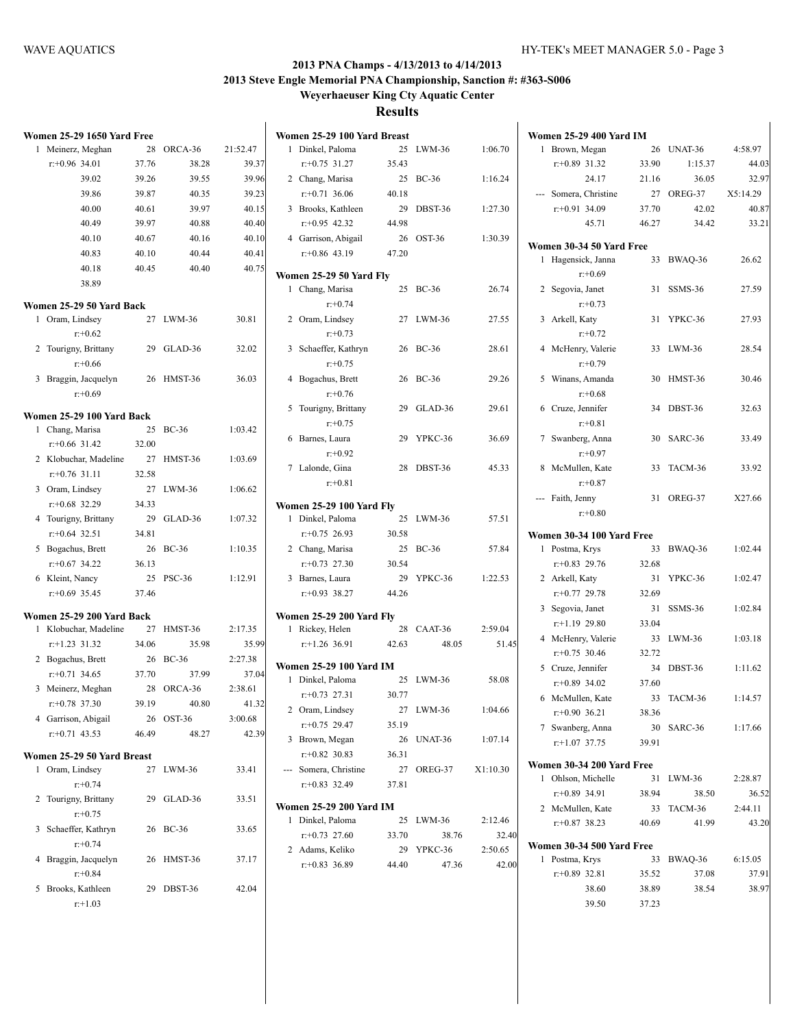## 2013 PNA Champs - 4/13/2013 to 4/14/2013
## 2013 Steve Engle Memorial PNA Championship, Sanction #: #363-S006
## Weyerhaeuser King Cty Aquatic Center
## Results

### Women 25-29 1650 Yard Free

1 Meinerz, Meghan 28 ORCA-36 21:52.47
r:+0.96 34.01 37.76 38.28 39.37
39.02 39.26 39.55 39.96
39.86 39.87 40.35 39.23
40.00 40.61 39.97 40.15
40.49 39.97 40.88 40.40
40.10 40.67 40.16 40.10
40.83 40.10 40.44 40.41
40.18 40.45 40.40 40.75
38.89

### Women 25-29 50 Yard Back

1 Oram, Lindsey 27 LWM-36 30.81
r:+0.62
2 Tourigny, Brittany 29 GLAD-36 32.02
r:+0.66
3 Braggin, Jacquelyn 26 HMST-36 36.03
r:+0.69

### Women 25-29 100 Yard Back

1 Chang, Marisa 25 BC-36 1:03.42
r:+0.66 31.42 32.00
2 Klobuchar, Madeline 27 HMST-36 1:03.69
r:+0.76 31.11 32.58
3 Oram, Lindsey 27 LWM-36 1:06.62
r:+0.68 32.29 34.33
4 Tourigny, Brittany 29 GLAD-36 1:07.32
r:+0.64 32.51 34.81
5 Bogachus, Brett 26 BC-36 1:10.35
r:+0.67 34.22 36.13
6 Kleint, Nancy 25 PSC-36 1:12.91
r:+0.69 35.45 37.46

### Women 25-29 200 Yard Back

1 Klobuchar, Madeline 27 HMST-36 2:17.35
r:+1.23 31.32 34.06 35.98 35.99
2 Bogachus, Brett 26 BC-36 2:27.38
r:+0.71 34.65 37.70 37.99 37.04
3 Meinerz, Meghan 28 ORCA-36 2:38.61
r:+0.78 37.30 39.19 40.80 41.32
4 Garrison, Abigail 26 OST-36 3:00.68
r:+0.71 43.53 46.49 48.27 42.39

### Women 25-29 50 Yard Breast

1 Oram, Lindsey 27 LWM-36 33.41
r:+0.74
2 Tourigny, Brittany 29 GLAD-36 33.51
r:+0.75
3 Schaeffer, Kathryn 26 BC-36 33.65
r:+0.74
4 Braggin, Jacquelyn 26 HMST-36 37.17
r:+0.84
5 Brooks, Kathleen 29 DBST-36 42.04
r:+1.03

### Women 25-29 100 Yard Breast

1 Dinkel, Paloma 25 LWM-36 1:06.70
r:+0.75 31.27 35.43
2 Chang, Marisa 25 BC-36 1:16.24
r:+0.71 36.06 40.18
3 Brooks, Kathleen 29 DBST-36 1:27.30
r:+0.95 42.32 44.98
4 Garrison, Abigail 26 OST-36 1:30.39
r:+0.86 43.19 47.20

### Women 25-29 50 Yard Fly

1 Chang, Marisa 25 BC-36 26.74
r:+0.74
2 Oram, Lindsey 27 LWM-36 27.55
r:+0.73
3 Schaeffer, Kathryn 26 BC-36 28.61
r:+0.75
4 Bogachus, Brett 26 BC-36 29.26
r:+0.76
5 Tourigny, Brittany 29 GLAD-36 29.61
r:+0.75
6 Barnes, Laura 29 YPKC-36 36.69
r:+0.92
7 Lalonde, Gina 28 DBST-36 45.33
r:+0.81

### Women 25-29 100 Yard Fly

1 Dinkel, Paloma 25 LWM-36 57.51
r:+0.75 26.93 30.58
2 Chang, Marisa 25 BC-36 57.84
r:+0.73 27.30 30.54
3 Barnes, Laura 29 YPKC-36 1:22.53
r:+0.93 38.27 44.26

### Women 25-29 200 Yard Fly

1 Rickey, Helen 28 CAAT-36 2:59.04
r:+1.26 36.91 42.63 48.05 51.45

### Women 25-29 100 Yard IM

1 Dinkel, Paloma 25 LWM-36 58.08
r:+0.73 27.31 30.77
2 Oram, Lindsey 27 LWM-36 1:04.66
r:+0.75 29.47 35.19
3 Brown, Megan 26 UNAT-36 1:07.14
r:+0.82 30.83 36.31
--- Somera, Christine 27 OREG-37 X1:10.30
r:+0.83 32.49 37.81

### Women 25-29 200 Yard IM

1 Dinkel, Paloma 25 LWM-36 2:12.46
r:+0.73 27.60 33.70 38.76 32.40
2 Adams, Keliko 29 YPKC-36 2:50.65
r:+0.83 36.89 44.40 47.36 42.00

### Women 25-29 400 Yard IM

1 Brown, Megan 26 UNAT-36 4:58.97
r:+0.89 31.32 33.90 1:15.37 44.03
24.17 21.16 36.05 32.97
--- Somera, Christine 27 OREG-37 X5:14.29
r:+0.91 34.09 37.70 42.02 40.87
45.71 46.27 34.42 33.21

### Women 30-34 50 Yard Free

1 Hagensick, Janna 33 BWAQ-36 26.62
r:+0.69
2 Segovia, Janet 31 SSMS-36 27.59
r:+0.73
3 Arkell, Katy 31 YPKC-36 27.93
r:+0.72
4 McHenry, Valerie 33 LWM-36 28.54
r:+0.79
5 Winans, Amanda 30 HMST-36 30.46
r:+0.68
6 Cruze, Jennifer 34 DBST-36 32.63
r:+0.81
7 Swanberg, Anna 30 SARC-36 33.49
r:+0.97
8 McMullen, Kate 33 TACM-36 33.92
r:+0.87
--- Faith, Jenny 31 OREG-37 X27.66
r:+0.80

### Women 30-34 100 Yard Free

1 Postma, Krys 33 BWAQ-36 1:02.44
r:+0.83 29.76 32.68
2 Arkell, Katy 31 YPKC-36 1:02.47
r:+0.77 29.78 32.69
3 Segovia, Janet 31 SSMS-36 1:02.84
r:+1.19 29.80 33.04
4 McHenry, Valerie 33 LWM-36 1:03.18
r:+0.75 30.46 32.72
5 Cruze, Jennifer 34 DBST-36 1:11.62
r:+0.89 34.02 37.60
6 McMullen, Kate 33 TACM-36 1:14.57
r:+0.90 36.21 38.36
7 Swanberg, Anna 30 SARC-36 1:17.66
r:+1.07 37.75 39.91

### Women 30-34 200 Yard Free

1 Ohlson, Michelle 31 LWM-36 2:28.87
r:+0.89 34.91 38.94 38.50 36.52
2 McMullen, Kate 33 TACM-36 2:44.11
r:+0.87 38.23 40.69 41.99 43.20

### Women 30-34 500 Yard Free

1 Postma, Krys 33 BWAQ-36 6:15.05
r:+0.89 32.81 35.52 37.08 37.91
38.60 38.89 38.54 38.97
39.50 37.23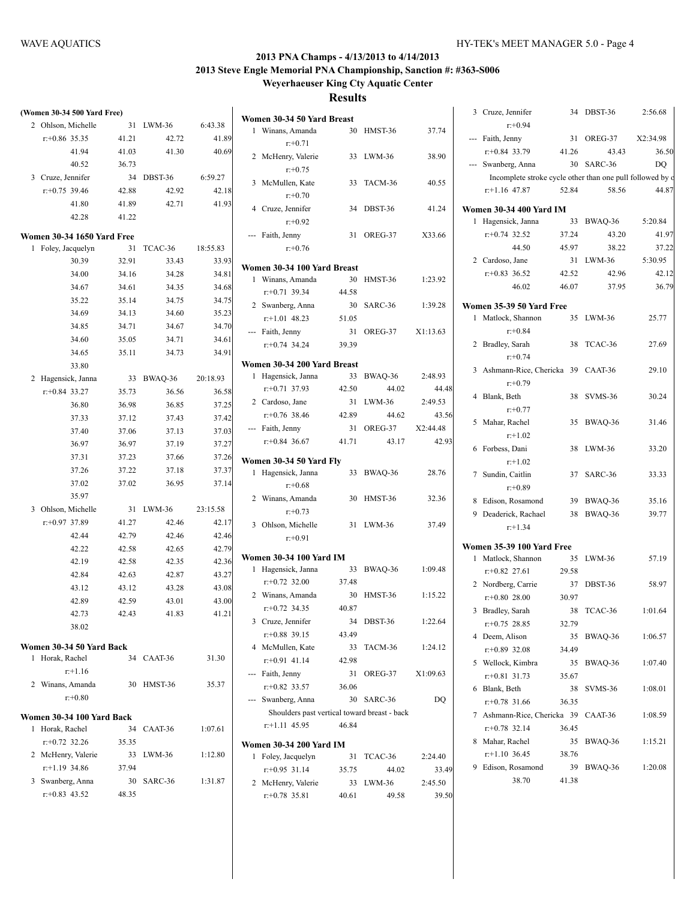## 2013 PNA Champs - 4/13/2013 to 4/14/2013

## 2013 Steve Engle Memorial PNA Championship, Sanction #: #363-S006

## Weyerhaeuser King Cty Aquatic Center

## Results

**(Women 30-34 500 Yard Free)**

```
 2 Ohlson, Michelle          31 LWM-36         6:43.38
   r:+0.86 35.35     41.21      42.72      41.89
           41.94     41.03      41.30      40.69
           40.52     36.73
 3 Cruze, Jennifer           34 DBST-36        6:59.27
   r:+0.75 39.46     42.88      42.92      42.18
           41.80     41.89      42.71      41.93
           42.28     41.22
```

**Women 30-34 1650 Yard Free**

```
 1 Foley, Jacquelyn          31 TCAC-36       18:55.83
           30.39     32.91      33.43      33.93
           34.00     34.16      34.28      34.81
           34.67     34.61      34.35      34.68
           35.22     35.14      34.75      34.75
           34.69     34.13      34.60      35.23
           34.85     34.71      34.67      34.70
           34.60     35.05      34.71      34.61
           34.65     35.11      34.73      34.91
           33.80
 2 Hagensick, Janna          33 BWAQ-36       20:18.93
   r:+0.84 33.27     35.73      36.56      36.58
           36.80     36.98      36.85      37.25
           37.33     37.12      37.43      37.42
           37.40     37.06      37.13      37.03
           36.97     36.97      37.19      37.27
           37.31     37.23      37.66      37.26
           37.26     37.22      37.18      37.37
           37.02     37.02      36.95      37.14
           35.97
 3 Ohlson, Michelle          31 LWM-36        23:15.58
   r:+0.97 37.89     41.27      42.46      42.17
           42.44     42.79      42.46      42.46
           42.22     42.58      42.65      42.79
           42.19     42.58      42.35      42.36
           42.84     42.63      42.87      43.27
           43.12     43.12      43.28      43.08
           42.89     42.59      43.01      43.00
           42.73     42.43      41.83      41.21
           38.02
```

**Women 30-34 50 Yard Back**

```
 1 Horak, Rachel             34 CAAT-36          31.30
   r:+1.16
 2 Winans, Amanda            30 HMST-36          35.37
   r:+0.80
```

**Women 30-34 100 Yard Back**

```
 1 Horak, Rachel             34 CAAT-36        1:07.61
   r:+0.72 32.26     35.35
 2 McHenry, Valerie          33 LWM-36         1:12.80
   r:+1.19 34.86     37.94
 3 Swanberg, Anna            30 SARC-36        1:31.87
   r:+0.83 43.52     48.35
```

**Women 30-34 50 Yard Breast**

```
 1 Winans, Amanda            30 HMST-36          37.74
   r:+0.71
 2 McHenry, Valerie          33 LWM-36           38.90
   r:+0.75
 3 McMullen, Kate            33 TACM-36          40.55
   r:+0.70
 4 Cruze, Jennifer           34 DBST-36          41.24
   r:+0.92
--- Faith, Jenny             31 OREG-37         X33.66
   r:+0.76
```

**Women 30-34 100 Yard Breast**

```
 1 Winans, Amanda            30 HMST-36        1:23.92
   r:+0.71 39.34     44.58
 2 Swanberg, Anna            30 SARC-36        1:39.28
   r:+1.01 48.23     51.05
--- Faith, Jenny             31 OREG-37       X1:13.63
   r:+0.74 34.24     39.39
```

**Women 30-34 200 Yard Breast**

```
 1 Hagensick, Janna          33 BWAQ-36        2:48.93
   r:+0.71 37.93     42.50      44.02      44.48
 2 Cardoso, Jane             31 LWM-36         2:49.53
   r:+0.76 38.46     42.89      44.62      43.56
--- Faith, Jenny             31 OREG-37       X2:44.48
   r:+0.84 36.67     41.71      43.17      42.93
```

**Women 30-34 50 Yard Fly**

```
 1 Hagensick, Janna          33 BWAQ-36          28.76
   r:+0.68
 2 Winans, Amanda            30 HMST-36          32.36
   r:+0.73
 3 Ohlson, Michelle          31 LWM-36           37.49
   r:+0.91
```

**Women 30-34 100 Yard IM**

```
 1 Hagensick, Janna          33 BWAQ-36        1:09.48
   r:+0.72 32.00     37.48
 2 Winans, Amanda            30 HMST-36        1:15.22
   r:+0.72 34.35     40.87
 3 Cruze, Jennifer           34 DBST-36        1:22.64
   r:+0.88 39.15     43.49
 4 McMullen, Kate            33 TACM-36        1:24.12
   r:+0.91 41.14     42.98
--- Faith, Jenny             31 OREG-37       X1:09.63
   r:+0.82 33.57     36.06
--- Swanberg, Anna           30 SARC-36             DQ
      Shoulders past vertical toward breast - back
   r:+1.11 45.95     46.84
```

**Women 30-34 200 Yard IM**

```
 1 Foley, Jacquelyn          31 TCAC-36        2:24.40
   r:+0.95 31.14     35.75      44.02      33.49
 2 McHenry, Valerie          33 LWM-36         2:45.50
   r:+0.78 35.81     40.61      49.58      39.50
 3 Cruze, Jennifer           34 DBST-36        2:56.68
   r:+0.94
--- Faith, Jenny             31 OREG-37       X2:34.98
   r:+0.84 33.79     41.26      43.43      36.50
--- Swanberg, Anna           30 SARC-36             DQ
      Incomplete stroke cycle other than one pull followed by c
   r:+1.16 47.87     52.84      58.56      44.87
```

**Women 30-34 400 Yard IM**

```
 1 Hagensick, Janna          33 BWAQ-36        5:20.84
   r:+0.74 32.52     37.24      43.20      41.97
           44.50     45.97      38.22      37.22
 2 Cardoso, Jane             31 LWM-36         5:30.95
   r:+0.83 36.52     42.52      42.96      42.12
           46.02     46.07      37.95      36.79
```

**Women 35-39 50 Yard Free**

```
 1 Matlock, Shannon          35 LWM-36           25.77
   r:+0.84
 2 Bradley, Sarah            38 TCAC-36          27.69
   r:+0.74
 3 Ashmann-Rice, Chericka    39 CAAT-36          29.10
   r:+0.79
 4 Blank, Beth               38 SVMS-36          30.24
   r:+0.77
 5 Mahar, Rachel             35 BWAQ-36          31.46
   r:+1.02
 6 Forbess, Dani             38 LWM-36           33.20
   r:+1.02
 7 Sundin, Caitlin           37 SARC-36          33.33
   r:+0.89
 8 Edison, Rosamond          39 BWAQ-36          35.16
 9 Deaderick, Rachael        38 BWAQ-36          39.77
   r:+1.34
```

**Women 35-39 100 Yard Free**

```
 1 Matlock, Shannon          35 LWM-36           57.19
   r:+0.82 27.61     29.58
 2 Nordberg, Carrie          37 DBST-36          58.97
   r:+0.80 28.00     30.97
 3 Bradley, Sarah            38 TCAC-36        1:01.64
   r:+0.75 28.85     32.79
 4 Deem, Alison              35 BWAQ-36        1:06.57
   r:+0.89 32.08     34.49
 5 Wellock, Kimbra           35 BWAQ-36        1:07.40
   r:+0.81 31.73     35.67
 6 Blank, Beth               38 SVMS-36        1:08.01
   r:+0.78 31.66     36.35
 7 Ashmann-Rice, Chericka    39 CAAT-36        1:08.59
   r:+0.78 32.14     36.45
 8 Mahar, Rachel             35 BWAQ-36        1:15.21
   r:+1.10 36.45     38.76
 9 Edison, Rosamond          39 BWAQ-36        1:20.08
           38.70     41.38
```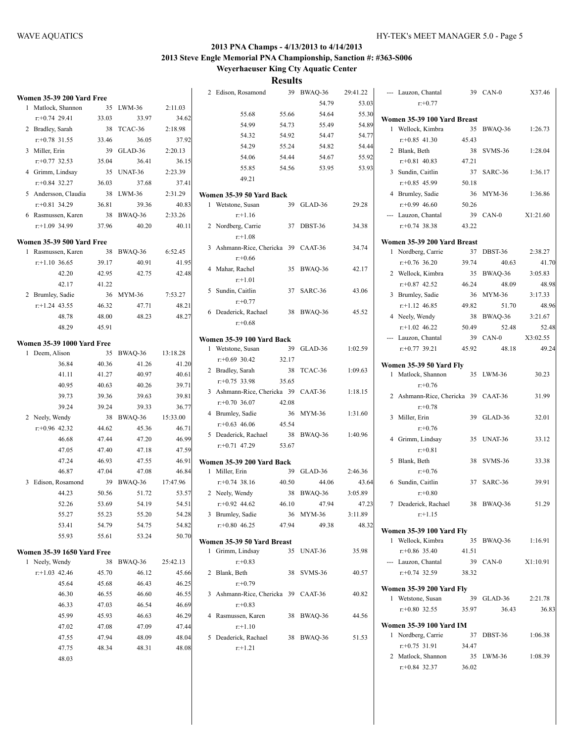# 2013 PNA Champs - 4/13/2013 to 4/14/2013

## 2013 Steve Engle Memorial PNA Championship, Sanction #: #363-S006

### Weyerhaeuser King Cty Aquatic Center

### Results

**Women 35-39 200 Yard Free**

```
  1 Matlock, Shannon        35 LWM-36      2:11.03
    r:+0.74 29.41    33.03      33.97        34.62
  2 Bradley, Sarah          38 TCAC-36     2:18.98
    r:+0.78 31.55    33.46      36.05        37.92
  3 Miller, Erin            39 GLAD-36     2:20.13
    r:+0.77 32.53    35.04      36.41        36.15
  4 Grimm, Lindsay          35 UNAT-36     2:23.39
    r:+0.84 32.27    36.03      37.68        37.41
  5 Andersson, Claudia      38 LWM-36      2:31.29
    r:+0.81 34.29    36.81      39.36        40.83
  6 Rasmussen, Karen        38 BWAQ-36     2:33.26
    r:+1.09 34.99    37.96      40.20        40.11
```

**Women 35-39 500 Yard Free**

```
  1 Rasmussen, Karen        38 BWAQ-36     6:52.45
    r:+1.10 36.65    39.17      40.91        41.95
            42.20    42.95      42.75        42.48
            42.17    41.22
  2 Brumley, Sadie          36 MYM-36      7:53.27
    r:+1.24 43.55    46.32      47.71        48.21
            48.78    48.00      48.23        48.27
            48.29    45.91
```

**Women 35-39 1000 Yard Free**

```
  1 Deem, Alison            35 BWAQ-36    13:18.28
            36.84    40.36      41.26        41.20
            41.11    41.27      40.97        40.61
            40.95    40.63      40.26        39.71
            39.73    39.36      39.63        39.81
            39.24    39.24      39.33        36.77
  2 Neely, Wendy            38 BWAQ-36    15:33.00
    r:+0.96 42.32    44.62      45.36        46.71
            46.68    47.44      47.20        46.99
            47.05    47.40      47.18        47.59
            47.24    46.93      47.55        46.91
            46.87    47.04      47.08        46.84
  3 Edison, Rosamond        39 BWAQ-36    17:47.96
            44.23    50.56      51.72        53.57
            52.26    53.69      54.19        54.51
            55.27    55.23      55.20        54.28
            53.41    54.79      54.75        54.82
            55.93    55.61      53.24        50.70
```

**Women 35-39 1650 Yard Free**

```
  1 Neely, Wendy            38 BWAQ-36    25:42.13
    r:+1.03 42.46    45.70      46.12        45.66
            45.64    45.68      46.43        46.25
            46.30    46.55      46.60        46.55
            46.33    47.03      46.54        46.69
            45.99    45.93      46.63        46.29
            47.02    47.08      47.09        47.44
            47.55    47.94      48.09        48.04
            47.75    48.34      48.31        48.08
            48.03
  2 Edison, Rosamond        39 BWAQ-36    29:41.22
                                54.79        53.03
            55.68    55.66      54.64        55.30
            54.99    54.73      55.49        54.89
            54.32    54.92      54.47        54.77
            54.29    55.24      54.82        54.44
            54.06    54.44      54.67        55.92
            55.85    54.56      53.95        53.93
            49.21
```

**Women 35-39 50 Yard Back**

```
  1 Wetstone, Susan         39 GLAD-36       29.28
    r:+1.16
  2 Nordberg, Carrie        37 DBST-36       34.38
    r:+1.08
  3 Ashmann-Rice, Chericka  39 CAAT-36       34.74
    r:+0.66
  4 Mahar, Rachel           35 BWAQ-36       42.17
    r:+1.01
  5 Sundin, Caitlin         37 SARC-36       43.06
    r:+0.77
  6 Deaderick, Rachael      38 BWAQ-36       45.52
    r:+0.68
```

**Women 35-39 100 Yard Back**

```
  1 Wetstone, Susan         39 GLAD-36     1:02.59
    r:+0.69 30.42    32.17
  2 Bradley, Sarah          38 TCAC-36     1:09.63
    r:+0.75 33.98    35.65
  3 Ashmann-Rice, Chericka  39 CAAT-36     1:18.15
    r:+0.70 36.07    42.08
  4 Brumley, Sadie          36 MYM-36      1:31.60
    r:+0.63 46.06    45.54
  5 Deaderick, Rachael      38 BWAQ-36     1:40.96
    r:+0.71 47.29    53.67
```

**Women 35-39 200 Yard Back**

```
  1 Miller, Erin            39 GLAD-36     2:46.36
    r:+0.74 38.16    40.50      44.06        43.64
  2 Neely, Wendy            38 BWAQ-36     3:05.89
    r:+0.92 44.62    46.10      47.94        47.23
  3 Brumley, Sadie          36 MYM-36      3:11.89
    r:+0.80 46.25    47.94      49.38        48.32
```

**Women 35-39 50 Yard Breast**

```
  1 Grimm, Lindsay          35 UNAT-36       35.98
    r:+0.83
  2 Blank, Beth             38 SVMS-36       40.57
    r:+0.79
  3 Ashmann-Rice, Chericka  39 CAAT-36       40.82
    r:+0.83
  4 Rasmussen, Karen        38 BWAQ-36       44.56
    r:+1.10
  5 Deaderick, Rachael      38 BWAQ-36       51.53
    r:+1.21
--- Lauzon, Chantal         39 CAN-0        X37.46
    r:+0.77
```

**Women 35-39 100 Yard Breast**

```
  1 Wellock, Kimbra         35 BWAQ-36     1:26.73
    r:+0.85 41.30    45.43
  2 Blank, Beth             38 SVMS-36     1:28.04
    r:+0.81 40.83    47.21
  3 Sundin, Caitlin         37 SARC-36     1:36.17
    r:+0.85 45.99    50.18
  4 Brumley, Sadie          36 MYM-36      1:36.86
    r:+0.99 46.60    50.26
--- Lauzon, Chantal         39 CAN-0      X1:21.60
    r:+0.74 38.38    43.22
```

**Women 35-39 200 Yard Breast**

```
  1 Nordberg, Carrie        37 DBST-36     2:38.27
    r:+0.76 36.20    39.74      40.63        41.70
  2 Wellock, Kimbra         35 BWAQ-36     3:05.83
    r:+0.87 42.52    46.24      48.09        48.98
  3 Brumley, Sadie          36 MYM-36      3:17.33
    r:+1.12 46.85    49.82      51.70        48.96
  4 Neely, Wendy            38 BWAQ-36     3:21.67
    r:+1.02 46.22    50.49      52.48        52.48
--- Lauzon, Chantal         39 CAN-0      X3:02.55
    r:+0.77 39.21    45.92      48.18        49.24
```

**Women 35-39 50 Yard Fly**

```
  1 Matlock, Shannon        35 LWM-36        30.23
    r:+0.76
  2 Ashmann-Rice, Chericka  39 CAAT-36       31.99
    r:+0.78
  3 Miller, Erin            39 GLAD-36       32.01
    r:+0.76
  4 Grimm, Lindsay          35 UNAT-36       33.12
    r:+0.81
  5 Blank, Beth             38 SVMS-36       33.38
    r:+0.76
  6 Sundin, Caitlin         37 SARC-36       39.91
    r:+0.80
  7 Deaderick, Rachael      38 BWAQ-36       51.29
    r:+1.15
```

**Women 35-39 100 Yard Fly**

```
  1 Wellock, Kimbra         35 BWAQ-36     1:16.91
    r:+0.86 35.40    41.51
--- Lauzon, Chantal         39 CAN-0      X1:10.91
    r:+0.74 32.59    38.32
```

**Women 35-39 200 Yard Fly**

```
  1 Wetstone, Susan         39 GLAD-36     2:21.78
    r:+0.80 32.55    35.97      36.43        36.83
```

**Women 35-39 100 Yard IM**

```
  1 Nordberg, Carrie        37 DBST-36     1:06.38
    r:+0.75 31.91    34.47
  2 Matlock, Shannon        35 LWM-36      1:08.39
    r:+0.84 32.37    36.02
```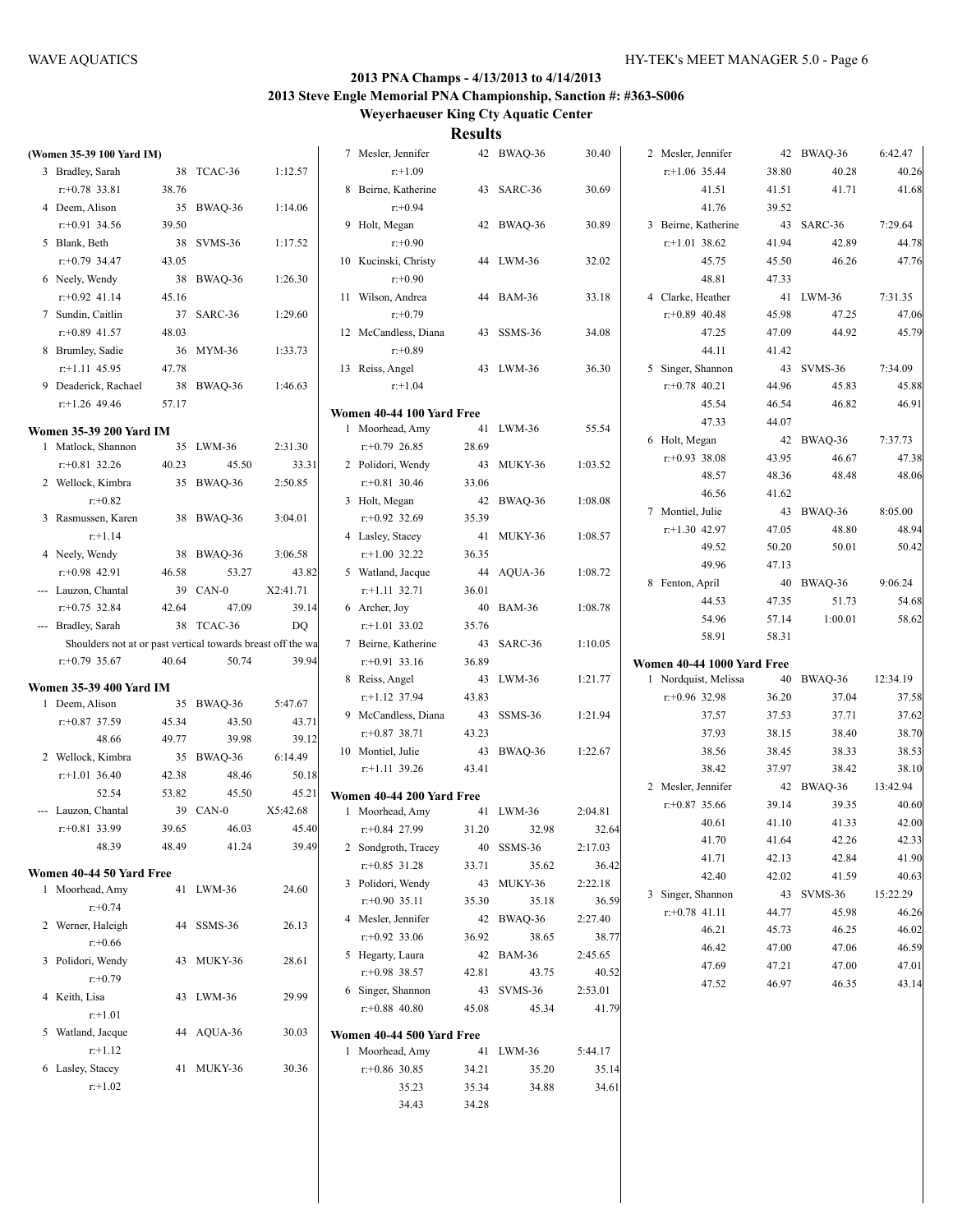## 2013 PNA Champs - 4/13/2013 to 4/14/2013

### 2013 Steve Engle Memorial PNA Championship, Sanction #: #363-S006

### Weyerhaeuser King Cty Aquatic Center

### Results

**(Women 35-39 100 Yard IM)**

| Place | Name | Age | Team | Time |
|---|---|---|---|---|
| 3 | Bradley, Sarah | 38 | TCAC-36 | 1:12.57 |
| | r:+0.78 33.81 | 38.76 | | |
| 4 | Deem, Alison | 35 | BWAQ-36 | 1:14.06 |
| | r:+0.91 34.56 | 39.50 | | |
| 5 | Blank, Beth | 38 | SVMS-36 | 1:17.52 |
| | r:+0.79 34.47 | 43.05 | | |
| 6 | Neely, Wendy | 38 | BWAQ-36 | 1:26.30 |
| | r:+0.92 41.14 | 45.16 | | |
| 7 | Sundin, Caitlin | 37 | SARC-36 | 1:29.60 |
| | r:+0.89 41.57 | 48.03 | | |
| 8 | Brumley, Sadie | 36 | MYM-36 | 1:33.73 |
| | r:+1.11 45.95 | 47.78 | | |
| 9 | Deaderick, Rachael | 38 | BWAQ-36 | 1:46.63 |
| | r:+1.26 49.46 | 57.17 | | |

**Women 35-39 200 Yard IM**

| Place | Name | Age | Team | Time |
|---|---|---|---|---|
| 1 | Matlock, Shannon | 35 | LWM-36 | 2:31.30 |
| | r:+0.81 32.26 | 40.23 | 45.50 | 33.31 |
| 2 | Wellock, Kimbra | 35 | BWAQ-36 | 2:50.85 |
| | r:+0.82 | | | |
| 3 | Rasmussen, Karen | 38 | BWAQ-36 | 3:04.01 |
| | r:+1.14 | | | |
| 4 | Neely, Wendy | 38 | BWAQ-36 | 3:06.58 |
| | r:+0.98 42.91 | 46.58 | 53.27 | 43.82 |
| --- | Lauzon, Chantal | 39 | CAN-0 | X2:41.71 |
| | r:+0.75 32.84 | 42.64 | 47.09 | 39.14 |
| --- | Bradley, Sarah | 38 | TCAC-36 | DQ |
| | Shoulders not at or past vertical towards breast off the wa | | | |
| | r:+0.79 35.67 | 40.64 | 50.74 | 39.94 |

**Women 35-39 400 Yard IM**

| Place | Name | Age | Team | Time |
|---|---|---|---|---|
| 1 | Deem, Alison | 35 | BWAQ-36 | 5:47.67 |
| | r:+0.87 37.59 | 45.34 | 43.50 | 43.71 |
| | 48.66 | 49.77 | 39.98 | 39.12 |
| 2 | Wellock, Kimbra | 35 | BWAQ-36 | 6:14.49 |
| | r:+1.01 36.40 | 42.38 | 48.46 | 50.18 |
| | 52.54 | 53.82 | 45.50 | 45.21 |
| --- | Lauzon, Chantal | 39 | CAN-0 | X5:42.68 |
| | r:+0.81 33.99 | 39.65 | 46.03 | 45.40 |
| | 48.39 | 48.49 | 41.24 | 39.49 |

**Women 40-44 50 Yard Free**

| Place | Name | Age | Team | Time |
|---|---|---|---|---|
| 1 | Moorhead, Amy | 41 | LWM-36 | 24.60 |
| | r:+0.74 | | | |
| 2 | Werner, Haleigh | 44 | SSMS-36 | 26.13 |
| | r:+0.66 | | | |
| 3 | Polidori, Wendy | 43 | MUKY-36 | 28.61 |
| | r:+0.79 | | | |
| 4 | Keith, Lisa | 43 | LWM-36 | 29.99 |
| | r:+1.01 | | | |
| 5 | Watland, Jacque | 44 | AQUA-36 | 30.03 |
| | r:+1.12 | | | |
| 6 | Lasley, Stacey | 41 | MUKY-36 | 30.36 |
| | r:+1.02 | | | |
| 7 | Mesler, Jennifer | 42 | BWAQ-36 | 30.40 |
| | r:+1.09 | | | |
| 8 | Beirne, Katherine | 43 | SARC-36 | 30.69 |
| | r:+0.94 | | | |
| 9 | Holt, Megan | 42 | BWAQ-36 | 30.89 |
| | r:+0.90 | | | |
| 10 | Kucinski, Christy | 44 | LWM-36 | 32.02 |
| | r:+0.90 | | | |
| 11 | Wilson, Andrea | 44 | BAM-36 | 33.18 |
| | r:+0.79 | | | |
| 12 | McCandless, Diana | 43 | SSMS-36 | 34.08 |
| | r:+0.89 | | | |
| 13 | Reiss, Angel | 43 | LWM-36 | 36.30 |
| | r:+1.04 | | | |

**Women 40-44 100 Yard Free**

| Place | Name | Age | Team | Time |
|---|---|---|---|---|
| 1 | Moorhead, Amy | 41 | LWM-36 | 55.54 |
| | r:+0.79 26.85 | 28.69 | | |
| 2 | Polidori, Wendy | 43 | MUKY-36 | 1:03.52 |
| | r:+0.81 30.46 | 33.06 | | |
| 3 | Holt, Megan | 42 | BWAQ-36 | 1:08.08 |
| | r:+0.92 32.69 | 35.39 | | |
| 4 | Lasley, Stacey | 41 | MUKY-36 | 1:08.57 |
| | r:+1.00 32.22 | 36.35 | | |
| 5 | Watland, Jacque | 44 | AQUA-36 | 1:08.72 |
| | r:+1.11 32.71 | 36.01 | | |
| 6 | Archer, Joy | 40 | BAM-36 | 1:08.78 |
| | r:+1.01 33.02 | 35.76 | | |
| 7 | Beirne, Katherine | 43 | SARC-36 | 1:10.05 |
| | r:+0.91 33.16 | 36.89 | | |
| 8 | Reiss, Angel | 43 | LWM-36 | 1:21.77 |
| | r:+1.12 37.94 | 43.83 | | |
| 9 | McCandless, Diana | 43 | SSMS-36 | 1:21.94 |
| | r:+0.87 38.71 | 43.23 | | |
| 10 | Montiel, Julie | 43 | BWAQ-36 | 1:22.67 |
| | r:+1.11 39.26 | 43.41 | | |

**Women 40-44 200 Yard Free**

| Place | Name | Age | Team | Time |
|---|---|---|---|---|
| 1 | Moorhead, Amy | 41 | LWM-36 | 2:04.81 |
| | r:+0.84 27.99 | 31.20 | 32.98 | 32.64 |
| 2 | Songdroth, Tracey | 40 | SSMS-36 | 2:17.03 |
| | r:+0.85 31.28 | 33.71 | 35.62 | 36.42 |
| 3 | Polidori, Wendy | 43 | MUKY-36 | 2:22.18 |
| | r:+0.90 35.11 | 35.30 | 35.18 | 36.59 |
| 4 | Mesler, Jennifer | 42 | BWAQ-36 | 2:27.40 |
| | r:+0.92 33.06 | 36.92 | 38.65 | 38.77 |
| 5 | Hegarty, Laura | 42 | BAM-36 | 2:45.65 |
| | r:+0.98 38.57 | 42.81 | 43.75 | 40.52 |
| 6 | Singer, Shannon | 43 | SVMS-36 | 2:53.01 |
| | r:+0.88 40.80 | 45.08 | 45.34 | 41.79 |

**Women 40-44 500 Yard Free**

| Place | Name | Age | Team | Time |
|---|---|---|---|---|
| 1 | Moorhead, Amy | 41 | LWM-36 | 5:44.17 |
| | r:+0.86 30.85 | 34.21 | 35.20 | 35.14 |
| | 35.23 | 35.34 | 34.88 | 34.61 |
| | 34.43 | 34.28 | | |
| 2 | Mesler, Jennifer | 42 | BWAQ-36 | 6:42.47 |
| | r:+1.06 35.44 | 38.80 | 40.28 | 40.26 |
| | 41.51 | 41.51 | 41.71 | 41.68 |
| | 41.76 | 39.52 | | |
| 3 | Beirne, Katherine | 43 | SARC-36 | 7:29.64 |
| | r:+1.01 38.62 | 41.94 | 42.89 | 44.78 |
| | 45.75 | 45.50 | 46.26 | 47.76 |
| | 48.81 | 47.33 | | |
| 4 | Clarke, Heather | 41 | LWM-36 | 7:31.35 |
| | r:+0.89 40.48 | 45.98 | 47.25 | 47.06 |
| | 47.25 | 47.09 | 44.92 | 45.79 |
| | 44.11 | 41.42 | | |
| 5 | Singer, Shannon | 43 | SVMS-36 | 7:34.09 |
| | r:+0.78 40.21 | 44.96 | 45.83 | 45.88 |
| | 45.54 | 46.54 | 46.82 | 46.91 |
| | 47.33 | 44.07 | | |
| 6 | Holt, Megan | 42 | BWAQ-36 | 7:37.73 |
| | r:+0.93 38.08 | 43.95 | 46.67 | 47.38 |
| | 48.57 | 48.36 | 48.48 | 48.06 |
| | 46.56 | 41.62 | | |
| 7 | Montiel, Julie | 43 | BWAQ-36 | 8:05.00 |
| | r:+1.30 42.97 | 47.05 | 48.80 | 48.94 |
| | 49.52 | 50.20 | 50.01 | 50.42 |
| | 49.96 | 47.13 | | |
| 8 | Fenton, April | 40 | BWAQ-36 | 9:06.24 |
| | 44.53 | 47.35 | 51.73 | 54.68 |
| | 54.96 | 57.14 | 1:00.01 | 58.62 |
| | 58.91 | 58.31 | | |

**Women 40-44 1000 Yard Free**

| Place | Name | Age | Team | Time |
|---|---|---|---|---|
| 1 | Nordquist, Melissa | 40 | BWAQ-36 | 12:34.19 |
| | r:+0.96 32.98 | 36.20 | 37.04 | 37.58 |
| | 37.57 | 37.53 | 37.71 | 37.62 |
| | 37.93 | 38.15 | 38.40 | 38.70 |
| | 38.56 | 38.45 | 38.33 | 38.53 |
| | 38.42 | 37.97 | 38.42 | 38.10 |
| 2 | Mesler, Jennifer | 42 | BWAQ-36 | 13:42.94 |
| | r:+0.87 35.66 | 39.14 | 39.35 | 40.60 |
| | 40.61 | 41.10 | 41.33 | 42.00 |
| | 41.70 | 41.64 | 42.26 | 42.33 |
| | 41.71 | 42.13 | 42.84 | 41.90 |
| | 42.40 | 42.02 | 41.59 | 40.63 |
| 3 | Singer, Shannon | 43 | SVMS-36 | 15:22.29 |
| | r:+0.78 41.11 | 44.77 | 45.98 | 46.26 |
| | 46.21 | 45.73 | 46.25 | 46.02 |
| | 46.42 | 47.00 | 47.06 | 46.59 |
| | 47.69 | 47.21 | 47.00 | 47.01 |
| | 47.52 | 46.97 | 46.35 | 43.14 |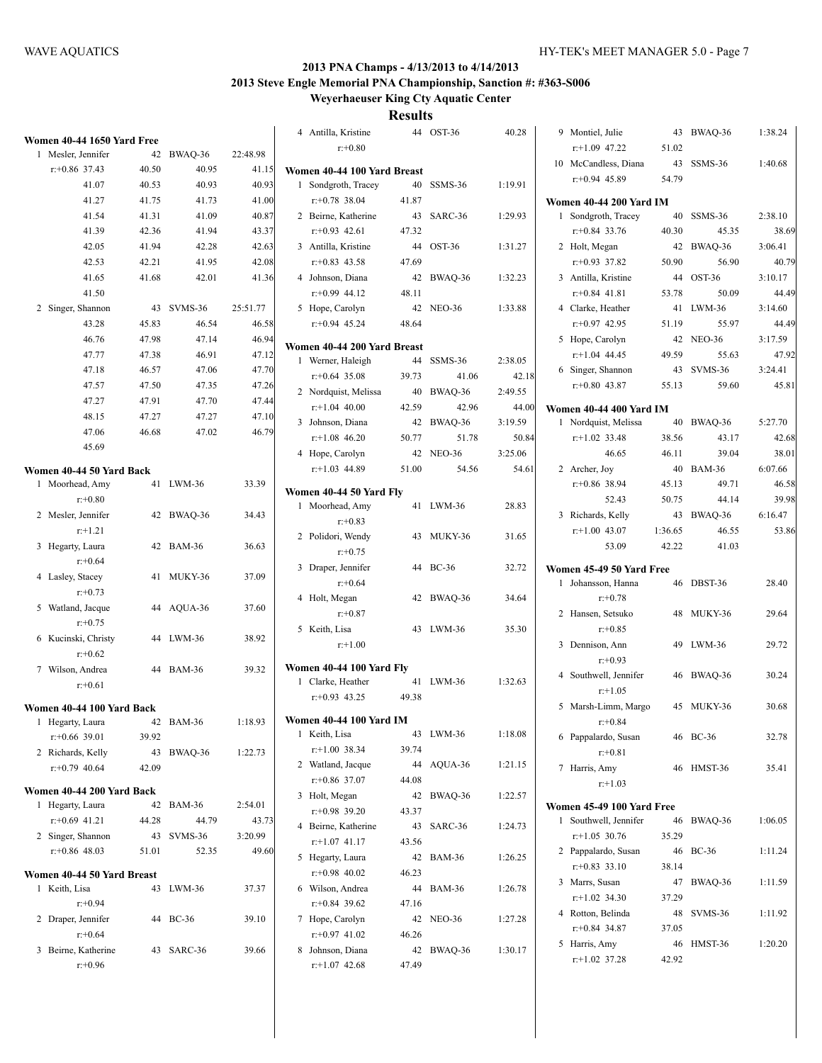## 2013 PNA Champs - 4/13/2013 to 4/14/2013
## 2013 Steve Engle Memorial PNA Championship, Sanction #: #363-S006
## Weyerhaeuser King Cty Aquatic Center
## Results

### Women 40-44 1650 Yard Free

1 Mesler, Jennifer 42 BWAQ-36 22:48.98
r:+0.86 37.43 40.50 40.95 41.15
41.07 40.53 40.93 40.93
41.27 41.75 41.73 41.00
41.54 41.31 41.09 40.87
41.39 42.36 41.94 43.37
42.05 41.94 42.28 42.63
42.53 42.21 41.95 42.08
41.65 41.68 42.01 41.36
41.50

2 Singer, Shannon 43 SVMS-36 25:51.77
43.28 45.83 46.54 46.58
46.76 47.98 47.14 46.94
47.77 47.38 46.91 47.12
47.18 46.57 47.06 47.70
47.57 47.50 47.35 47.26
47.27 47.91 47.70 47.44
48.15 47.27 47.27 47.10
47.06 46.68 47.02 46.79
45.69

### Women 40-44 50 Yard Back

1 Moorhead, Amy 41 LWM-36 33.39
r:+0.80
2 Mesler, Jennifer 42 BWAQ-36 34.43
r:+1.21
3 Hegarty, Laura 42 BAM-36 36.63
r:+0.64
4 Lasley, Stacey 41 MUKY-36 37.09
r:+0.73
5 Watland, Jacque 44 AQUA-36 37.60
r:+0.75
6 Kucinski, Christy 44 LWM-36 38.92
r:+0.62
7 Wilson, Andrea 44 BAM-36 39.32
r:+0.61

### Women 40-44 100 Yard Back

1 Hegarty, Laura 42 BAM-36 1:18.93
r:+0.66 39.01 39.92
2 Richards, Kelly 43 BWAQ-36 1:22.73
r:+0.79 40.64 42.09

### Women 40-44 200 Yard Back

1 Hegarty, Laura 42 BAM-36 2:54.01
r:+0.69 41.21 44.28 44.79 43.73
2 Singer, Shannon 43 SVMS-36 3:20.99
r:+0.86 48.03 51.01 52.35 49.60

### Women 40-44 50 Yard Breast

1 Keith, Lisa 43 LWM-36 37.37
r:+0.94
2 Draper, Jennifer 44 BC-36 39.10
r:+0.64
3 Beirne, Katherine 43 SARC-36 39.66
r:+0.96
4 Antilla, Kristine 44 OST-36 40.28
r:+0.80

### Women 40-44 100 Yard Breast

1 Songdroth, Tracey 40 SSMS-36 1:19.91
r:+0.78 38.04 41.87
2 Beirne, Katherine 43 SARC-36 1:29.93
r:+0.93 42.61 47.32
3 Antilla, Kristine 44 OST-36 1:31.27
r:+0.83 43.58 47.69
4 Johnson, Diana 42 BWAQ-36 1:32.23
r:+0.99 44.12 48.11
5 Hope, Carolyn 42 NEO-36 1:33.88
r:+0.94 45.24 48.64

### Women 40-44 200 Yard Breast

1 Werner, Haleigh 44 SSMS-36 2:38.05
r:+0.64 35.08 39.73 41.06 42.18
2 Nordquist, Melissa 40 BWAQ-36 2:49.55
r:+1.04 40.00 42.59 42.96 44.00
3 Johnson, Diana 42 BWAQ-36 3:19.59
r:+1.08 46.20 50.77 51.78 50.84
4 Hope, Carolyn 42 NEO-36 3:25.06
r:+1.03 44.89 51.00 54.56 54.61

### Women 40-44 50 Yard Fly

1 Moorhead, Amy 41 LWM-36 28.83
r:+0.83
2 Polidori, Wendy 43 MUKY-36 31.65
r:+0.75
3 Draper, Jennifer 44 BC-36 32.72
r:+0.64
4 Holt, Megan 42 BWAQ-36 34.64
r:+0.87
5 Keith, Lisa 43 LWM-36 35.30
r:+1.00

### Women 40-44 100 Yard Fly

1 Clarke, Heather 41 LWM-36 1:32.63
r:+0.93 43.25 49.38

### Women 40-44 100 Yard IM

1 Keith, Lisa 43 LWM-36 1:18.08
r:+1.00 38.34 39.74
2 Watland, Jacque 44 AQUA-36 1:21.15
r:+0.86 37.07 44.08
3 Holt, Megan 42 BWAQ-36 1:22.57
r:+0.98 39.20 43.37
4 Beirne, Katherine 43 SARC-36 1:24.73
r:+1.07 41.17 43.56
5 Hegarty, Laura 42 BAM-36 1:26.25
r:+0.98 40.02 46.23
6 Wilson, Andrea 44 BAM-36 1:26.78
r:+0.84 39.62 47.16
7 Hope, Carolyn 42 NEO-36 1:27.28
r:+0.97 41.02 46.26
8 Johnson, Diana 42 BWAQ-36 1:30.17
r:+1.07 42.68 47.49
9 Montiel, Julie 43 BWAQ-36 1:38.24
r:+1.09 47.22 51.02
10 McCandless, Diana 43 SSMS-36 1:40.68
r:+0.94 45.89 54.79

### Women 40-44 200 Yard IM

1 Songdroth, Tracey 40 SSMS-36 2:38.10
r:+0.84 33.76 40.30 45.35 38.69
2 Holt, Megan 42 BWAQ-36 3:06.41
r:+0.93 37.82 50.90 56.90 40.79
3 Antilla, Kristine 44 OST-36 3:10.17
r:+0.84 41.81 53.78 50.09 44.49
4 Clarke, Heather 41 LWM-36 3:14.60
r:+0.97 42.95 51.19 55.97 44.49
5 Hope, Carolyn 42 NEO-36 3:17.59
r:+1.04 44.45 49.59 55.63 47.92
6 Singer, Shannon 43 SVMS-36 3:24.41
r:+0.80 43.87 55.13 59.60 45.81

### Women 40-44 400 Yard IM

1 Nordquist, Melissa 40 BWAQ-36 5:27.70
r:+1.02 33.48 38.56 43.17 42.68
46.65 46.11 39.04 38.01
2 Archer, Joy 40 BAM-36 6:07.66
r:+0.86 38.94 45.13 49.71 46.58
52.43 50.75 44.14 39.98
3 Richards, Kelly 43 BWAQ-36 6:16.47
r:+1.00 43.07 1:36.65 46.55 53.86
53.09 42.22 41.03

### Women 45-49 50 Yard Free

1 Johansson, Hanna 46 DBST-36 28.40
r:+0.78
2 Hansen, Setsuko 48 MUKY-36 29.64
r:+0.85
3 Dennison, Ann 49 LWM-36 29.72
r:+0.93
4 Southwell, Jennifer 46 BWAQ-36 30.24
r:+1.05
5 Marsh-Limm, Margo 45 MUKY-36 30.68
r:+0.84
6 Pappalardo, Susan 46 BC-36 32.78
r:+0.81
7 Harris, Amy 46 HMST-36 35.41
r:+1.03

### Women 45-49 100 Yard Free

1 Southwell, Jennifer 46 BWAQ-36 1:06.05
r:+1.05 30.76 35.29
2 Pappalardo, Susan 46 BC-36 1:11.24
r:+0.83 33.10 38.14
3 Marrs, Susan 47 BWAQ-36 1:11.59
r:+1.02 34.30 37.29
4 Rotton, Belinda 48 SVMS-36 1:11.92
r:+0.84 34.87 37.05
5 Harris, Amy 46 HMST-36 1:20.20
r:+1.02 37.28 42.92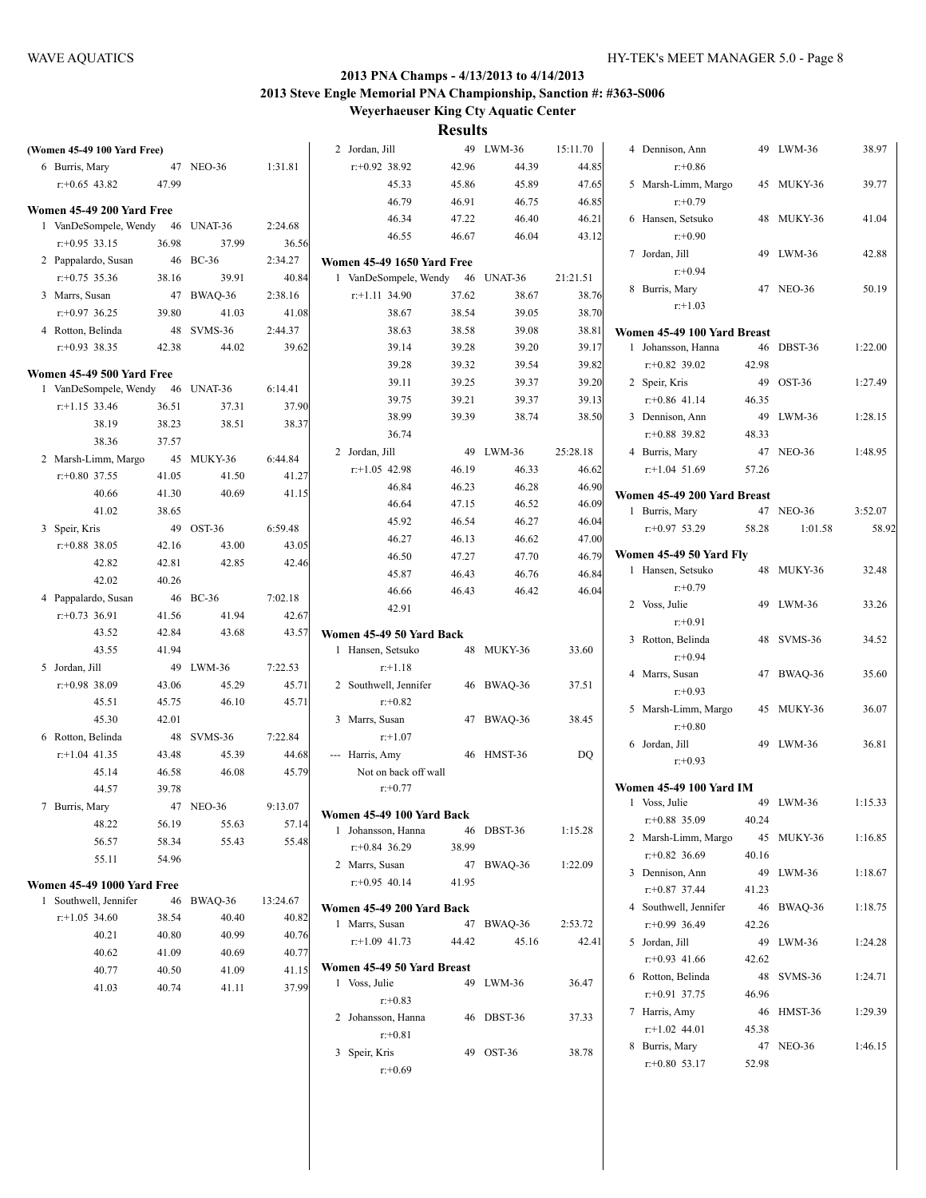## 2013 PNA Champs - 4/13/2013 to 4/14/2013

### 2013 Steve Engle Memorial PNA Championship, Sanction #: #363-S006

### Weyerhaeuser King Cty Aquatic Center

### Results

**(Women 45-49 100 Yard Free)**

```
  6 Burris, Mary                47 NEO-36        1:31.81
      r:+0.65 43.82      47.99
```

**Women 45-49 200 Yard Free**

```
  1 VanDeSompele, Wendy         46 UNAT-36       2:24.68
      r:+0.95 33.15      36.98       37.99         36.56
  2 Pappalardo, Susan           46 BC-36         2:34.27
      r:+0.75 35.36      38.16       39.91         40.84
  3 Marrs, Susan                47 BWAQ-36       2:38.16
      r:+0.97 36.25      39.80       41.03         41.08
  4 Rotton, Belinda             48 SVMS-36       2:44.37
      r:+0.93 38.35      42.38       44.02         39.62
```

**Women 45-49 500 Yard Free**

```
  1 VanDeSompele, Wendy         46 UNAT-36       6:14.41
      r:+1.15 33.46      36.51       37.31         37.90
              38.19      38.23       38.51         38.37
              38.36      37.57
  2 Marsh-Limm, Margo           45 MUKY-36       6:44.84
      r:+0.80 37.55      41.05       41.50         41.27
              40.66      41.30       40.69         41.15
              41.02      38.65
  3 Speir, Kris                 49 OST-36        6:59.48
      r:+0.88 38.05      42.16       43.00         43.05
              42.82      42.81       42.85         42.46
              42.02      40.26
  4 Pappalardo, Susan           46 BC-36         7:02.18
      r:+0.73 36.91      41.56       41.94         42.67
              43.52      42.84       43.68         43.57
              43.55      41.94
  5 Jordan, Jill                49 LWM-36        7:22.53
      r:+0.98 38.09      43.06       45.29         45.71
              45.51      45.75       46.10         45.71
              45.30      42.01
  6 Rotton, Belinda             48 SVMS-36       7:22.84
      r:+1.04 41.35      43.48       45.39         44.68
              45.14      46.58       46.08         45.79
              44.57      39.78
  7 Burris, Mary                47 NEO-36        9:13.07
              48.22      56.19       55.63         57.14
              56.57      58.34       55.43         55.48
              55.11      54.96
```

**Women 45-49 1000 Yard Free**

```
  1 Southwell, Jennifer         46 BWAQ-36      13:24.67
      r:+1.05 34.60      38.54       40.40         40.82
              40.21      40.80       40.99         40.76
              40.62      41.09       40.69         40.77
              40.77      40.50       41.09         41.15
              41.03      40.74       41.11         37.99
  2 Jordan, Jill                49 LWM-36       15:11.70
      r:+0.92 38.92      42.96       44.39         44.85
              45.33      45.86       45.89         47.65
              46.79      46.91       46.75         46.85
              46.34      47.22       46.40         46.21
              46.55      46.67       46.04         43.12
```

**Women 45-49 1650 Yard Free**

```
  1 VanDeSompele, Wendy         46 UNAT-36      21:21.51
      r:+1.11 34.90      37.62       38.67         38.76
              38.67      38.54       39.05         38.70
              38.63      38.58       39.08         38.81
              39.14      39.28       39.20         39.17
              39.28      39.32       39.54         39.82
              39.11      39.25       39.37         39.20
              39.75      39.21       39.37         39.13
              38.99      39.39       38.74         38.50
              36.74
  2 Jordan, Jill                49 LWM-36       25:28.18
      r:+1.05 42.98      46.19       46.33         46.62
              46.84      46.23       46.28         46.90
              46.64      47.15       46.52         46.09
              45.92      46.54       46.27         46.04
              46.27      46.13       46.62         47.00
              46.50      47.27       47.70         46.79
              45.87      46.43       46.76         46.84
              46.66      46.43       46.42         46.04
              42.91
```

**Women 45-49 50 Yard Back**

```
  1 Hansen, Setsuko             48 MUKY-36         33.60
      r:+1.18
  2 Southwell, Jennifer         46 BWAQ-36         37.51
      r:+0.82
  3 Marrs, Susan                47 BWAQ-36         38.45
      r:+1.07
--- Harris, Amy                 46 HMST-36            DQ
      Not on back off wall
      r:+0.77
```

**Women 45-49 100 Yard Back**

```
  1 Johansson, Hanna            46 DBST-36       1:15.28
      r:+0.84 36.29      38.99
  2 Marrs, Susan                47 BWAQ-36       1:22.09
      r:+0.95 40.14      41.95
```

**Women 45-49 200 Yard Back**

```
  1 Marrs, Susan                47 BWAQ-36       2:53.72
      r:+1.09 41.73      44.42       45.16         42.41
```

**Women 45-49 50 Yard Breast**

```
  1 Voss, Julie                 49 LWM-36          36.47
      r:+0.83
  2 Johansson, Hanna            46 DBST-36         37.33
      r:+0.81
  3 Speir, Kris                 49 OST-36          38.78
      r:+0.69
  4 Dennison, Ann               49 LWM-36          38.97
      r:+0.86
  5 Marsh-Limm, Margo           45 MUKY-36         39.77
      r:+0.79
  6 Hansen, Setsuko             48 MUKY-36         41.04
      r:+0.90
  7 Jordan, Jill                49 LWM-36          42.88
      r:+0.94
  8 Burris, Mary                47 NEO-36          50.19
      r:+1.03
```

**Women 45-49 100 Yard Breast**

```
  1 Johansson, Hanna            46 DBST-36       1:22.00
      r:+0.82 39.02      42.98
  2 Speir, Kris                 49 OST-36        1:27.49
      r:+0.86 41.14      46.35
  3 Dennison, Ann               49 LWM-36        1:28.15
      r:+0.88 39.82      48.33
  4 Burris, Mary                47 NEO-36        1:48.95
      r:+1.04 51.69      57.26
```

**Women 45-49 200 Yard Breast**

```
  1 Burris, Mary                47 NEO-36        3:52.07
      r:+0.97 53.29      58.28     1:01.58         58.92
```

**Women 45-49 50 Yard Fly**

```
  1 Hansen, Setsuko             48 MUKY-36         32.48
      r:+0.79
  2 Voss, Julie                 49 LWM-36          33.26
      r:+0.91
  3 Rotton, Belinda             48 SVMS-36         34.52
      r:+0.94
  4 Marrs, Susan                47 BWAQ-36         35.60
      r:+0.93
  5 Marsh-Limm, Margo           45 MUKY-36         36.07
      r:+0.80
  6 Jordan, Jill                49 LWM-36          36.81
      r:+0.93
```

**Women 45-49 100 Yard IM**

```
  1 Voss, Julie                 49 LWM-36        1:15.33
      r:+0.88 35.09      40.24
  2 Marsh-Limm, Margo           45 MUKY-36       1:16.85
      r:+0.82 36.69      40.16
  3 Dennison, Ann               49 LWM-36        1:18.67
      r:+0.87 37.44      41.23
  4 Southwell, Jennifer         46 BWAQ-36       1:18.75
      r:+0.99 36.49      42.26
  5 Jordan, Jill                49 LWM-36        1:24.28
      r:+0.93 41.66      42.62
  6 Rotton, Belinda             48 SVMS-36       1:24.71
      r:+0.91 37.75      46.96
  7 Harris, Amy                 46 HMST-36       1:29.39
      r:+1.02 44.01      45.38
  8 Burris, Mary                47 NEO-36        1:46.15
      r:+0.80 53.17      52.98
```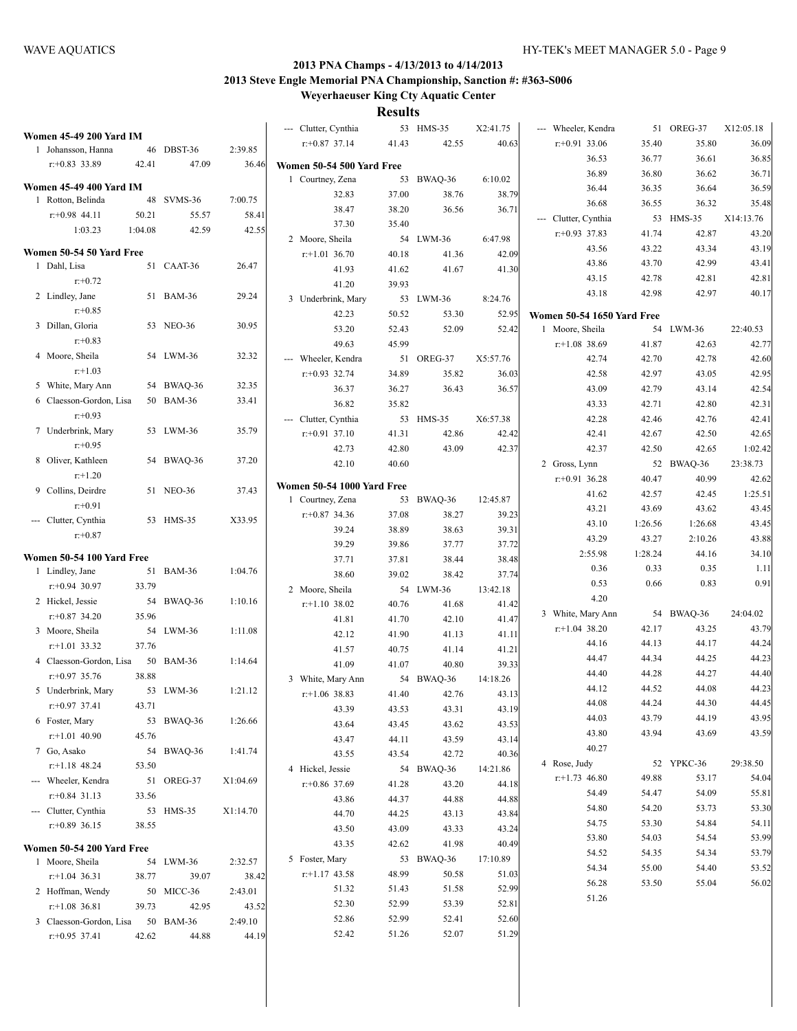## 2013 PNA Champs - 4/13/2013 to 4/14/2013

## 2013 Steve Engle Memorial PNA Championship, Sanction #: #363-S006

## Weyerhaeuser King Cty Aquatic Center

## Results

### Women 45-49 200 Yard IM

```
  1 Johansson, Hanna         46  DBST-36       2:39.85
     r:+0.83 33.89      42.41      47.09      36.46
```

### Women 45-49 400 Yard IM

```
  1 Rotton, Belinda          48  SVMS-36       7:00.75
     r:+0.98 44.11      50.21      55.57      58.41
        1:03.23       1:04.08      42.59      42.55
```

### Women 50-54 50 Yard Free

```
  1 Dahl, Lisa               51  CAAT-36         26.47
     r:+0.72
  2 Lindley, Jane            51  BAM-36          29.24
     r:+0.85
  3 Dillan, Gloria           53  NEO-36          30.95
     r:+0.83
  4 Moore, Sheila            54  LWM-36          32.32
     r:+1.03
  5 White, Mary Ann          54  BWAQ-36         32.35
  6 Claesson-Gordon, Lisa    50  BAM-36          33.41
     r:+0.93
  7 Underbrink, Mary         53  LWM-36          35.79
     r:+0.95
  8 Oliver, Kathleen         54  BWAQ-36         37.20
     r:+1.20
  9 Collins, Deirdre         51  NEO-36          37.43
     r:+0.91
 --- Clutter, Cynthia        53  HMS-35         X33.95
     r:+0.87
```

### Women 50-54 100 Yard Free

```
  1 Lindley, Jane            51  BAM-36        1:04.76
     r:+0.94 30.97      33.79
  2 Hickel, Jessie           54  BWAQ-36       1:10.16
     r:+0.87 34.20      35.96
  3 Moore, Sheila            54  LWM-36        1:11.08
     r:+1.01 33.32      37.76
  4 Claesson-Gordon, Lisa    50  BAM-36        1:14.64
     r:+0.97 35.76      38.88
  5 Underbrink, Mary         53  LWM-36        1:21.12
     r:+0.97 37.41      43.71
  6 Foster, Mary             53  BWAQ-36       1:26.66
     r:+1.01 40.90      45.76
  7 Go, Asako                54  BWAQ-36       1:41.74
     r:+1.18 48.24      53.50
 --- Wheeler, Kendra         51  OREG-37      X1:04.69
     r:+0.84 31.13      33.56
 --- Clutter, Cynthia        53  HMS-35       X1:14.70
     r:+0.89 36.15      38.55
```

### Women 50-54 200 Yard Free

```
  1 Moore, Sheila            54  LWM-36        2:32.57
     r:+1.04 36.31      38.77      39.07      38.42
  2 Hoffman, Wendy           50  MICC-36       2:43.01
     r:+1.08 36.81      39.73      42.95      43.52
  3 Claesson-Gordon, Lisa    50  BAM-36        2:49.10
     r:+0.95 37.41      42.62      44.88      44.19
 --- Clutter, Cynthia        53  HMS-35       X2:41.75
     r:+0.87 37.14      41.43      42.55      40.63
```

### Women 50-54 500 Yard Free

```
  1 Courtney, Zena           53  BWAQ-36       6:10.02
          32.83         37.00      38.76      38.79
          38.47         38.20      36.56      36.71
          37.30         35.40
  2 Moore, Sheila            54  LWM-36        6:47.98
     r:+1.01 36.70      40.18      41.36      42.09
          41.93         41.62      41.67      41.30
          41.20         39.93
  3 Underbrink, Mary         53  LWM-36        8:24.76
          42.23         50.52      53.30      52.95
          53.20         52.43      52.09      52.42
          49.63         45.99
 --- Wheeler, Kendra         51  OREG-37      X5:57.76
     r:+0.93 32.74      34.89      35.82      36.03
          36.37         36.27      36.43      36.57
          36.82         35.82
 --- Clutter, Cynthia        53  HMS-35       X6:57.38
     r:+0.91 37.10      41.31      42.86      42.42
          42.73         42.80      43.09      42.37
          42.10         40.60
```

### Women 50-54 1000 Yard Free

```
  1 Courtney, Zena           53  BWAQ-36      12:45.87
     r:+0.87 34.36      37.08      38.27      39.23
          39.24         38.89      38.63      39.31
          39.29         39.86      37.77      37.72
          37.71         37.81      38.44      38.48
          38.60         39.02      38.42      37.74
  2 Moore, Sheila            54  LWM-36       13:42.18
     r:+1.10 38.02      40.76      41.68      41.42
          41.81         41.70      42.10      41.47
          42.12         41.90      41.13      41.11
          41.57         40.75      41.14      41.21
          41.09         41.07      40.80      39.33
  3 White, Mary Ann          54  BWAQ-36      14:18.26
     r:+1.06 38.83      41.40      42.76      43.13
          43.39         43.53      43.31      43.19
          43.64         43.45      43.62      43.53
          43.47         44.11      43.59      43.14
          43.55         43.54      42.72      40.36
  4 Hickel, Jessie           54  BWAQ-36      14:21.86
     r:+0.86 37.69      41.28      43.20      44.18
          43.86         44.37      44.88      44.88
          44.70         44.25      43.13      43.84
          43.50         43.09      43.33      43.24
          43.35         42.62      41.98      40.49
  5 Foster, Mary             53  BWAQ-36      17:10.89
     r:+1.17 43.58      48.99      50.58      51.03
          51.32         51.43      51.58      52.99
          52.30         52.99      53.39      52.81
          52.86         52.99      52.41      52.60
          52.42         51.26      52.07      51.29
 --- Wheeler, Kendra         51  OREG-37     X12:05.18
     r:+0.91 33.06      35.40      35.80      36.09
          36.53         36.77      36.61      36.85
          36.89         36.80      36.62      36.71
          36.44         36.35      36.64      36.59
          36.68         36.55      36.32      35.48
 --- Clutter, Cynthia        53  HMS-35      X14:13.76
     r:+0.93 37.83      41.74      42.87      43.20
          43.56         43.22      43.34      43.19
          43.86         43.70      42.99      43.41
          43.15         42.78      42.81      42.81
          43.18         42.98      42.97      40.17
```

### Women 50-54 1650 Yard Free

```
  1 Moore, Sheila            54  LWM-36       22:40.53
     r:+1.08 38.69      41.87      42.63      42.77
          42.74         42.70      42.78      42.60
          42.58         42.97      43.05      42.95
          43.09         42.79      43.14      42.54
          43.33         42.71      42.80      42.31
          42.28         42.46      42.76      42.41
          42.41         42.67      42.50      42.65
          42.37         42.50      42.65    1:02.42
  2 Gross, Lynn              52  BWAQ-36      23:38.73
     r:+0.91 36.28      40.47      40.99      42.62
          41.62         42.57      42.45    1:25.51
          43.21         43.69      43.62      43.45
          43.10       1:26.56    1:26.68      43.45
          43.29         43.27    2:10.26      43.88
        2:55.98       1:28.24      44.16      34.10
           0.36          0.33       0.35       1.11
           0.53          0.66       0.83       0.91
           4.20
  3 White, Mary Ann          54  BWAQ-36      24:04.02
     r:+1.04 38.20      42.17      43.25      43.79
          44.16         44.13      44.17      44.24
          44.47         44.34      44.25      44.23
          44.40         44.28      44.27      44.40
          44.12         44.52      44.08      44.23
          44.08         44.24      44.30      44.45
          44.03         43.79      44.19      43.95
          43.80         43.94      43.69      43.59
          40.27
  4 Rose, Judy               52  YPKC-36      29:38.50
     r:+1.73 46.80      49.88      53.17      54.04
          54.49         54.47      54.09      55.81
          54.80         54.20      53.73      53.30
          54.75         53.30      54.84      54.11
          53.80         54.03      54.54      53.99
          54.52         54.35      54.34      53.79
          54.34         55.00      54.40      53.52
          56.28         53.50      55.04      56.02
          51.26
```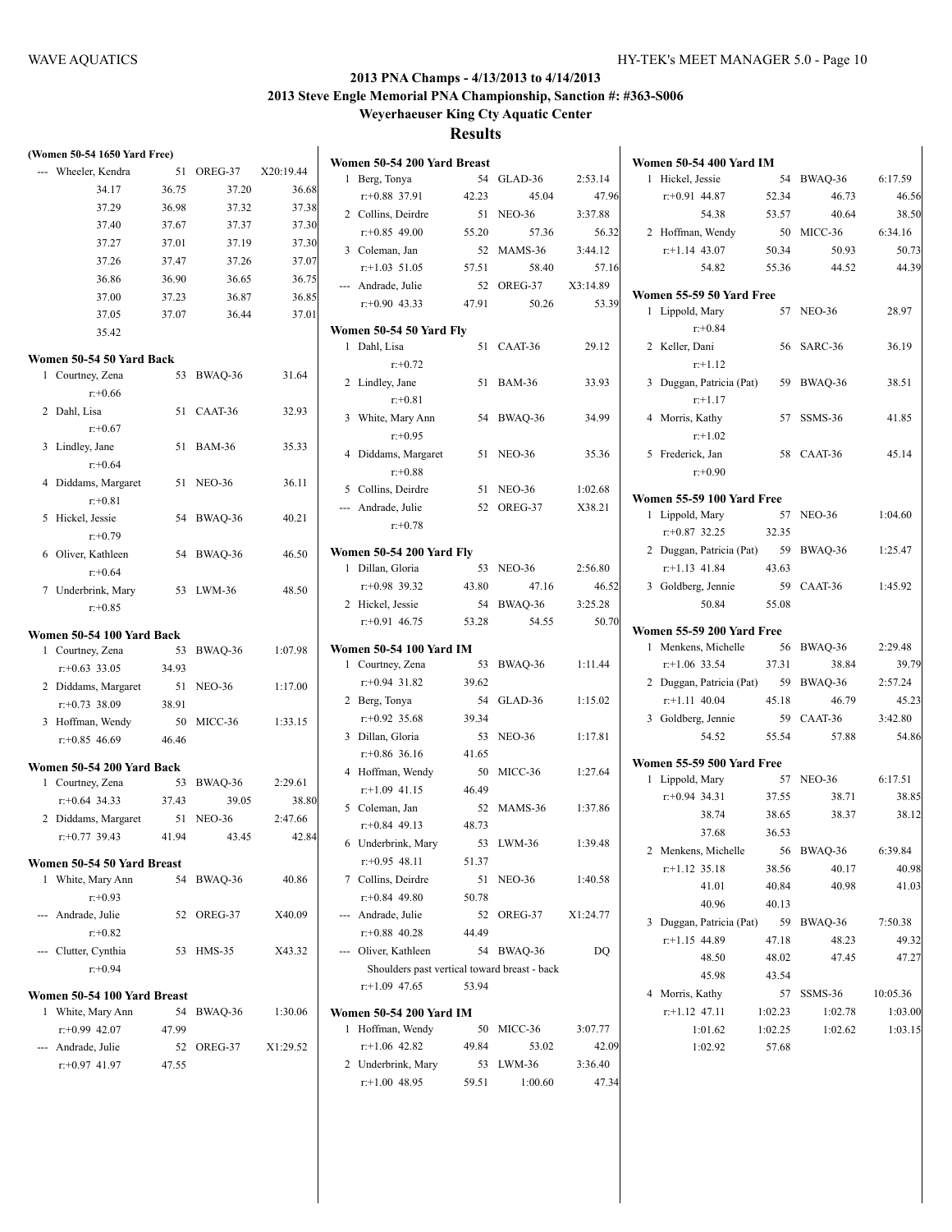# 2013 PNA Champs - 4/13/2013 to 4/14/2013

## 2013 Steve Engle Memorial PNA Championship, Sanction #: #363-S006

## Weyerhaeuser King Cty Aquatic Center

## Results

**(Women 50-54 1650 Yard Free)**

```
--- Wheeler, Kendra           51  OREG-37    X20:19.44
         34.17      36.75      37.20      36.68
         37.29      36.98      37.32      37.38
         37.40      37.67      37.37      37.30
         37.27      37.01      37.19      37.30
         37.26      37.47      37.26      37.07
         36.86      36.90      36.65      36.75
         37.00      37.23      36.87      36.85
         37.05      37.07      36.44      37.01
         35.42
```

**Women 50-54 50 Yard Back**

```
  1 Courtney, Zena            53  BWAQ-36       31.64
      r:+0.66
  2 Dahl, Lisa                51  CAAT-36       32.93
      r:+0.67
  3 Lindley, Jane             51  BAM-36        35.33
      r:+0.64
  4 Diddams, Margaret         51  NEO-36        36.11
      r:+0.81
  5 Hickel, Jessie            54  BWAQ-36       40.21
      r:+0.79
  6 Oliver, Kathleen          54  BWAQ-36       46.50
      r:+0.64
  7 Underbrink, Mary          53  LWM-36        48.50
      r:+0.85
```

**Women 50-54 100 Yard Back**

```
  1 Courtney, Zena            53  BWAQ-36     1:07.98
      r:+0.63 33.05      34.93
  2 Diddams, Margaret         51  NEO-36      1:17.00
      r:+0.73 38.09      38.91
  3 Hoffman, Wendy            50  MICC-36     1:33.15
      r:+0.85 46.69      46.46
```

**Women 50-54 200 Yard Back**

```
  1 Courtney, Zena            53  BWAQ-36     2:29.61
      r:+0.64 34.33      37.43      39.05      38.80
  2 Diddams, Margaret         51  NEO-36      2:47.66
      r:+0.77 39.43      41.94      43.45      42.84
```

**Women 50-54 50 Yard Breast**

```
  1 White, Mary Ann           54  BWAQ-36       40.86
      r:+0.93
--- Andrade, Julie            52  OREG-37      X40.09
      r:+0.82
--- Clutter, Cynthia          53  HMS-35       X43.32
      r:+0.94
```

**Women 50-54 100 Yard Breast**

```
  1 White, Mary Ann           54  BWAQ-36     1:30.06
      r:+0.99 42.07      47.99
--- Andrade, Julie            52  OREG-37    X1:29.52
      r:+0.97 41.97      47.55
```

**Women 50-54 200 Yard Breast**

```
  1 Berg, Tonya               54  GLAD-36     2:53.14
      r:+0.88 37.91      42.23      45.04      47.96
  2 Collins, Deirdre          51  NEO-36      3:37.88
      r:+0.85 49.00      55.20      57.36      56.32
  3 Coleman, Jan              52  MAMS-36     3:44.12
      r:+1.03 51.05      57.51      58.40      57.16
--- Andrade, Julie            52  OREG-37    X3:14.89
      r:+0.90 43.33      47.91      50.26      53.39
```

**Women 50-54 50 Yard Fly**

```
  1 Dahl, Lisa                51  CAAT-36       29.12
      r:+0.72
  2 Lindley, Jane             51  BAM-36        33.93
      r:+0.81
  3 White, Mary Ann           54  BWAQ-36       34.99
      r:+0.95
  4 Diddams, Margaret         51  NEO-36        35.36
      r:+0.88
  5 Collins, Deirdre          51  NEO-36      1:02.68
--- Andrade, Julie            52  OREG-37      X38.21
      r:+0.78
```

**Women 50-54 200 Yard Fly**

```
  1 Dillan, Gloria            53  NEO-36      2:56.80
      r:+0.98 39.32      43.80      47.16      46.52
  2 Hickel, Jessie            54  BWAQ-36     3:25.28
      r:+0.91 46.75      53.28      54.55      50.70
```

**Women 50-54 100 Yard IM**

```
  1 Courtney, Zena            53  BWAQ-36     1:11.44
      r:+0.94 31.82      39.62
  2 Berg, Tonya               54  GLAD-36     1:15.02
      r:+0.92 35.68      39.34
  3 Dillan, Gloria            53  NEO-36      1:17.81
      r:+0.86 36.16      41.65
  4 Hoffman, Wendy            50  MICC-36     1:27.64
      r:+1.09 41.15      46.49
  5 Coleman, Jan              52  MAMS-36     1:37.86
      r:+0.84 49.13      48.73
  6 Underbrink, Mary          53  LWM-36      1:39.48
      r:+0.95 48.11      51.37
  7 Collins, Deirdre          51  NEO-36      1:40.58
      r:+0.84 49.80      50.78
--- Andrade, Julie            52  OREG-37    X1:24.77
      r:+0.88 40.28      44.49
--- Oliver, Kathleen          54  BWAQ-36          DQ
      Shoulders past vertical toward breast - back
      r:+1.09 47.65      53.94
```

**Women 50-54 200 Yard IM**

```
  1 Hoffman, Wendy            50  MICC-36     3:07.77
      r:+1.06 42.82      49.84      53.02      42.09
  2 Underbrink, Mary          53  LWM-36      3:36.40
      r:+1.00 48.95      59.51    1:00.60      47.34
```

**Women 50-54 400 Yard IM**

```
  1 Hickel, Jessie            54  BWAQ-36     6:17.59
      r:+0.91 44.87      52.34      46.73      46.56
         54.38      53.57      40.64      38.50
  2 Hoffman, Wendy            50  MICC-36     6:34.16
      r:+1.14 43.07      50.34      50.93      50.73
         54.82      55.36      44.52      44.39
```

**Women 55-59 50 Yard Free**

```
  1 Lippold, Mary             57  NEO-36        28.97
      r:+0.84
  2 Keller, Dani              56  SARC-36       36.19
      r:+1.12
  3 Duggan, Patricia (Pat)    59  BWAQ-36       38.51
      r:+1.17
  4 Morris, Kathy             57  SSMS-36       41.85
      r:+1.02
  5 Frederick, Jan            58  CAAT-36       45.14
      r:+0.90
```

**Women 55-59 100 Yard Free**

```
  1 Lippold, Mary             57  NEO-36      1:04.60
      r:+0.87 32.25      32.35
  2 Duggan, Patricia (Pat)    59  BWAQ-36     1:25.47
      r:+1.13 41.84      43.63
  3 Goldberg, Jennie          59  CAAT-36     1:45.92
         50.84      55.08
```

**Women 55-59 200 Yard Free**

```
  1 Menkens, Michelle         56  BWAQ-36     2:29.48
      r:+1.06 33.54      37.31      38.84      39.79
  2 Duggan, Patricia (Pat)    59  BWAQ-36     2:57.24
      r:+1.11 40.04      45.18      46.79      45.23
  3 Goldberg, Jennie          59  CAAT-36     3:42.80
         54.52      55.54      57.88      54.86
```

**Women 55-59 500 Yard Free**

```
  1 Lippold, Mary             57  NEO-36      6:17.51
      r:+0.94 34.31      37.55      38.71      38.85
         38.74      38.65      38.37      38.12
         37.68      36.53
  2 Menkens, Michelle         56  BWAQ-36     6:39.84
      r:+1.12 35.18      38.56      40.17      40.98
         41.01      40.84      40.98      41.03
         40.96      40.13
  3 Duggan, Patricia (Pat)    59  BWAQ-36     7:50.38
      r:+1.15 44.89      47.18      48.23      49.32
         48.50      48.02      47.45      47.27
         45.98      43.54
  4 Morris, Kathy             57  SSMS-36    10:05.36
      r:+1.12 47.11    1:02.23    1:02.78    1:03.00
       1:01.62    1:02.25    1:02.62    1:03.15
       1:02.92      57.68
```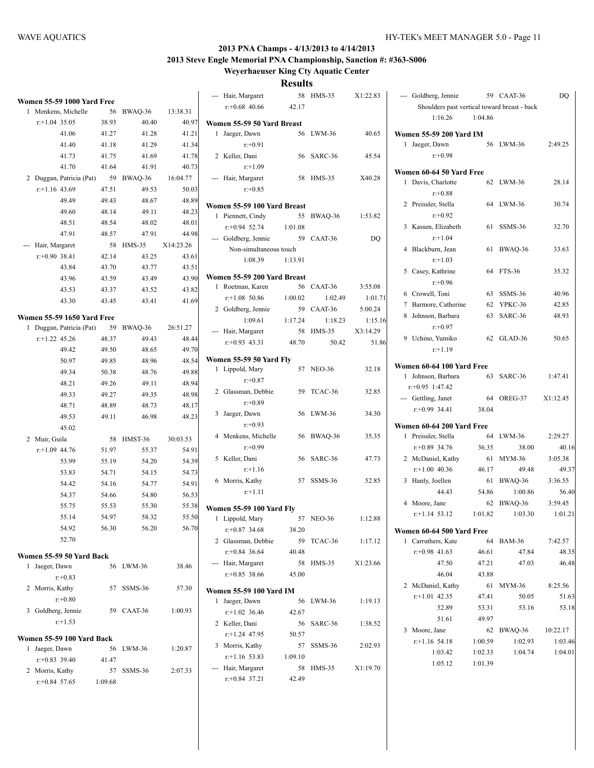## 2013 PNA Champs - 4/13/2013 to 4/14/2013

### 2013 Steve Engle Memorial PNA Championship, Sanction #: #363-S006

### Weyerhaeuser King Cty Aquatic Center

### Results

**Women 55-59 1000 Yard Free**

1 Menkens, Michelle 56 BWAQ-36 13:38.31
r:+1.04 35.05 38.93 40.40 40.97
41.06 41.27 41.28 41.21
41.40 41.18 41.29 41.34
41.73 41.75 41.69 41.78
41.70 41.64 41.91 40.73

2 Duggan, Patricia (Pat) 59 BWAQ-36 16:04.77
r:+1.16 43.69 47.51 49.53 50.03
49.49 49.43 48.67 48.89
49.60 48.14 49.11 48.23
48.51 48.54 48.02 48.01
47.91 48.57 47.91 44.98

--- Hair, Margaret 58 HMS-35 X14:23.26
r:+0.90 38.41 42.14 43.25 43.61
43.84 43.70 43.77 43.51
43.96 43.59 43.49 43.90
43.53 43.37 43.52 43.82
43.30 43.45 43.41 41.69

**Women 55-59 1650 Yard Free**

1 Duggan, Patricia (Pat) 59 BWAQ-36 26:51.27
r:+1.22 45.26 48.37 49.43 48.44
49.42 49.50 48.65 49.70
50.97 49.85 48.96 48.54
49.34 50.38 48.76 49.88
48.21 49.26 49.11 48.94
49.33 49.27 49.35 48.98
48.71 48.89 48.73 48.17
49.53 49.11 46.98 48.23
45.02

2 Muir, Guila 58 HMST-36 30:03.53
r:+1.09 44.76 51.97 55.37 54.91
53.99 55.19 54.20 54.39
53.83 54.71 54.15 54.73
54.42 54.16 54.77 54.91
54.37 54.66 54.80 56.53
55.75 55.53 55.30 55.38
55.14 54.97 58.32 55.50
54.92 56.30 56.20 56.70
52.70

**Women 55-59 50 Yard Back**

1 Jaeger, Dawn 56 LWM-36 38.46
r:+0.83

2 Morris, Kathy 57 SSMS-36 57.30
r:+0.80

3 Goldberg, Jennie 59 CAAT-36 1:00.93
r:+1.53

**Women 55-59 100 Yard Back**

1 Jaeger, Dawn 56 LWM-36 1:20.87
r:+0.83 39.40 41.47

2 Morris, Kathy 57 SSMS-36 2:07.33
r:+0.84 57.65 1:09.68

--- Hair, Margaret 58 HMS-35 X1:22.83
r:+0.68 40.66 42.17

**Women 55-59 50 Yard Breast**

1 Jaeger, Dawn 56 LWM-36 40.65
r:+0.91

2 Keller, Dani 56 SARC-36 45.54
r:+1.09

--- Hair, Margaret 58 HMS-35 X40.28
r:+0.85

**Women 55-59 100 Yard Breast**

1 Piennett, Cindy 55 BWAQ-36 1:53.82
r:+0.94 52.74 1:01.08

--- Goldberg, Jennie 59 CAAT-36 DQ
Non-simultaneous touch
1:08.39 1:13.91

**Women 55-59 200 Yard Breast**

1 Roetman, Karen 56 CAAT-36 3:55.08
r:+1.08 50.86 1:00.02 1:02.49 1:01.71

2 Goldberg, Jennie 59 CAAT-36 5:00.24
1:09.61 1:17.24 1:18.23 1:15.16

--- Hair, Margaret 58 HMS-35 X3:14.29
r:+0.93 43.31 48.70 50.42 51.86

**Women 55-59 50 Yard Fly**

1 Lippold, Mary 57 NEO-36 32.18
r:+0.87

2 Glassman, Debbie 59 TCAC-36 32.85
r:+0.89

3 Jaeger, Dawn 56 LWM-36 34.30
r:+0.93

4 Menkens, Michelle 56 BWAQ-36 35.35
r:+0.99

5 Keller, Dani 56 SARC-36 47.73
r:+1.16

6 Morris, Kathy 57 SSMS-36 52.85
r:+1.11

**Women 55-59 100 Yard Fly**

1 Lippold, Mary 57 NEO-36 1:12.88
r:+0.87 34.68 38.20

2 Glassman, Debbie 59 TCAC-36 1:17.12
r:+0.84 36.64 40.48

--- Hair, Margaret 58 HMS-35 X1:23.66
r:+0.85 38.66 45.00

**Women 55-59 100 Yard IM**

1 Jaeger, Dawn 56 LWM-36 1:19.13
r:+1.02 36.46 42.67

2 Keller, Dani 56 SARC-36 1:38.52
r:+1.24 47.95 50.57

3 Morris, Kathy 57 SSMS-36 2:02.93
r:+1.16 53.83 1:09.10

--- Hair, Margaret 58 HMS-35 X1:19.70
r:+0.84 37.21 42.49

--- Goldberg, Jennie 59 CAAT-36 DQ
Shoulders past vertical toward breast - back
1:16.26 1:04.86

**Women 55-59 200 Yard IM**

1 Jaeger, Dawn 56 LWM-36 2:49.25
r:+0.98

**Women 60-64 50 Yard Free**

1 Davis, Charlotte 62 LWM-36 28.14
r:+0.88

2 Preissler, Stella 64 LWM-36 30.74
r:+0.92

3 Kassen, Elizabeth 61 SSMS-36 32.70
r:+1.04

4 Blackburn, Jean 61 BWAQ-36 33.63
r:+1.03

5 Casey, Kathrine 64 FTS-36 35.32
r:+0.96

6 Crowell, Toni 63 SSMS-36 40.96

7 Barmore, Catherine 62 YPKC-36 42.85

8 Johnson, Barbara 63 SARC-36 48.93
r:+0.97

9 Uchino, Yumiko 62 GLAD-36 50.65
r:+1.19

**Women 60-64 100 Yard Free**

1 Johnson, Barbara 63 SARC-36 1:47.41
r:+0.95 1:47.42

--- Gettling, Janet 64 OREG-37 X1:12.45
r:+0.99 34.41 38.04

**Women 60-64 200 Yard Free**

1 Preissler, Stella 64 LWM-36 2:29.27
r:+0.89 34.76 36.35 38.00 40.16

2 McDaniel, Kathy 61 MYM-36 3:05.38
r:+1.00 40.36 46.17 49.48 49.37

3 Hanly, Joellen 61 BWAQ-36 3:36.55
44.43 54.86 1:00.86 56.40

4 Moore, Jane 62 BWAQ-36 3:59.45
r:+1.14 53.12 1:01.82 1:03.30 1:01.21

**Women 60-64 500 Yard Free**

1 Carrruthers, Kate 64 BAM-36 7:42.57
r:+0.98 41.63 46.61 47.84 48.35
47.50 47.21 47.03 46.48
46.04 43.88

2 McDaniel, Kathy 61 MYM-36 8:25.56
r:+1.01 42.35 47.41 50.05 51.63
52.89 53.31 53.16 53.18
51.61 49.97

3 Moore, Jane 62 BWAQ-36 10:22.17
r:+1.16 54.18 1:00.59 1:02.93 1:03.46
1:03.42 1:02.33 1:04.74 1:04.01
1:05.12 1:01.39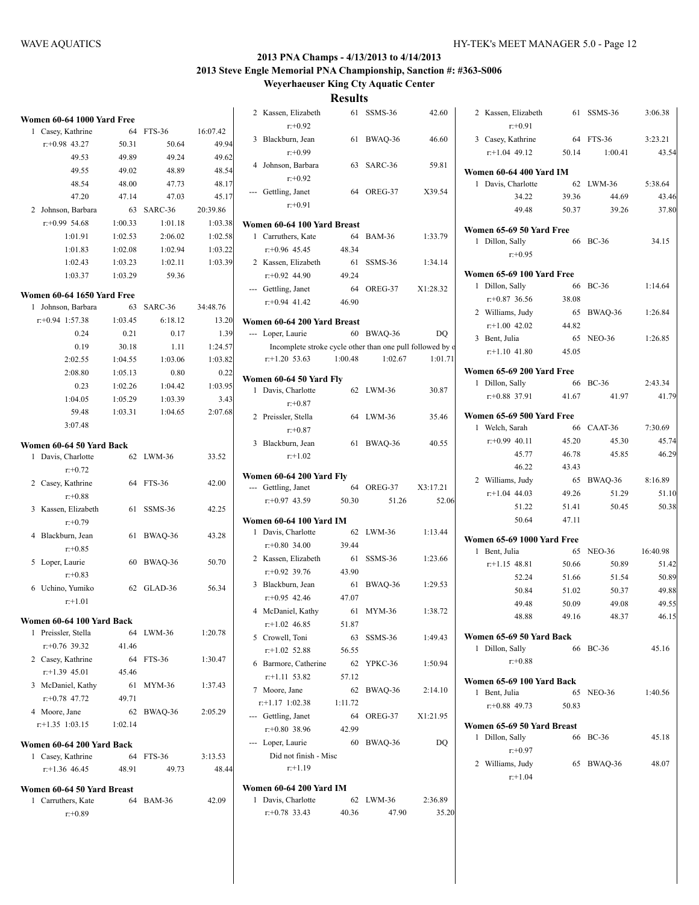## 2013 PNA Champs - 4/13/2013 to 4/14/2013
### 2013 Steve Engle Memorial PNA Championship, Sanction #: #363-S006
### Weyerhaeuser King Cty Aquatic Center
### Results

**Women 60-64 1000 Yard Free**

```
 1 Casey, Kathrine              64 FTS-36       16:07.42
   r:+0.98 43.27      50.31      50.64      49.94
           49.53      49.89      49.24      49.62
           49.55      49.02      48.89      48.54
           48.54      48.00      47.73      48.17
           47.20      47.14      47.03      45.17
 2 Johnson, Barbara             63 SARC-36      20:39.86
   r:+0.99 54.68    1:00.33    1:01.18    1:03.38
         1:01.91    1:02.53    2:06.02    1:02.58
         1:01.83    1:02.08    1:02.94    1:03.22
         1:02.43    1:03.23    1:02.11    1:03.39
         1:03.37    1:03.29      59.36
```

**Women 60-64 1650 Yard Free**

```
 1 Johnson, Barbara             63 SARC-36      34:48.76
   r:+0.94 1:57.38  1:03.45    6:18.12      13.20
            0.24       0.21       0.17       1.39
            0.19      30.18       1.11    1:24.57
         2:02.55    1:04.55    1:03.06    1:03.82
         2:08.80    1:05.13       0.80       0.22
            0.23    1:02.26    1:04.42    1:03.95
         1:04.05    1:05.29    1:03.39       3.43
           59.48    1:03.31    1:04.65    2:07.68
         3:07.48
```

**Women 60-64 50 Yard Back**

```
 1 Davis, Charlotte             62 LWM-36          33.52
   r:+0.72
 2 Casey, Kathrine              64 FTS-36          42.00
   r:+0.88
 3 Kassen, Elizabeth            61 SSMS-36         42.25
   r:+0.79
 4 Blackburn, Jean              61 BWAQ-36         43.28
   r:+0.85
 5 Loper, Laurie                60 BWAQ-36         50.70
   r:+0.83
 6 Uchino, Yumiko               62 GLAD-36         56.34
   r:+1.01
```

**Women 60-64 100 Yard Back**

```
 1 Preissler, Stella            64 LWM-36        1:20.78
   r:+0.76 39.32      41.46
 2 Casey, Kathrine              64 FTS-36        1:30.47
   r:+1.39 45.01      45.46
 3 McDaniel, Kathy              61 MYM-36        1:37.43
   r:+0.78 47.72      49.71
 4 Moore, Jane                  62 BWAQ-36       2:05.29
   r:+1.35 1:03.15  1:02.14
```

**Women 60-64 200 Yard Back**

```
 1 Casey, Kathrine              64 FTS-36        3:13.53
   r:+1.36 46.45      48.91      49.73      48.44
```

**Women 60-64 50 Yard Breast**

```
 1 Carruthers, Kate             64 BAM-36          42.09
   r:+0.89
 2 Kassen, Elizabeth            61 SSMS-36         42.60
   r:+0.92
 3 Blackburn, Jean              61 BWAQ-36         46.60
   r:+0.99
 4 Johnson, Barbara             63 SARC-36         59.81
   r:+0.92
 --- Gettling, Janet            64 OREG-37        X39.54
   r:+0.91
```

**Women 60-64 100 Yard Breast**

```
 1 Carruthers, Kate             64 BAM-36        1:33.79
   r:+0.96 45.45      48.34
 2 Kassen, Elizabeth            61 SSMS-36       1:34.14
   r:+0.92 44.90      49.24
 --- Gettling, Janet            64 OREG-37      X1:28.32
   r:+0.94 41.42      46.90
```

**Women 60-64 200 Yard Breast**

```
 --- Loper, Laurie              60 BWAQ-36            DQ
     Incomplete stroke cycle other than one pull followed by o
   r:+1.20 53.63    1:00.48    1:02.67    1:01.71
```

**Women 60-64 50 Yard Fly**

```
 1 Davis, Charlotte             62 LWM-36          30.87
   r:+0.87
 2 Preissler, Stella            64 LWM-36          35.46
   r:+0.87
 3 Blackburn, Jean              61 BWAQ-36         40.55
   r:+1.02
```

**Women 60-64 200 Yard Fly**

```
 --- Gettling, Janet            64 OREG-37      X3:17.21
   r:+0.97 43.59      50.30      51.26      52.06
```

**Women 60-64 100 Yard IM**

```
 1 Davis, Charlotte             62 LWM-36        1:13.44
   r:+0.80 34.00      39.44
 2 Kassen, Elizabeth            61 SSMS-36       1:23.66
   r:+0.92 39.76      43.90
 3 Blackburn, Jean              61 BWAQ-36       1:29.53
   r:+0.95 42.46      47.07
 4 McDaniel, Kathy              61 MYM-36        1:38.72
   r:+1.02 46.85      51.87
 5 Crowell, Toni                63 SSMS-36       1:49.43
   r:+1.02 52.88      56.55
 6 Barmore, Catherine           62 YPKC-36       1:50.94
   r:+1.11 53.82      57.12
 7 Moore, Jane                  62 BWAQ-36       2:14.10
   r:+1.17 1:02.38  1:11.72
 --- Gettling, Janet            64 OREG-37      X1:21.95
   r:+0.80 38.96      42.99
 --- Loper, Laurie              60 BWAQ-36            DQ
     Did not finish - Misc
   r:+1.19
```

**Women 60-64 200 Yard IM**

```
 1 Davis, Charlotte             62 LWM-36        2:36.89
   r:+0.78 33.43      40.36      47.90      35.20
 2 Kassen, Elizabeth            61 SSMS-36       3:06.38
   r:+0.91
 3 Casey, Kathrine              64 FTS-36        3:23.21
   r:+1.04 49.12      50.14    1:00.41      43.54
```

**Women 60-64 400 Yard IM**

```
 1 Davis, Charlotte             62 LWM-36        5:38.64
           34.22      39.36      44.69      43.46
           49.48      50.37      39.26      37.80
```

**Women 65-69 50 Yard Free**

```
 1 Dillon, Sally                66 BC-36           34.15
   r:+0.95
```

**Women 65-69 100 Yard Free**

```
 1 Dillon, Sally                66 BC-36         1:14.64
   r:+0.87 36.56      38.08
 2 Williams, Judy               65 BWAQ-36       1:26.84
   r:+1.00 42.02      44.82
 3 Bent, Julia                  65 NEO-36        1:26.85
   r:+1.10 41.80      45.05
```

**Women 65-69 200 Yard Free**

```
 1 Dillon, Sally                66 BC-36         2:43.34
   r:+0.88 37.91      41.67      41.97      41.79
```

**Women 65-69 500 Yard Free**

```
 1 Welch, Sarah                 66 CAAT-36       7:30.69
   r:+0.99 40.11      45.20      45.30      45.74
           45.77      46.78      45.85      46.29
           46.22      43.43
 2 Williams, Judy               65 BWAQ-36       8:16.89
   r:+1.04 44.03      49.26      51.29      51.10
           51.22      51.41      50.45      50.38
           50.64      47.11
```

**Women 65-69 1000 Yard Free**

```
 1 Bent, Julia                  65 NEO-36       16:40.98
   r:+1.15 48.81      50.66      50.89      51.42
           52.24      51.66      51.54      50.89
           50.84      51.02      50.37      49.88
           49.48      50.09      49.08      49.55
           48.88      49.16      48.37      46.15
```

**Women 65-69 50 Yard Back**

```
 1 Dillon, Sally                66 BC-36           45.16
   r:+0.88
```

**Women 65-69 100 Yard Back**

```
 1 Bent, Julia                  65 NEO-36        1:40.56
   r:+0.88 49.73      50.83
```

**Women 65-69 50 Yard Breast**

```
 1 Dillon, Sally                66 BC-36           45.18
   r:+0.97
 2 Williams, Judy               65 BWAQ-36         48.07
   r:+1.04
```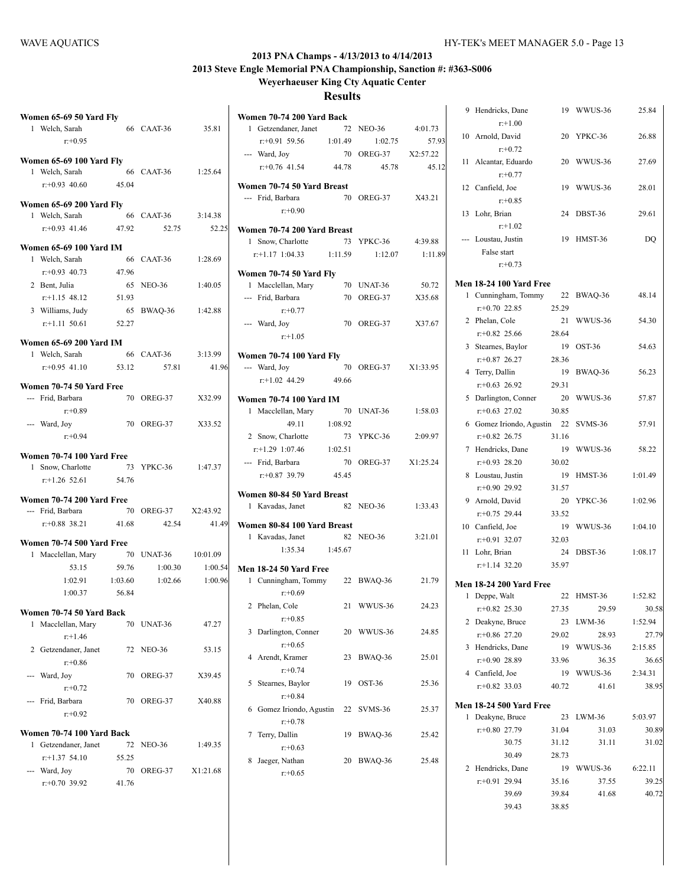# 2013 PNA Champs - 4/13/2013 to 4/14/2013

## 2013 Steve Engle Memorial PNA Championship, Sanction #: #363-S006

## Weyerhaeuser King Cty Aquatic Center

## Results

### Women 65-69 50 Yard Fly

```
  1 Welch, Sarah              66 CAAT-36          35.81
      r:+0.95
```

### Women 65-69 100 Yard Fly

```
  1 Welch, Sarah              66 CAAT-36        1:25.64
      r:+0.93 40.60    45.04
```

### Women 65-69 200 Yard Fly

```
  1 Welch, Sarah              66 CAAT-36        3:14.38
      r:+0.93 41.46    47.92      52.75      52.25
```

### Women 65-69 100 Yard IM

```
  1 Welch, Sarah              66 CAAT-36        1:28.69
      r:+0.93 40.73    47.96
  2 Bent, Julia               65 NEO-36         1:40.05
      r:+1.15 48.12    51.93
  3 Williams, Judy            65 BWAQ-36        1:42.88
      r:+1.11 50.61    52.27
```

### Women 65-69 200 Yard IM

```
  1 Welch, Sarah              66 CAAT-36        3:13.99
      r:+0.95 41.10    53.12      57.81      41.96
```

### Women 70-74 50 Yard Free

```
--- Frid, Barbara             70 OREG-37         X32.99
      r:+0.89
--- Ward, Joy                 70 OREG-37         X33.52
      r:+0.94
```

### Women 70-74 100 Yard Free

```
  1 Snow, Charlotte           73 YPKC-36        1:47.37
      r:+1.26 52.61    54.76
```

### Women 70-74 200 Yard Free

```
--- Frid, Barbara             70 OREG-37       X2:43.92
      r:+0.88 38.21    41.68      42.54      41.49
```

### Women 70-74 500 Yard Free

```
  1 Macclellan, Mary          70 UNAT-36       10:01.09
           53.15       59.76    1:00.30    1:00.54
         1:02.91     1:03.60    1:02.66    1:00.96
         1:00.37       56.84
```

### Women 70-74 50 Yard Back

```
  1 Macclellan, Mary          70 UNAT-36          47.27
      r:+1.46
  2 Getzendaner, Janet        72 NEO-36           53.15
      r:+0.86
--- Ward, Joy                 70 OREG-37         X39.45
      r:+0.72
--- Frid, Barbara             70 OREG-37         X40.88
      r:+0.92
```

### Women 70-74 100 Yard Back

```
  1 Getzendaner, Janet        72 NEO-36         1:49.35
      r:+1.37 54.10    55.25
--- Ward, Joy                 70 OREG-37       X1:21.68
      r:+0.70 39.92    41.76
```

### Women 70-74 200 Yard Back

```
  1 Getzendaner, Janet        72 NEO-36         4:01.73
      r:+0.91 59.56  1:01.49    1:02.75      57.93
--- Ward, Joy                 70 OREG-37       X2:57.22
      r:+0.76 41.54    44.78      45.78      45.12
```

### Women 70-74 50 Yard Breast

```
--- Frid, Barbara             70 OREG-37         X43.21
      r:+0.90
```

### Women 70-74 200 Yard Breast

```
  1 Snow, Charlotte           73 YPKC-36        4:39.88
      r:+1.17 1:04.33  1:11.59    1:12.07    1:11.89
```

### Women 70-74 50 Yard Fly

```
  1 Macclellan, Mary          70 UNAT-36          50.72
--- Frid, Barbara             70 OREG-37         X35.68
      r:+0.77
--- Ward, Joy                 70 OREG-37         X37.67
      r:+1.05
```

### Women 70-74 100 Yard Fly

```
--- Ward, Joy                 70 OREG-37       X1:33.95
      r:+1.02 44.29    49.66
```

### Women 70-74 100 Yard IM

```
  1 Macclellan, Mary          70 UNAT-36        1:58.03
           49.11     1:08.92
  2 Snow, Charlotte           73 YPKC-36        2:09.97
      r:+1.29 1:07.46  1:02.51
--- Frid, Barbara             70 OREG-37       X1:25.24
      r:+0.87 39.79    45.45
```

### Women 80-84 50 Yard Breast

```
  1 Kavadas, Janet            82 NEO-36         1:33.43
```

### Women 80-84 100 Yard Breast

```
  1 Kavadas, Janet            82 NEO-36         3:21.01
         1:35.34     1:45.67
```

### Men 18-24 50 Yard Free

```
  1 Cunningham, Tommy         22 BWAQ-36          21.79
      r:+0.69
  2 Phelan, Cole              21 WWUS-36          24.23
      r:+0.85
  3 Darlington, Conner        20 WWUS-36          24.85
      r:+0.65
  4 Arendt, Kramer            23 BWAQ-36          25.01
      r:+0.74
  5 Stearnes, Baylor          19 OST-36           25.36
      r:+0.84
  6 Gomez Iriondo, Agustin    22 SVMS-36          25.37
      r:+0.78
  7 Terry, Dallin             19 BWAQ-36          25.42
      r:+0.63
  8 Jaeger, Nathan            20 BWAQ-36          25.48
      r:+0.65
  9 Hendricks, Dane           19 WWUS-36          25.84
      r:+1.00
 10 Arnold, David             20 YPKC-36          26.88
      r:+0.72
 11 Alcantar, Eduardo         20 WWUS-36          27.69
      r:+0.77
 12 Canfield, Joe             19 WWUS-36          28.01
      r:+0.85
 13 Lohr, Brian               24 DBST-36          29.61
      r:+1.02
--- Loustau, Justin           19 HMST-36             DQ
      False start
      r:+0.73
```

### Men 18-24 100 Yard Free

```
  1 Cunningham, Tommy         22 BWAQ-36          48.14
      r:+0.70 22.85    25.29
  2 Phelan, Cole              21 WWUS-36          54.30
      r:+0.82 25.66    28.64
  3 Stearnes, Baylor          19 OST-36           54.63
      r:+0.87 26.27    28.36
  4 Terry, Dallin             19 BWAQ-36          56.23
      r:+0.63 26.92    29.31
  5 Darlington, Conner        20 WWUS-36          57.87
      r:+0.63 27.02    30.85
  6 Gomez Iriondo, Agustin    22 SVMS-36          57.91
      r:+0.82 26.75    31.16
  7 Hendricks, Dane           19 WWUS-36          58.22
      r:+0.93 28.20    30.02
  8 Loustau, Justin           19 HMST-36        1:01.49
      r:+0.90 29.92    31.57
  9 Arnold, David             20 YPKC-36        1:02.96
      r:+0.75 29.44    33.52
 10 Canfield, Joe             19 WWUS-36        1:04.10
      r:+0.91 32.07    32.03
 11 Lohr, Brian               24 DBST-36        1:08.17
      r:+1.14 32.20    35.97
```

### Men 18-24 200 Yard Free

```
  1 Deppe, Walt               22 HMST-36        1:52.82
      r:+0.82 25.30    27.35      29.59      30.58
  2 Deakyne, Bruce            23 LWM-36         1:52.94
      r:+0.86 27.20    29.02      28.93      27.79
  3 Hendricks, Dane           19 WWUS-36        2:15.85
      r:+0.90 28.89    33.96      36.35      36.65
  4 Canfield, Joe             19 WWUS-36        2:34.31
      r:+0.82 33.03    40.72      41.61      38.95
```

### Men 18-24 500 Yard Free

```
  1 Deakyne, Bruce            23 LWM-36         5:03.97
      r:+0.80 27.79    31.04      31.03      30.89
           30.75       31.12      31.11      31.02
           30.49       28.73
  2 Hendricks, Dane           19 WWUS-36        6:22.11
      r:+0.91 29.94    35.16      37.55      39.25
           39.69       39.84      41.68      40.72
           39.43       38.85
```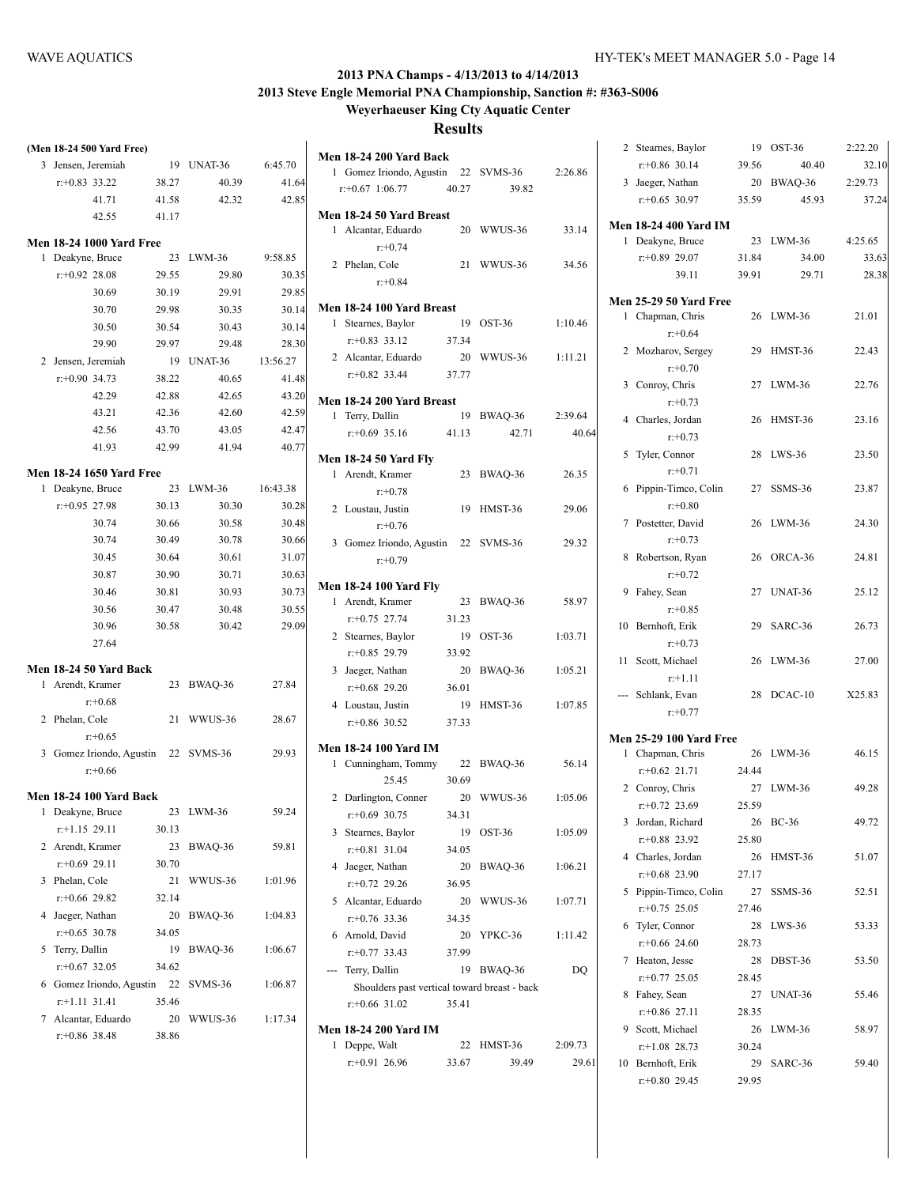## 2013 PNA Champs - 4/13/2013 to 4/14/2013

## 2013 Steve Engle Memorial PNA Championship, Sanction #: #363-S006

## Weyerhaeuser King Cty Aquatic Center

## Results

**(Men 18-24 500 Yard Free)**

```
 3 Jensen, Jeremiah          19 UNAT-36        6:45.70
   r:+0.83 33.22     38.27      40.39      41.64
           41.71     41.58      42.32      42.85
           42.55     41.17
```

**Men 18-24 1000 Yard Free**

```
 1 Deakyne, Bruce            23 LWM-36         9:58.85
   r:+0.92 28.08     29.55      29.80      30.35
           30.69     30.19      29.91      29.85
           30.70     29.98      30.35      30.14
           30.50     30.54      30.43      30.14
           29.90     29.97      29.48      28.30
 2 Jensen, Jeremiah          19 UNAT-36       13:56.27
   r:+0.90 34.73     38.22      40.65      41.48
           42.29     42.88      42.65      43.20
           43.21     42.36      42.60      42.59
           42.56     43.70      43.05      42.47
           41.93     42.99      41.94      40.77
```

**Men 18-24 1650 Yard Free**

```
 1 Deakyne, Bruce            23 LWM-36        16:43.38
   r:+0.95 27.98     30.13      30.30      30.28
           30.74     30.66      30.58      30.48
           30.74     30.49      30.78      30.66
           30.45     30.64      30.61      31.07
           30.87     30.90      30.71      30.63
           30.46     30.81      30.93      30.73
           30.56     30.47      30.48      30.55
           30.96     30.58      30.42      29.09
           27.64
```

**Men 18-24 50 Yard Back**

```
 1 Arendt, Kramer            23 BWAQ-36          27.84
   r:+0.68
 2 Phelan, Cole              21 WWUS-36          28.67
   r:+0.65
 3 Gomez Iriondo, Agustin    22 SVMS-36          29.93
   r:+0.66
```

**Men 18-24 100 Yard Back**

```
 1 Deakyne, Bruce            23 LWM-36           59.24
   r:+1.15 29.11     30.13
 2 Arendt, Kramer            23 BWAQ-36          59.81
   r:+0.69 29.11     30.70
 3 Phelan, Cole              21 WWUS-36        1:01.96
   r:+0.66 29.82     32.14
 4 Jaeger, Nathan            20 BWAQ-36        1:04.83
   r:+0.65 30.78     34.05
 5 Terry, Dallin             19 BWAQ-36        1:06.67
   r:+0.67 32.05     34.62
 6 Gomez Iriondo, Agustin    22 SVMS-36        1:06.87
   r:+1.11 31.41     35.46
 7 Alcantar, Eduardo         20 WWUS-36        1:17.34
   r:+0.86 38.48     38.86
```

**Men 18-24 200 Yard Back**

```
 1 Gomez Iriondo, Agustin    22 SVMS-36        2:26.86
   r:+0.67 1:06.77   40.27      39.82
```

**Men 18-24 50 Yard Breast**

```
 1 Alcantar, Eduardo         20 WWUS-36          33.14
   r:+0.74
 2 Phelan, Cole              21 WWUS-36          34.56
   r:+0.84
```

**Men 18-24 100 Yard Breast**

```
 1 Stearnes, Baylor          19 OST-36         1:10.46
   r:+0.83 33.12     37.34
 2 Alcantar, Eduardo         20 WWUS-36        1:11.21
   r:+0.82 33.44     37.77
```

**Men 18-24 200 Yard Breast**

```
 1 Terry, Dallin             19 BWAQ-36        2:39.64
   r:+0.69 35.16     41.13      42.71      40.64
```

**Men 18-24 50 Yard Fly**

```
 1 Arendt, Kramer            23 BWAQ-36          26.35
   r:+0.78
 2 Loustau, Justin           19 HMST-36          29.06
   r:+0.76
 3 Gomez Iriondo, Agustin    22 SVMS-36          29.32
   r:+0.79
```

**Men 18-24 100 Yard Fly**

```
 1 Arendt, Kramer            23 BWAQ-36          58.97
   r:+0.75 27.74     31.23
 2 Stearnes, Baylor          19 OST-36         1:03.71
   r:+0.85 29.79     33.92
 3 Jaeger, Nathan            20 BWAQ-36        1:05.21
   r:+0.68 29.20     36.01
 4 Loustau, Justin           19 HMST-36        1:07.85
   r:+0.86 30.52     37.33
```

**Men 18-24 100 Yard IM**

```
 1 Cunningham, Tommy         22 BWAQ-36          56.14
           25.45     30.69
 2 Darlington, Conner        20 WWUS-36        1:05.06
   r:+0.69 30.75     34.31
 3 Stearnes, Baylor          19 OST-36         1:05.09
   r:+0.81 31.04     34.05
 4 Jaeger, Nathan            20 BWAQ-36        1:06.21
   r:+0.72 29.26     36.95
 5 Alcantar, Eduardo         20 WWUS-36        1:07.71
   r:+0.76 33.36     34.35
 6 Arnold, David             20 YPKC-36        1:11.42
   r:+0.77 33.43     37.99
 --- Terry, Dallin           19 BWAQ-36             DQ
     Shoulders past vertical toward breast - back
   r:+0.66 31.02     35.41
```

**Men 18-24 200 Yard IM**

```
 1 Deppe, Walt               22 HMST-36        2:09.73
   r:+0.91 26.96     33.67      39.49      29.61
 2 Stearnes, Baylor          19 OST-36         2:22.20
   r:+0.86 30.14     39.56      40.40      32.10
 3 Jaeger, Nathan            20 BWAQ-36        2:29.73
   r:+0.65 30.97     35.59      45.93      37.24
```

**Men 18-24 400 Yard IM**

```
 1 Deakyne, Bruce            23 LWM-36         4:25.65
   r:+0.89 29.07     31.84      34.00      33.63
           39.11     39.91      29.71      28.38
```

**Men 25-29 50 Yard Free**

```
 1 Chapman, Chris            26 LWM-36           21.01
   r:+0.64
 2 Mozharov, Sergey          29 HMST-36          22.43
   r:+0.70
 3 Conroy, Chris             27 LWM-36           22.76
   r:+0.73
 4 Charles, Jordan           26 HMST-36          23.16
   r:+0.73
 5 Tyler, Connor             28 LWS-36           23.50
   r:+0.71
 6 Pippin-Timco, Colin       27 SSMS-36          23.87
   r:+0.80
 7 Postetter, David          26 LWM-36           24.30
   r:+0.73
 8 Robertson, Ryan           26 ORCA-36          24.81
   r:+0.72
 9 Fahey, Sean               27 UNAT-36          25.12
   r:+0.85
10 Bernhoft, Erik            29 SARC-36          26.73
   r:+0.73
11 Scott, Michael            26 LWM-36           27.00
   r:+1.11
--- Schlank, Evan            28 DCAC-10         X25.83
   r:+0.77
```

**Men 25-29 100 Yard Free**

```
 1 Chapman, Chris            26 LWM-36           46.15
   r:+0.62 21.71     24.44
 2 Conroy, Chris             27 LWM-36           49.28
   r:+0.72 23.69     25.59
 3 Jordan, Richard           26 BC-36            49.72
   r:+0.88 23.92     25.80
 4 Charles, Jordan           26 HMST-36          51.07
   r:+0.68 23.90     27.17
 5 Pippin-Timco, Colin       27 SSMS-36          52.51
   r:+0.75 25.05     27.46
 6 Tyler, Connor             28 LWS-36           53.33
   r:+0.66 24.60     28.73
 7 Heaton, Jesse             28 DBST-36          53.50
   r:+0.77 25.05     28.45
 8 Fahey, Sean               27 UNAT-36          55.46
   r:+0.86 27.11     28.35
 9 Scott, Michael            26 LWM-36           58.97
   r:+1.08 28.73     30.24
10 Bernhoft, Erik            29 SARC-36          59.40
   r:+0.80 29.45     29.95
```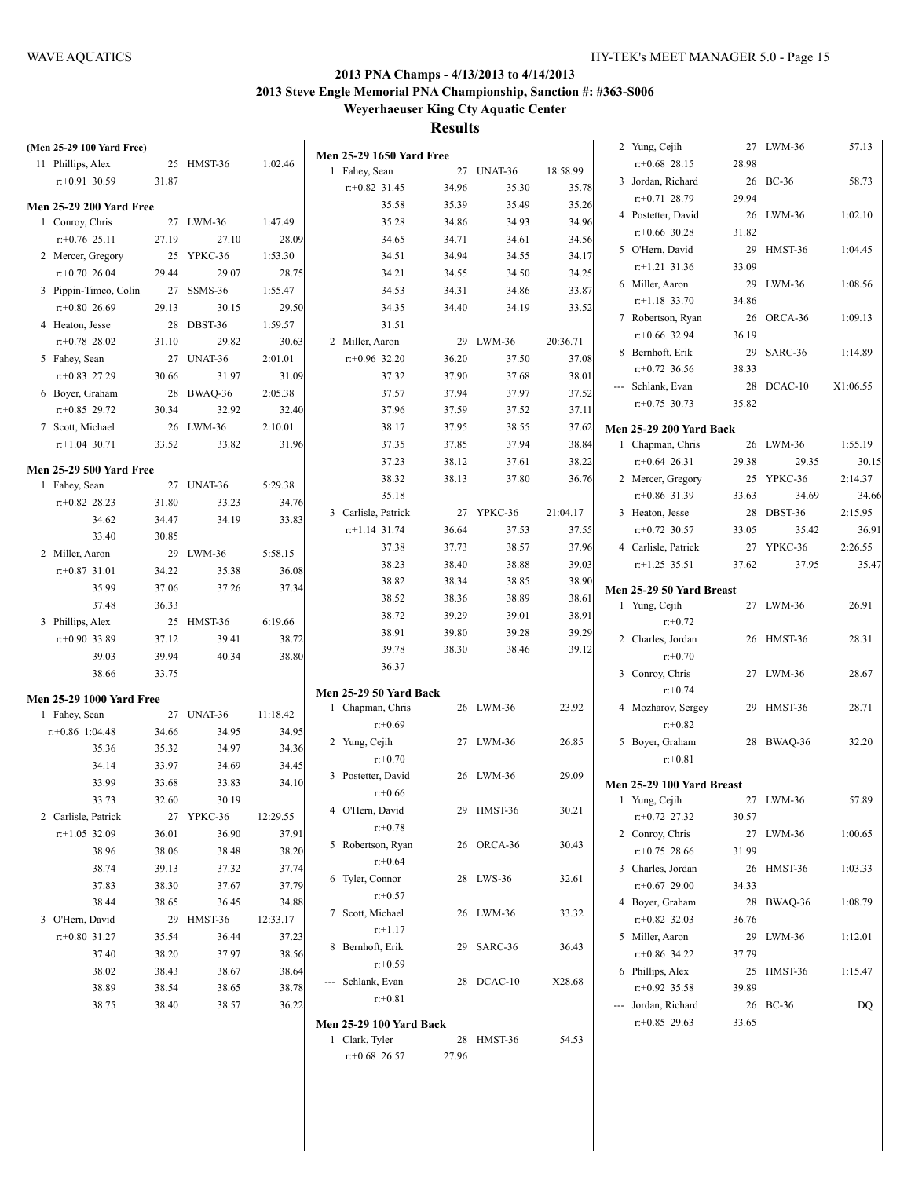## 2013 PNA Champs - 4/13/2013 to 4/14/2013
## 2013 Steve Engle Memorial PNA Championship, Sanction #: #363-S006
## Weyerhaeuser King Cty Aquatic Center
## Results

**(Men 25-29 100 Yard Free)**

```
11 Phillips, Alex              25 HMST-36        1:02.46
   r:+0.91 30.59      31.87
```

**Men 25-29 200 Yard Free**

```
 1 Conroy, Chris               27 LWM-36         1:47.49
   r:+0.76 25.11      27.19      27.10      28.09
 2 Mercer, Gregory             25 YPKC-36        1:53.30
   r:+0.70 26.04      29.44      29.07      28.75
 3 Pippin-Timco, Colin         27 SSMS-36        1:55.47
   r:+0.80 26.69      29.13      30.15      29.50
 4 Heaton, Jesse               28 DBST-36        1:59.57
   r:+0.78 28.02      31.10      29.82      30.63
 5 Fahey, Sean                 27 UNAT-36        2:01.01
   r:+0.83 27.29      30.66      31.97      31.09
 6 Boyer, Graham               28 BWAQ-36        2:05.38
   r:+0.85 29.72      30.34      32.92      32.40
 7 Scott, Michael              26 LWM-36         2:10.01
   r:+1.04 30.71      33.52      33.82      31.96
```

**Men 25-29 500 Yard Free**

```
 1 Fahey, Sean                 27 UNAT-36        5:29.38
   r:+0.82 28.23      31.80      33.23      34.76
           34.62      34.47      34.19      33.83
           33.40      30.85
 2 Miller, Aaron               29 LWM-36         5:58.15
   r:+0.87 31.01      34.22      35.38      36.08
           35.99      37.06      37.26      37.34
           37.48      36.33
 3 Phillips, Alex              25 HMST-36        6:19.66
   r:+0.90 33.89      37.12      39.41      38.72
           39.03      39.94      40.34      38.80
           38.66      33.75
```

**Men 25-29 1000 Yard Free**

```
 1 Fahey, Sean                 27 UNAT-36       11:18.42
   r:+0.86 1:04.48    34.66      34.95      34.95
           35.36      35.32      34.97      34.36
           34.14      33.97      34.69      34.45
           33.99      33.68      33.83      34.10
           33.73      32.60      30.19
 2 Carlisle, Patrick           27 YPKC-36       12:29.55
   r:+1.05 32.09      36.01      36.90      37.91
           38.96      38.06      38.48      38.20
           38.74      39.13      37.32      37.74
           37.83      38.30      37.67      37.79
           38.44      38.65      36.45      34.88
 3 O'Hern, David               29 HMST-36       12:33.17
   r:+0.80 31.27      35.54      36.44      37.23
           37.40      38.20      37.97      38.56
           38.02      38.43      38.67      38.64
           38.89      38.54      38.65      38.78
           38.75      38.40      38.57      36.22
```

**Men 25-29 1650 Yard Free**

```
 1 Fahey, Sean                 27 UNAT-36       18:58.99
   r:+0.82 31.45      34.96      35.30      35.78
           35.58      35.39      35.49      35.26
           35.28      34.86      34.93      34.96
           34.65      34.71      34.61      34.56
           34.51      34.94      34.55      34.17
           34.21      34.55      34.50      34.25
           34.53      34.31      34.86      33.87
           34.35      34.40      34.19      33.52
           31.51
 2 Miller, Aaron               29 LWM-36        20:36.71
   r:+0.96 32.20      36.20      37.50      37.08
           37.32      37.90      37.68      38.01
           37.57      37.94      37.97      37.52
           37.96      37.59      37.52      37.11
           38.17      37.95      38.55      37.62
           37.35      37.85      37.94      38.84
           37.23      38.12      37.61      38.22
           38.32      38.13      37.80      36.76
           35.18
 3 Carlisle, Patrick           27 YPKC-36       21:04.17
   r:+1.14 31.74      36.64      37.53      37.55
           37.38      37.73      38.57      37.96
           38.23      38.40      38.88      39.03
           38.82      38.34      38.85      38.90
           38.52      38.36      38.89      38.61
           38.72      39.29      39.01      38.91
           38.91      39.80      39.28      39.29
           39.78      38.30      38.46      39.12
           36.37
```

**Men 25-29 50 Yard Back**

```
 1 Chapman, Chris              26 LWM-36           23.92
   r:+0.69
 2 Yung, Cejih                 27 LWM-36           26.85
   r:+0.70
 3 Postetter, David            26 LWM-36           29.09
   r:+0.66
 4 O'Hern, David               29 HMST-36          30.21
   r:+0.78
 5 Robertson, Ryan             26 ORCA-36          30.43
   r:+0.64
 6 Tyler, Connor               28 LWS-36           32.61
   r:+0.57
 7 Scott, Michael              26 LWM-36           33.32
   r:+1.17
 8 Bernhoft, Erik              29 SARC-36          36.43
   r:+0.59
--- Schlank, Evan              28 DCAC-10         X28.68
   r:+0.81
```

**Men 25-29 100 Yard Back**

```
 1 Clark, Tyler                28 HMST-36          54.53
   r:+0.68 26.57      27.96
 2 Yung, Cejih                 27 LWM-36           57.13
   r:+0.68 28.15      28.98
 3 Jordan, Richard             26 BC-36            58.73
   r:+0.71 28.79      29.94
 4 Postetter, David            26 LWM-36         1:02.10
   r:+0.66 30.28      31.82
 5 O'Hern, David               29 HMST-36        1:04.45
   r:+1.21 31.36      33.09
 6 Miller, Aaron               29 LWM-36         1:08.56
   r:+1.18 33.70      34.86
 7 Robertson, Ryan             26 ORCA-36        1:09.13
   r:+0.66 32.94      36.19
 8 Bernhoft, Erik              29 SARC-36        1:14.89
   r:+0.72 36.56      38.33
--- Schlank, Evan              28 DCAC-10       X1:06.55
   r:+0.75 30.73      35.82
```

**Men 25-29 200 Yard Back**

```
 1 Chapman, Chris              26 LWM-36         1:55.19
   r:+0.64 26.31      29.38      29.35      30.15
 2 Mercer, Gregory             25 YPKC-36        2:14.37
   r:+0.86 31.39      33.63      34.69      34.66
 3 Heaton, Jesse               28 DBST-36        2:15.95
   r:+0.72 30.57      33.05      35.42      36.91
 4 Carlisle, Patrick           27 YPKC-36        2:26.55
   r:+1.25 35.51      37.62      37.95      35.47
```

**Men 25-29 50 Yard Breast**

```
 1 Yung, Cejih                 27 LWM-36           26.91
   r:+0.72
 2 Charles, Jordan             26 HMST-36          28.31
   r:+0.70
 3 Conroy, Chris               27 LWM-36           28.67
   r:+0.74
 4 Mozharov, Sergey            29 HMST-36          28.71
   r:+0.82
 5 Boyer, Graham               28 BWAQ-36          32.20
   r:+0.81
```

**Men 25-29 100 Yard Breast**

```
 1 Yung, Cejih                 27 LWM-36           57.89
   r:+0.72 27.32      30.57
 2 Conroy, Chris               27 LWM-36         1:00.65
   r:+0.75 28.66      31.99
 3 Charles, Jordan             26 HMST-36        1:03.33
   r:+0.67 29.00      34.33
 4 Boyer, Graham               28 BWAQ-36        1:08.79
   r:+0.82 32.03      36.76
 5 Miller, Aaron               29 LWM-36         1:12.01
   r:+0.86 34.22      37.79
 6 Phillips, Alex              25 HMST-36        1:15.47
   r:+0.92 35.58      39.89
--- Jordan, Richard            26 BC-36               DQ
   r:+0.85 29.63      33.65
```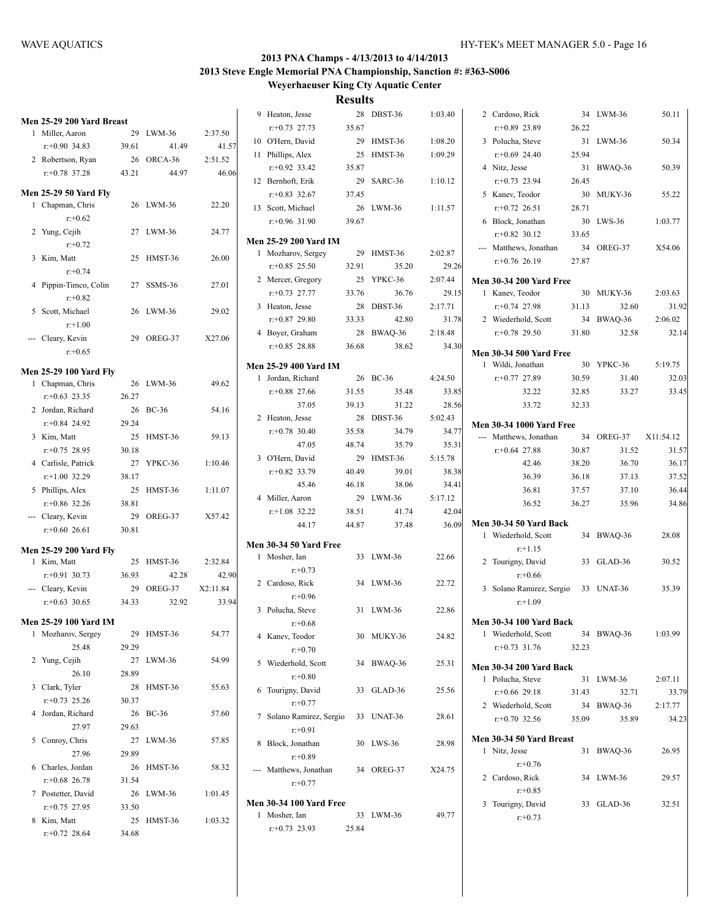## 2013 PNA Champs - 4/13/2013 to 4/14/2013

### 2013 Steve Engle Memorial PNA Championship, Sanction #: #363-S006

### Weyerhaeuser King Cty Aquatic Center

### Results

**Men 25-29 200 Yard Breast**

1 Miller, Aaron 29 LWM-36 2:37.50
r:+0.90 34.83 39.61 41.49 41.57
2 Robertson, Ryan 26 ORCA-36 2:51.52
r:+0.78 37.28 43.21 44.97 46.06

**Men 25-29 50 Yard Fly**

1 Chapman, Chris 26 LWM-36 22.20
r:+0.62
2 Yung, Cejih 27 LWM-36 24.77
r:+0.72
3 Kim, Matt 25 HMST-36 26.00
r:+0.74
4 Pippin-Timco, Colin 27 SSMS-36 27.01
r:+0.82
5 Scott, Michael 26 LWM-36 29.02
r:+1.00
--- Cleary, Kevin 29 OREG-37 X27.06
r:+0.65

**Men 25-29 100 Yard Fly**

1 Chapman, Chris 26 LWM-36 49.62
r:+0.63 23.35 26.27
2 Jordan, Richard 26 BC-36 54.16
r:+0.84 24.92 29.24
3 Kim, Matt 25 HMST-36 59.13
r:+0.75 28.95 30.18
4 Carlisle, Patrick 27 YPKC-36 1:10.46
r:+1.00 32.29 38.17
5 Phillips, Alex 25 HMST-36 1:11.07
r:+0.86 32.26 38.81
--- Cleary, Kevin 29 OREG-37 X57.42
r:+0.60 26.61 30.81

**Men 25-29 200 Yard Fly**

1 Kim, Matt 25 HMST-36 2:32.84
r:+0.91 30.73 36.93 42.28 42.90
--- Cleary, Kevin 29 OREG-37 X2:11.84
r:+0.63 30.65 34.33 32.92 33.94

**Men 25-29 100 Yard IM**

1 Mozharov, Sergey 29 HMST-36 54.77
25.48 29.29
2 Yung, Cejih 27 LWM-36 54.99
26.10 28.89
3 Clark, Tyler 28 HMST-36 55.63
r:+0.73 25.26 30.37
4 Jordan, Richard 26 BC-36 57.60
27.97 29.63
5 Conroy, Chris 27 LWM-36 57.85
27.96 29.89
6 Charles, Jordan 26 HMST-36 58.32
r:+0.68 26.78 31.54
7 Postetter, David 26 LWM-36 1:01.45
r:+0.75 27.95 33.50
8 Kim, Matt 25 HMST-36 1:03.32
r:+0.72 28.64 34.68
9 Heaton, Jesse 28 DBST-36 1:03.40
r:+0.73 27.73 35.67
10 O'Hern, David 29 HMST-36 1:08.20
11 Phillips, Alex 25 HMST-36 1:09.29
r:+0.92 33.42 35.87
12 Bernhoft, Erik 29 SARC-36 1:10.12
r:+0.83 32.67 37.45
13 Scott, Michael 26 LWM-36 1:11.57
r:+0.96 31.90 39.67

**Men 25-29 200 Yard IM**

1 Mozharov, Sergey 29 HMST-36 2:02.87
r:+0.85 25.50 32.91 35.20 29.26
2 Mercer, Gregory 25 YPKC-36 2:07.44
r:+0.73 27.77 33.76 36.76 29.15
3 Heaton, Jesse 28 DBST-36 2:17.71
r:+0.87 29.80 33.33 42.80 31.78
4 Boyer, Graham 28 BWAQ-36 2:18.48
r:+0.85 28.88 36.68 38.62 34.30

**Men 25-29 400 Yard IM**

1 Jordan, Richard 26 BC-36 4:24.50
r:+0.88 27.66 31.55 35.48 33.85
37.05 39.13 31.22 28.56
2 Heaton, Jesse 28 DBST-36 5:02.43
r:+0.78 30.40 35.58 34.79 34.77
47.05 48.74 35.79 35.31
3 O'Hern, David 29 HMST-36 5:15.78
r:+0.82 33.79 40.49 39.01 38.38
45.46 46.18 38.06 34.41
4 Miller, Aaron 29 LWM-36 5:17.12
r:+1.08 32.22 38.51 41.74 42.04
44.17 44.87 37.48 36.09

**Men 30-34 50 Yard Free**

1 Mosher, Ian 33 LWM-36 22.66
r:+0.73
2 Cardoso, Rick 34 LWM-36 22.72
r:+0.96
3 Polucha, Steve 31 LWM-36 22.86
r:+0.68
4 Kanev, Teodor 30 MUKY-36 24.82
r:+0.70
5 Wiederhold, Scott 34 BWAQ-36 25.31
r:+0.80
6 Tourigny, David 33 GLAD-36 25.56
r:+0.77
7 Solano Ramirez, Sergio 33 UNAT-36 28.61
r:+0.91
8 Block, Jonathan 30 LWS-36 28.98
r:+0.89
--- Matthews, Jonathan 34 OREG-37 X24.75
r:+0.77

**Men 30-34 100 Yard Free**

1 Mosher, Ian 33 LWM-36 49.77
r:+0.73 23.93 25.84
2 Cardoso, Rick 34 LWM-36 50.11
r:+0.89 23.89 26.22
3 Polucha, Steve 31 LWM-36 50.34
r:+0.69 24.40 25.94
4 Nitz, Jesse 31 BWAQ-36 50.39
r:+0.73 23.94 26.45
5 Kanev, Teodor 30 MUKY-36 55.22
r:+0.72 26.51 28.71
6 Block, Jonathan 30 LWS-36 1:03.77
r:+0.82 30.12 33.65
--- Matthews, Jonathan 34 OREG-37 X54.06
r:+0.76 26.19 27.87

**Men 30-34 200 Yard Free**

1 Kanev, Teodor 30 MUKY-36 2:03.63
r:+0.74 27.98 31.13 32.60 31.92
2 Wiederhold, Scott 34 BWAQ-36 2:06.02
r:+0.78 29.50 31.80 32.58 32.14

**Men 30-34 500 Yard Free**

1 Wildi, Jonathan 30 YPKC-36 5:19.75
r:+0.77 27.89 30.59 31.40 32.03
32.22 32.85 33.27 33.45
33.72 32.33

**Men 30-34 1000 Yard Free**

--- Matthews, Jonathan 34 OREG-37 X11:54.12
r:+0.64 27.88 30.87 31.52 31.57
42.46 38.20 36.70 36.17
36.39 36.18 37.13 37.52
36.81 37.57 37.10 36.44
36.52 36.27 35.96 34.86

**Men 30-34 50 Yard Back**

1 Wiederhold, Scott 34 BWAQ-36 28.08
r:+1.15
2 Tourigny, David 33 GLAD-36 30.52
r:+0.66
3 Solano Ramirez, Sergio 33 UNAT-36 35.39
r:+1.09

**Men 30-34 100 Yard Back**

1 Wiederhold, Scott 34 BWAQ-36 1:03.99
r:+0.73 31.76 32.23

**Men 30-34 200 Yard Back**

1 Polucha, Steve 31 LWM-36 2:07.11
r:+0.66 29.18 31.43 32.71 33.79
2 Wiederhold, Scott 34 BWAQ-36 2:17.77
r:+0.70 32.56 35.09 35.89 34.23

**Men 30-34 50 Yard Breast**

1 Nitz, Jesse 31 BWAQ-36 26.95
r:+0.76
2 Cardoso, Rick 34 LWM-36 29.57
r:+0.85
3 Tourigny, David 33 GLAD-36 32.51
r:+0.73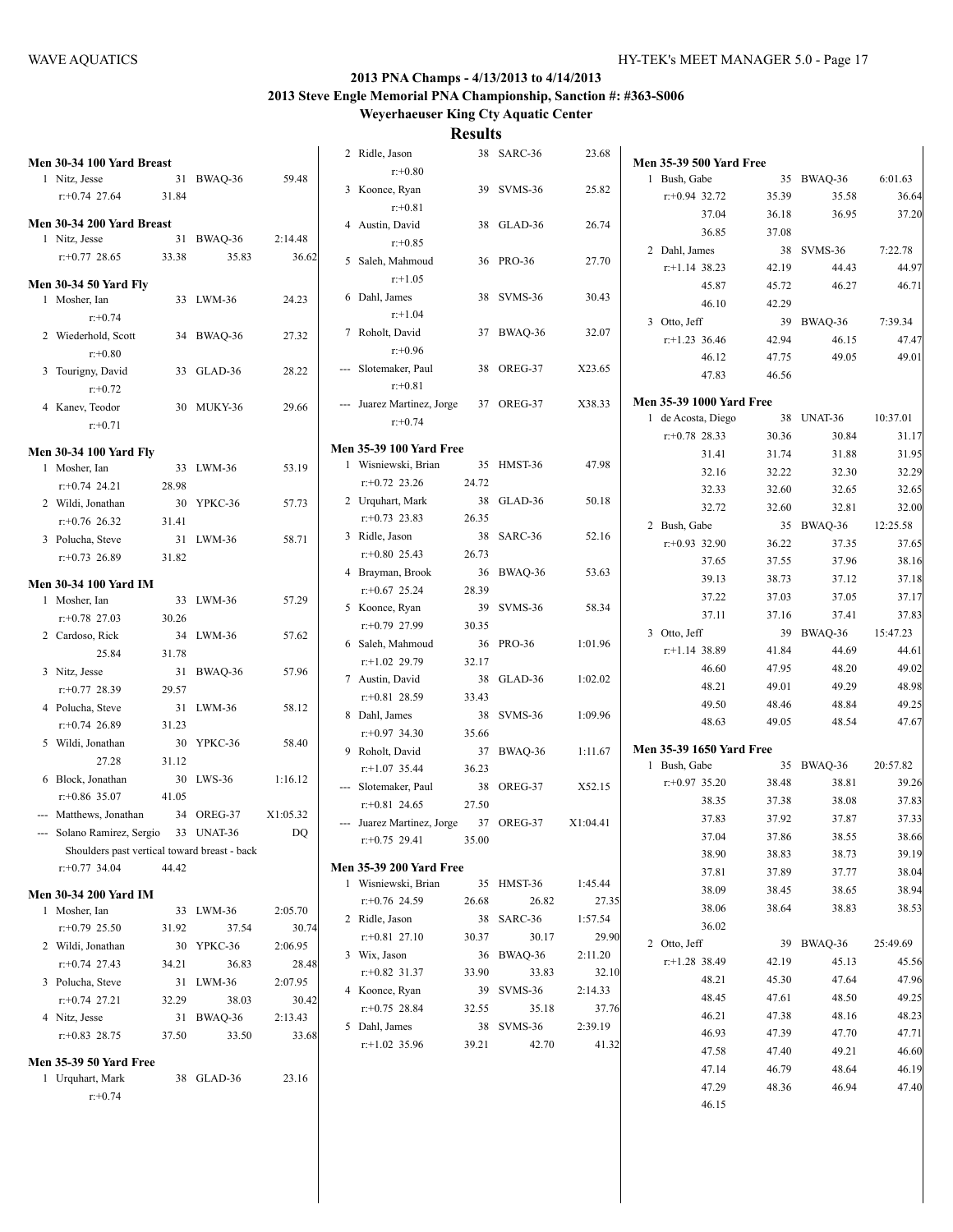## 2013 PNA Champs - 4/13/2013 to 4/14/2013
## 2013 Steve Engle Memorial PNA Championship, Sanction #: #363-S006
## Weyerhaeuser King Cty Aquatic Center

### Results

**Men 30-34 100 Yard Breast**

1 Nitz, Jesse 31 BWAQ-36 59.48
r:+0.74 27.64 31.84

**Men 30-34 200 Yard Breast**

1 Nitz, Jesse 31 BWAQ-36 2:14.48
r:+0.77 28.65 33.38 35.83 36.62

**Men 30-34 50 Yard Fly**

1 Mosher, Ian 33 LWM-36 24.23
r:+0.74
2 Wiederhold, Scott 34 BWAQ-36 27.32
r:+0.80
3 Tourigny, David 33 GLAD-36 28.22
r:+0.72
4 Kanev, Teodor 30 MUKY-36 29.66
r:+0.71

**Men 30-34 100 Yard Fly**

1 Mosher, Ian 33 LWM-36 53.19
r:+0.74 24.21 28.98
2 Wildi, Jonathan 30 YPKC-36 57.73
r:+0.76 26.32 31.41
3 Polucha, Steve 31 LWM-36 58.71
r:+0.73 26.89 31.82

**Men 30-34 100 Yard IM**

1 Mosher, Ian 33 LWM-36 57.29
r:+0.78 27.03 30.26
2 Cardoso, Rick 34 LWM-36 57.62
25.84 31.78
3 Nitz, Jesse 31 BWAQ-36 57.96
r:+0.77 28.39 29.57
4 Polucha, Steve 31 LWM-36 58.12
r:+0.74 26.89 31.23
5 Wildi, Jonathan 30 YPKC-36 58.40
27.28 31.12
6 Block, Jonathan 30 LWS-36 1:16.12
r:+0.86 35.07 41.05
--- Matthews, Jonathan 34 OREG-37 X1:05.32
--- Solano Ramirez, Sergio 33 UNAT-36 DQ
Shoulders past vertical toward breast - back
r:+0.77 34.04 44.42

**Men 30-34 200 Yard IM**

1 Mosher, Ian 33 LWM-36 2:05.70
r:+0.79 25.50 31.92 37.54 30.74
2 Wildi, Jonathan 30 YPKC-36 2:06.95
r:+0.74 27.43 34.21 36.83 28.48
3 Polucha, Steve 31 LWM-36 2:07.95
r:+0.74 27.21 32.29 38.03 30.42
4 Nitz, Jesse 31 BWAQ-36 2:13.43
r:+0.83 28.75 37.50 33.50 33.68

**Men 35-39 50 Yard Free**

1 Urquhart, Mark 38 GLAD-36 23.16
r:+0.74
2 Ridle, Jason 38 SARC-36 23.68
r:+0.80
3 Koonce, Ryan 39 SVMS-36 25.82
r:+0.81
4 Austin, David 38 GLAD-36 26.74
r:+0.85
5 Saleh, Mahmoud 36 PRO-36 27.70
r:+1.05
6 Dahl, James 38 SVMS-36 30.43
r:+1.04
7 Roholt, David 37 BWAQ-36 32.07
r:+0.96
--- Slotemaker, Paul 38 OREG-37 X23.65
r:+0.81
--- Juarez Martinez, Jorge 37 OREG-37 X38.33
r:+0.74

**Men 35-39 100 Yard Free**

1 Wisniewski, Brian 35 HMST-36 47.98
r:+0.72 23.26 24.72
2 Urquhart, Mark 38 GLAD-36 50.18
r:+0.73 23.83 26.35
3 Ridle, Jason 38 SARC-36 52.16
r:+0.80 25.43 26.73
4 Brayman, Brook 36 BWAQ-36 53.63
r:+0.67 25.24 28.39
5 Koonce, Ryan 39 SVMS-36 58.34
r:+0.79 27.99 30.35
6 Saleh, Mahmoud 36 PRO-36 1:01.96
r:+1.02 29.79 32.17
7 Austin, David 38 GLAD-36 1:02.02
r:+0.81 28.59 33.43
8 Dahl, James 38 SVMS-36 1:09.96
r:+0.97 34.30 35.66
9 Roholt, David 37 BWAQ-36 1:11.67
r:+1.07 35.44 36.23
--- Slotemaker, Paul 38 OREG-37 X52.15
r:+0.81 24.65 27.50
--- Juarez Martinez, Jorge 37 OREG-37 X1:04.41
r:+0.75 29.41 35.00

**Men 35-39 200 Yard Free**

1 Wisniewski, Brian 35 HMST-36 1:45.44
r:+0.76 24.59 26.68 26.82 27.35
2 Ridle, Jason 38 SARC-36 1:57.54
r:+0.81 27.10 30.37 30.17 29.90
3 Wix, Jason 36 BWAQ-36 2:11.20
r:+0.82 31.37 33.90 33.83 32.10
4 Koonce, Ryan 39 SVMS-36 2:14.33
r:+0.75 28.84 32.55 35.18 37.76
5 Dahl, James 38 SVMS-36 2:39.19
r:+1.02 35.96 39.21 42.70 41.32

**Men 35-39 500 Yard Free**

1 Bush, Gabe 35 BWAQ-36 6:01.63
r:+0.94 32.72 35.39 35.58 36.64
37.04 36.18 36.95 37.20
36.85 37.08
2 Dahl, James 38 SVMS-36 7:22.78
r:+1.14 38.23 42.19 44.43 44.97
45.87 45.72 46.27 46.71
46.10 42.29
3 Otto, Jeff 39 BWAQ-36 7:39.34
r:+1.23 36.46 42.94 46.15 47.47
46.12 47.75 49.05 49.01
47.83 46.56

**Men 35-39 1000 Yard Free**

1 de Acosta, Diego 38 UNAT-36 10:37.01
r:+0.78 28.33 30.36 30.84 31.17
31.41 31.74 31.88 31.95
32.16 32.22 32.30 32.29
32.33 32.60 32.65 32.65
32.72 32.60 32.81 32.00
2 Bush, Gabe 35 BWAQ-36 12:25.58
r:+0.93 32.90 36.22 37.35 37.65
37.65 37.55 37.96 38.16
39.13 38.73 37.12 37.18
37.22 37.03 37.05 37.17
37.11 37.16 37.41 37.83
3 Otto, Jeff 39 BWAQ-36 15:47.23
r:+1.14 38.89 41.84 44.69 44.61
46.60 47.95 48.20 49.02
48.21 49.01 49.29 48.98
49.50 48.46 48.84 49.25
48.63 49.05 48.54 47.67

**Men 35-39 1650 Yard Free**

1 Bush, Gabe 35 BWAQ-36 20:57.82
r:+0.97 35.20 38.48 38.81 39.26
38.35 37.38 38.08 37.83
37.83 37.92 37.87 37.33
37.04 37.86 38.55 38.66
38.90 38.83 38.73 39.19
37.81 37.89 37.77 38.04
38.09 38.45 38.65 38.94
38.06 38.64 38.83 38.53
36.02
2 Otto, Jeff 39 BWAQ-36 25:49.69
r:+1.28 38.49 42.19 45.13 45.56
48.21 45.30 47.64 47.96
48.45 47.61 48.50 49.25
46.21 47.38 48.16 48.23
46.93 47.39 47.70 47.71
47.58 47.40 49.21 46.60
47.14 46.79 48.64 46.19
47.29 48.36 46.94 47.40
46.15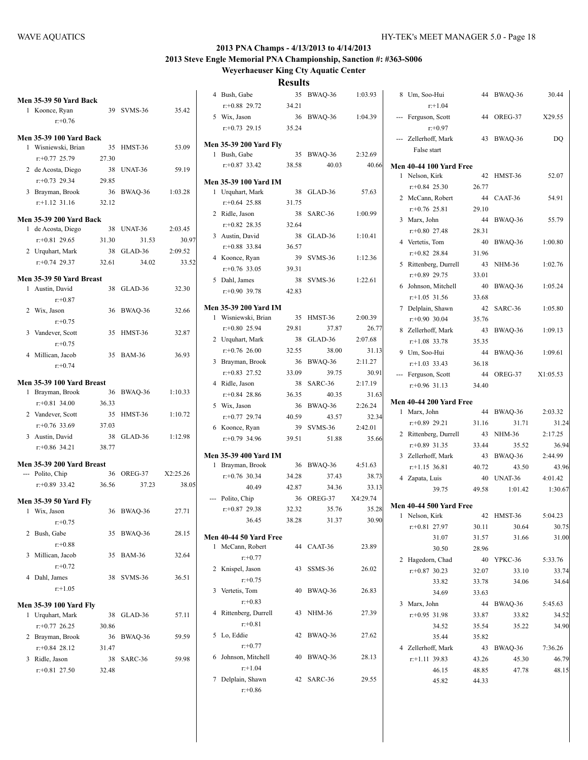**2013 PNA Champs - 4/13/2013 to 4/14/2013**
**2013 Steve Engle Memorial PNA Championship, Sanction #: #363-S006**
**Weyerhaeuser King Cty Aquatic Center**

## Results

### Men 35-39 50 Yard Back

1 Koonce, Ryan 39 SVMS-36 35.42
r:+0.76

### Men 35-39 100 Yard Back

1 Wisniewski, Brian 35 HMST-36 53.09
r:+0.77 25.79 27.30
2 de Acosta, Diego 38 UNAT-36 59.19
r:+0.73 29.34 29.85
3 Brayman, Brook 36 BWAQ-36 1:03.28
r:+1.12 31.16 32.12

### Men 35-39 200 Yard Back

1 de Acosta, Diego 38 UNAT-36 2:03.45
r:+0.81 29.65 31.30 31.53 30.97
2 Urquhart, Mark 38 GLAD-36 2:09.52
r:+0.74 29.37 32.61 34.02 33.52

### Men 35-39 50 Yard Breast

1 Austin, David 38 GLAD-36 32.30
r:+0.87
2 Wix, Jason 36 BWAQ-36 32.66
r:+0.75
3 Vandever, Scott 35 HMST-36 32.87
r:+0.75
4 Millican, Jacob 35 BAM-36 36.93
r:+0.74

### Men 35-39 100 Yard Breast

1 Brayman, Brook 36 BWAQ-36 1:10.33
r:+0.81 34.00 36.33
2 Vandever, Scott 35 HMST-36 1:10.72
r:+0.76 33.69 37.03
3 Austin, David 38 GLAD-36 1:12.98
r:+0.86 34.21 38.77

### Men 35-39 200 Yard Breast

--- Polito, Chip 36 OREG-37 X2:25.26
r:+0.89 33.42 36.56 37.23 38.05

### Men 35-39 50 Yard Fly

1 Wix, Jason 36 BWAQ-36 27.71
r:+0.75
2 Bush, Gabe 35 BWAQ-36 28.15
r:+0.88
3 Millican, Jacob 35 BAM-36 32.64
r:+0.72
4 Dahl, James 38 SVMS-36 36.51
r:+1.05

### Men 35-39 100 Yard Fly

1 Urquhart, Mark 38 GLAD-36 57.11
r:+0.77 26.25 30.86
2 Brayman, Brook 36 BWAQ-36 59.59
r:+0.84 28.12 31.47
3 Ridle, Jason 38 SARC-36 59.98
r:+0.81 27.50 32.48
4 Bush, Gabe 35 BWAQ-36 1:03.93
r:+0.88 29.72 34.21
5 Wix, Jason 36 BWAQ-36 1:04.39
r:+0.73 29.15 35.24

### Men 35-39 200 Yard Fly

1 Bush, Gabe 35 BWAQ-36 2:32.69
r:+0.87 33.42 38.58 40.03 40.66

### Men 35-39 100 Yard IM

1 Urquhart, Mark 38 GLAD-36 57.63
r:+0.64 25.88 31.75
2 Ridle, Jason 38 SARC-36 1:00.99
r:+0.82 28.35 32.64
3 Austin, David 38 GLAD-36 1:10.41
r:+0.88 33.84 36.57
4 Koonce, Ryan 39 SVMS-36 1:12.36
r:+0.76 33.05 39.31
5 Dahl, James 38 SVMS-36 1:22.61
r:+0.90 39.78 42.83

### Men 35-39 200 Yard IM

1 Wisniewski, Brian 35 HMST-36 2:00.39
r:+0.80 25.94 29.81 37.87 26.77
2 Urquhart, Mark 38 GLAD-36 2:07.68
r:+0.76 26.00 32.55 38.00 31.13
3 Brayman, Brook 36 BWAQ-36 2:11.27
r:+0.83 27.52 33.09 39.75 30.91
4 Ridle, Jason 38 SARC-36 2:17.19
r:+0.84 28.86 36.35 40.35 31.63
5 Wix, Jason 36 BWAQ-36 2:26.24
r:+0.77 29.74 40.59 43.57 32.34
6 Koonce, Ryan 39 SVMS-36 2:42.01
r:+0.79 34.96 39.51 51.88 35.66

### Men 35-39 400 Yard IM

1 Brayman, Brook 36 BWAQ-36 4:51.63
r:+0.76 30.34 34.28 37.43 38.73
40.49 42.87 34.36 33.13
--- Polito, Chip 36 OREG-37 X4:29.74
r:+0.87 29.38 32.32 35.76 35.28
36.45 38.28 31.37 30.90

### Men 40-44 50 Yard Free

1 McCann, Robert 44 CAAT-36 23.89
r:+0.77
2 Knispel, Jason 43 SSMS-36 26.02
r:+0.75
3 Vertetis, Tom 40 BWAQ-36 26.83
r:+0.83
4 Rittenberg, Durrell 43 NHM-36 27.39
r:+0.81
5 Lo, Eddie 42 BWAQ-36 27.62
r:+0.77
6 Johnson, Mitchell 40 BWAQ-36 28.13
r:+1.04
7 Delplain, Shawn 42 SARC-36 29.55
r:+0.86
8 Um, Soo-Hui 44 BWAQ-36 30.44
r:+1.04
--- Ferguson, Scott 44 OREG-37 X29.55
r:+0.97
--- Zellerhoff, Mark 43 BWAQ-36 DQ
False start

### Men 40-44 100 Yard Free

1 Nelson, Kirk 42 HMST-36 52.07
r:+0.84 25.30 26.77
2 McCann, Robert 44 CAAT-36 54.91
r:+0.76 25.81 29.10
3 Marx, John 44 BWAQ-36 55.79
r:+0.80 27.48 28.31
4 Vertetis, Tom 40 BWAQ-36 1:00.80
r:+0.82 28.84 31.96
5 Rittenberg, Durrell 43 NHM-36 1:02.76
r:+0.89 29.75 33.01
6 Johnson, Mitchell 40 BWAQ-36 1:05.24
r:+1.05 31.56 33.68
7 Delplain, Shawn 42 SARC-36 1:05.80
r:+0.90 30.04 35.76
8 Zellerhoff, Mark 43 BWAQ-36 1:09.13
r:+1.08 33.78 35.35
9 Um, Soo-Hui 44 BWAQ-36 1:09.61
r:+1.03 33.43 36.18
--- Ferguson, Scott 44 OREG-37 X1:05.53
r:+0.96 31.13 34.40

### Men 40-44 200 Yard Free

1 Marx, John 44 BWAQ-36 2:03.32
r:+0.89 29.21 31.16 31.71 31.24
2 Rittenberg, Durrell 43 NHM-36 2:17.25
r:+0.89 31.35 33.44 35.52 36.94
3 Zellerhoff, Mark 43 BWAQ-36 2:44.99
r:+1.15 36.81 40.72 43.50 43.96
4 Zapata, Luis 40 UNAT-36 4:01.42
39.75 49.58 1:01.42 1:30.67

### Men 40-44 500 Yard Free

1 Nelson, Kirk 42 HMST-36 5:04.23
r:+0.81 27.97 30.11 30.64 30.75
31.07 31.57 31.66 31.00
30.50 28.96
2 Hagedorn, Chad 40 YPKC-36 5:33.76
r:+0.87 30.23 32.07 33.10 33.74
33.82 33.78 34.06 34.64
34.69 33.63
3 Marx, John 44 BWAQ-36 5:45.63
r:+0.95 31.98 33.87 33.82 34.52
34.52 35.54 35.22 34.90
35.44 35.82
4 Zellerhoff, Mark 43 BWAQ-36 7:36.26
r:+1.11 39.83 43.26 45.30 46.79
46.15 48.85 47.78 48.15
45.82 44.33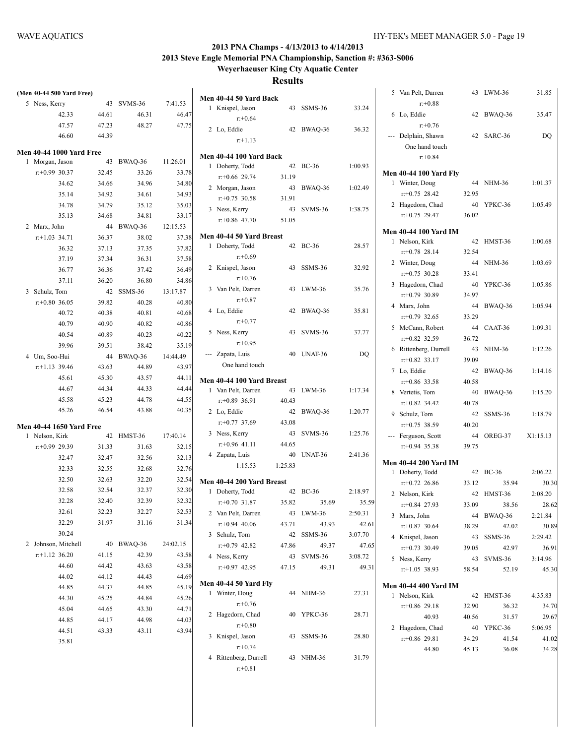# 2013 PNA Champs - 4/13/2013 to 4/14/2013
## 2013 Steve Engle Memorial PNA Championship, Sanction #: #363-S006
### Weyerhaeuser King Cty Aquatic Center
## Results

**(Men 40-44 500 Yard Free)**

```
  5 Ness, Kerry              43  SVMS-36        7:41.53
        42.33      44.61      46.31      46.47
        47.57      47.23      48.27      47.75
        46.60      44.39
```

**Men 40-44 1000 Yard Free**

```
  1 Morgan, Jason            43  BWAQ-36       11:26.01
    r:+0.99 30.37  32.45      33.26      33.78
        34.62      34.66      34.96      34.80
        35.14      34.92      34.61      34.93
        34.78      34.79      35.12      35.03
        35.13      34.68      34.81      33.17
  2 Marx, John               44  BWAQ-36       12:15.53
    r:+1.03 34.71  36.37      38.02      37.38
        36.32      37.13      37.35      37.82
        37.19      37.34      36.31      37.58
        36.77      36.36      37.42      36.49
        37.11      36.20      36.80      34.86
  3 Schulz, Tom              42  SSMS-36       13:17.87
    r:+0.80 36.05  39.82      40.28      40.80
        40.72      40.38      40.81      40.68
        40.79      40.90      40.82      40.86
        40.54      40.89      40.23      40.22
        39.96      39.51      38.42      35.19
  4 Um, Soo-Hui              44  BWAQ-36       14:44.49
    r:+1.13 39.46  43.63      44.89      43.97
        45.61      45.30      43.57      44.11
        44.67      44.34      44.33      44.44
        45.58      45.23      44.78      44.55
        45.26      46.54      43.88      40.35
```

**Men 40-44 1650 Yard Free**

```
  1 Nelson, Kirk             42  HMST-36       17:40.14
    r:+0.99 29.39  31.33      31.63      32.15
        32.47      32.47      32.56      32.13
        32.33      32.55      32.68      32.76
        32.50      32.63      32.20      32.54
        32.58      32.54      32.37      32.30
        32.28      32.40      32.39      32.32
        32.61      32.23      32.27      32.53
        32.29      31.97      31.16      31.34
        30.24
  2 Johnson, Mitchell        40  BWAQ-36       24:02.15
    r:+1.12 36.20  41.15      42.39      43.58
        44.60      44.42      43.63      43.58
        44.02      44.12      44.43      44.69
        44.85      44.37      44.85      45.19
        44.30      45.25      44.84      45.26
        45.04      44.65      43.30      44.71
        44.85      44.17      44.98      44.03
        44.51      43.33      43.11      43.94
        35.81
```

**Men 40-44 50 Yard Back**

```
  1 Knispel, Jason           43  SSMS-36          33.24
        r:+0.64
  2 Lo, Eddie                42  BWAQ-36          36.32
        r:+1.13
```

**Men 40-44 100 Yard Back**

```
  1 Doherty, Todd            42  BC-36          1:00.93
    r:+0.66 29.74  31.19
  2 Morgan, Jason            43  BWAQ-36        1:02.49
    r:+0.75 30.58  31.91
  3 Ness, Kerry              43  SVMS-36        1:38.75
    r:+0.86 47.70  51.05
```

**Men 40-44 50 Yard Breast**

```
  1 Doherty, Todd            42  BC-36            28.57
        r:+0.69
  2 Knispel, Jason           43  SSMS-36          32.92
        r:+0.76
  3 Van Pelt, Darren         43  LWM-36           35.76
        r:+0.87
  4 Lo, Eddie                42  BWAQ-36          35.81
        r:+0.77
  5 Ness, Kerry              43  SVMS-36          37.77
        r:+0.95
 --- Zapata, Luis            40  UNAT-36             DQ
     One hand touch
```

**Men 40-44 100 Yard Breast**

```
  1 Van Pelt, Darren         43  LWM-36         1:17.34
    r:+0.89 36.91  40.43
  2 Lo, Eddie                42  BWAQ-36        1:20.77
    r:+0.77 37.69  43.08
  3 Ness, Kerry              43  SVMS-36        1:25.76
    r:+0.96 41.11  44.65
  4 Zapata, Luis             40  UNAT-36        2:41.36
        1:15.53  1:25.83
```

**Men 40-44 200 Yard Breast**

```
  1 Doherty, Todd            42  BC-36          2:18.97
    r:+0.70 31.87  35.82      35.69      35.59
  2 Van Pelt, Darren         43  LWM-36         2:50.31
    r:+0.94 40.06  43.71      43.93      42.61
  3 Schulz, Tom              42  SSMS-36        3:07.70
    r:+0.79 42.82  47.86      49.37      47.65
  4 Ness, Kerry              43  SVMS-36        3:08.72
    r:+0.97 42.95  47.15      49.31      49.31
```

**Men 40-44 50 Yard Fly**

```
  1 Winter, Doug             44  NHM-36           27.31
        r:+0.76
  2 Hagedorn, Chad           40  YPKC-36          28.71
        r:+0.80
  3 Knispel, Jason           43  SSMS-36          28.80
        r:+0.74
  4 Rittenberg, Durrell      43  NHM-36           31.79
        r:+0.81
  5 Van Pelt, Darren         43  LWM-36           31.85
        r:+0.88
  6 Lo, Eddie                42  BWAQ-36          35.47
        r:+0.76
 --- Delplain, Shawn         42  SARC-36             DQ
     One hand touch
        r:+0.84
```

**Men 40-44 100 Yard Fly**

```
  1 Winter, Doug             44  NHM-36         1:01.37
    r:+0.75 28.42  32.95
  2 Hagedorn, Chad           40  YPKC-36        1:05.49
    r:+0.75 29.47  36.02
```

**Men 40-44 100 Yard IM**

```
  1 Nelson, Kirk             42  HMST-36        1:00.68
    r:+0.78 28.14  32.54
  2 Winter, Doug             44  NHM-36         1:03.69
    r:+0.75 30.28  33.41
  3 Hagedorn, Chad           40  YPKC-36        1:05.86
    r:+0.79 30.89  34.97
  4 Marx, John               44  BWAQ-36        1:05.94
    r:+0.79 32.65  33.29
  5 McCann, Robert           44  CAAT-36        1:09.31
    r:+0.82 32.59  36.72
  6 Rittenberg, Durrell      43  NHM-36         1:12.26
    r:+0.82 33.17  39.09
  7 Lo, Eddie                42  BWAQ-36        1:14.16
    r:+0.86 33.58  40.58
  8 Vertetis, Tom            40  BWAQ-36        1:15.20
    r:+0.82 34.42  40.78
  9 Schulz, Tom              42  SSMS-36        1:18.79
    r:+0.75 38.59  40.20
 --- Ferguson, Scott         44  OREG-37       X1:15.13
    r:+0.94 35.38  39.75
```

**Men 40-44 200 Yard IM**

```
  1 Doherty, Todd            42  BC-36          2:06.22
    r:+0.72 26.86  33.12      35.94      30.30
  2 Nelson, Kirk             42  HMST-36        2:08.20
    r:+0.84 27.93  33.09      38.56      28.62
  3 Marx, John               44  BWAQ-36        2:21.84
    r:+0.87 30.64  38.29      42.02      30.89
  4 Knispel, Jason           43  SSMS-36        2:29.42
    r:+0.73 30.49  39.05      42.97      36.91
  5 Ness, Kerry              43  SVMS-36        3:14.96
    r:+1.05 38.93  58.54      52.19      45.30
```

**Men 40-44 400 Yard IM**

```
  1 Nelson, Kirk             42  HMST-36        4:35.83
    r:+0.86 29.18  32.90      36.32      34.70
        40.93      40.56      31.57      29.67
  2 Hagedorn, Chad           40  YPKC-36        5:06.95
    r:+0.86 29.81  34.29      41.54      41.02
        44.80      45.13      36.08      34.28
```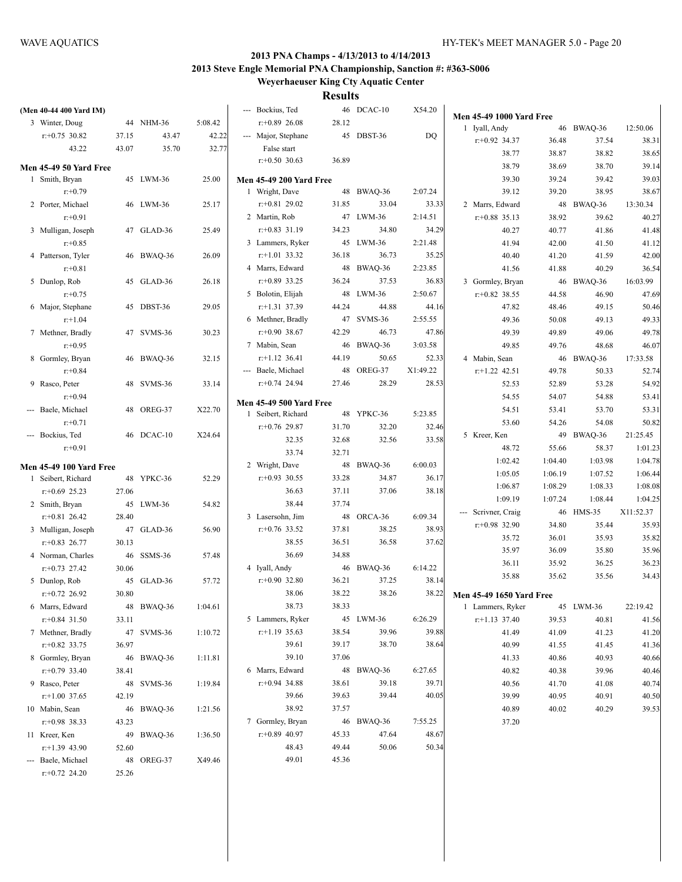## 2013 PNA Champs - 4/13/2013 to 4/14/2013

### 2013 Steve Engle Memorial PNA Championship, Sanction #: #363-S006

### Weyerhaeuser King Cty Aquatic Center

### Results

**(Men 40-44 400 Yard IM)**

```
 3 Winter, Doug          44 NHM-36       5:08.42
     r:+0.75 30.82    37.15      43.47      42.22
       43.22          43.07      35.70      32.77
```

**Men 45-49 50 Yard Free**

```
 1 Smith, Bryan          45 LWM-36         25.00
     r:+0.79
 2 Porter, Michael       46 LWM-36         25.17
     r:+0.91
 3 Mulligan, Joseph      47 GLAD-36        25.49
     r:+0.85
 4 Patterson, Tyler      46 BWAQ-36        26.09
     r:+0.81
 5 Dunlop, Rob           45 GLAD-36        26.18
     r:+0.75
 6 Major, Stephane       45 DBST-36        29.05
     r:+1.04
 7 Methner, Bradly       47 SVMS-36        30.23
     r:+0.95
 8 Gormley, Bryan        46 BWAQ-36        32.15
     r:+0.84
 9 Rasco, Peter          48 SVMS-36        33.14
     r:+0.94
--- Baele, Michael       48 OREG-37       X22.70
     r:+0.71
--- Bockius, Ted         46 DCAC-10       X24.64
     r:+0.91
```

**Men 45-49 100 Yard Free**

```
 1 Seibert, Richard      48 YPKC-36        52.29
     r:+0.69 25.23    27.06
 2 Smith, Bryan          45 LWM-36         54.82
     r:+0.81 26.42    28.40
 3 Mulligan, Joseph      47 GLAD-36        56.90
     r:+0.83 26.77    30.13
 4 Norman, Charles       46 SSMS-36        57.48
     r:+0.73 27.42    30.06
 5 Dunlop, Rob           45 GLAD-36        57.72
     r:+0.72 26.92    30.80
 6 Marrs, Edward         48 BWAQ-36      1:04.61
     r:+0.84 31.50    33.11
 7 Methner, Bradly       47 SVMS-36      1:10.72
     r:+0.82 33.75    36.97
 8 Gormley, Bryan        46 BWAQ-36      1:11.81
     r:+0.79 33.40    38.41
 9 Rasco, Peter          48 SVMS-36      1:19.84
     r:+1.00 37.65    42.19
10 Mabin, Sean           46 BWAQ-36      1:21.56
     r:+0.98 38.33    43.23
11 Kreer, Ken            49 BWAQ-36      1:36.50
     r:+1.39 43.90    52.60
--- Baele, Michael       48 OREG-37       X49.46
     r:+0.72 24.20    25.26
--- Bockius, Ted         46 DCAC-10       X54.20
     r:+0.89 26.08    28.12
--- Major, Stephane      45 DBST-36           DQ
     False start
     r:+0.50 30.63    36.89
```

**Men 45-49 200 Yard Free**

```
 1 Wright, Dave          48 BWAQ-36      2:07.24
     r:+0.81 29.02    31.85      33.04      33.33
 2 Martin, Rob           47 LWM-36       2:14.51
     r:+0.83 31.19    34.23      34.80      34.29
 3 Lammers, Ryker        45 LWM-36       2:21.48
     r:+1.01 33.32    36.18      36.73      35.25
 4 Marrs, Edward         48 BWAQ-36      2:23.85
     r:+0.89 33.25    36.24      37.53      36.83
 5 Bolotin, Elijah       48 LWM-36       2:50.67
     r:+1.31 37.39    44.24      44.88      44.16
 6 Methner, Bradly       47 SVMS-36      2:55.55
     r:+0.90 38.67    42.29      46.73      47.86
 7 Mabin, Sean           46 BWAQ-36      3:03.58
     r:+1.12 36.41    44.19      50.65      52.33
--- Baele, Michael       48 OREG-37     X1:49.22
     r:+0.74 24.94    27.46      28.29      28.53
```

**Men 45-49 500 Yard Free**

```
 1 Seibert, Richard      48 YPKC-36      5:23.85
     r:+0.76 29.87    31.70      32.20      32.46
       32.35          32.68      32.56      33.58
       33.74          32.71
 2 Wright, Dave          48 BWAQ-36      6:00.03
     r:+0.93 30.55    33.28      34.87      36.17
       36.63          37.11      37.06      38.18
       38.44          37.74
 3 Lasersohn, Jim        48 ORCA-36      6:09.34
     r:+0.76 33.52    37.81      38.25      38.93
       38.55          36.51      36.58      37.62
       36.69          34.88
 4 Iyall, Andy           46 BWAQ-36      6:14.22
     r:+0.90 32.80    36.21      37.25      38.14
       38.06          38.22      38.26      38.22
       38.73          38.33
 5 Lammers, Ryker        45 LWM-36       6:26.29
     r:+1.19 35.63    38.54      39.96      39.88
       39.61          39.17      38.70      38.64
       39.10          37.06
 6 Marrs, Edward         48 BWAQ-36      6:27.65
     r:+0.94 34.88    38.61      39.18      39.71
       39.66          39.63      39.44      40.05
       38.92          37.57
 7 Gormley, Bryan        46 BWAQ-36      7:55.25
     r:+0.89 40.97    45.33      47.64      48.67
       48.43          49.44      50.06      50.34
       49.01          45.36
```

**Men 45-49 1000 Yard Free**

```
 1 Iyall, Andy           46 BWAQ-36     12:50.06
     r:+0.92 34.37    36.48      37.54      38.31
       38.77          38.87      38.82      38.65
       38.79          38.69      38.70      39.14
       39.30          39.24      39.42      39.03
       39.12          39.20      38.95      38.67
 2 Marrs, Edward         48 BWAQ-36     13:30.34
     r:+0.88 35.13    38.92      39.62      40.27
       40.27          40.77      41.86      41.48
       41.94          42.00      41.50      41.12
       40.40          41.20      41.59      42.00
       41.56          41.88      40.29      36.54
 3 Gormley, Bryan        46 BWAQ-36     16:03.99
     r:+0.82 38.55    44.58      46.90      47.69
       47.82          48.46      49.15      50.46
       49.36          50.08      49.13      49.33
       49.39          49.89      49.06      49.78
       49.85          49.76      48.68      46.07
 4 Mabin, Sean           46 BWAQ-36     17:33.58
     r:+1.22 42.51    49.78      50.33      52.74
       52.53          52.89      53.28      54.92
       54.55          54.07      54.88      53.41
       54.51          53.41      53.70      53.31
       53.60          54.26      54.08      50.82
 5 Kreer, Ken            49 BWAQ-36     21:25.45
       48.72          55.66      58.37    1:01.23
     1:02.42        1:04.40    1:03.98    1:04.78
     1:05.05        1:06.19    1:07.52    1:06.44
     1:06.87        1:08.29    1:08.33    1:08.08
     1:09.19        1:07.24    1:08.44    1:04.25
--- Scrivner, Craig      46 HMS-35     X11:52.37
     r:+0.98 32.90    34.80      35.44      35.93
       35.72          36.01      35.93      35.82
       35.97          36.09      35.80      35.96
       36.11          35.92      36.25      36.23
       35.88          35.62      35.56      34.43
```

**Men 45-49 1650 Yard Free**

```
 1 Lammers, Ryker        45 LWM-36      22:19.42
     r:+1.13 37.40    39.53      40.81      41.56
       41.49          41.09      41.23      41.20
       40.99          41.55      41.45      41.36
       41.33          40.86      40.93      40.66
       40.82          40.38      39.96      40.46
       40.56          41.70      41.08      40.74
       39.99          40.95      40.91      40.50
       40.89          40.02      40.29      39.53
       37.20
```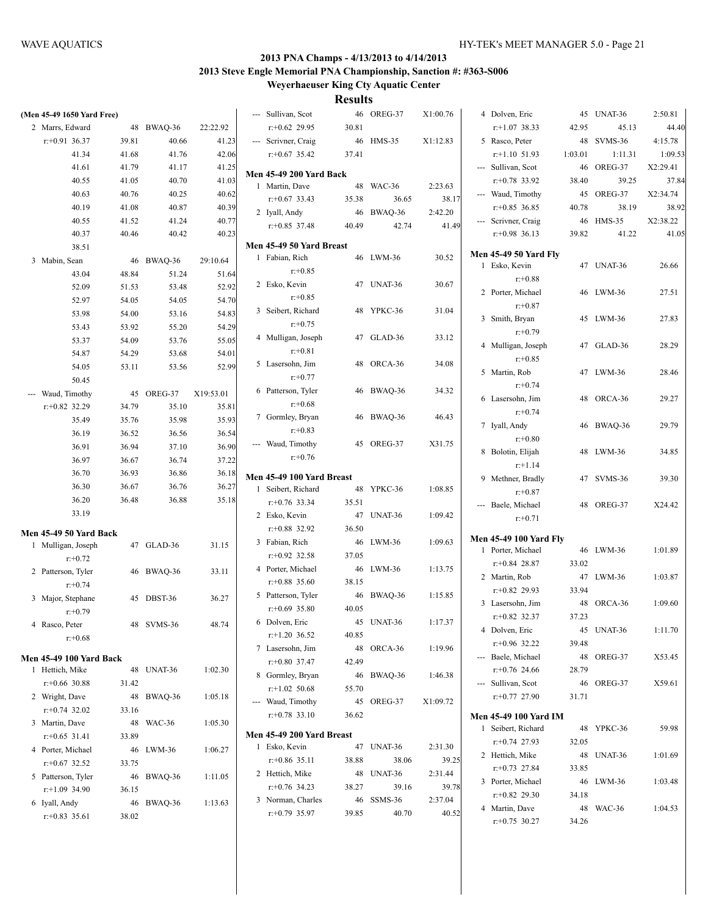## 2013 PNA Champs - 4/13/2013 to 4/14/2013

### 2013 Steve Engle Memorial PNA Championship, Sanction #: #363-S006

### Weyerhaeuser King Cty Aquatic Center

### Results

**(Men 45-49 1650 Yard Free)**

```
  2 Marrs, Edward            48 BWAQ-36         22:22.92
    r:+0.91 36.37    39.81     40.66     41.23
     41.34           41.68     41.76     42.06
     41.61           41.79     41.17     41.25
     40.55           41.05     40.70     41.03
     40.63           40.76     40.25     40.62
     40.19           41.08     40.87     40.39
     40.55           41.52     41.24     40.77
     40.37           40.46     40.42     40.23
     38.51
  3 Mabin, Sean              46 BWAQ-36         29:10.64
     43.04           48.84     51.24     51.64
     52.09           51.53     53.48     52.92
     52.97           54.05     54.05     54.70
     53.98           54.00     53.16     54.83
     53.43           53.92     55.20     54.29
     53.37           54.09     53.76     55.05
     54.87           54.29     53.68     54.01
     54.05           53.11     53.56     52.99
     50.45
--- Waud, Timothy            45 OREG-37        X19:53.01
    r:+0.82 32.29    34.79     35.10     35.81
     35.49           35.76     35.98     35.93
     36.19           36.52     36.56     36.54
     36.91           36.94     37.10     36.90
     36.97           36.67     36.74     37.22
     36.70           36.93     36.86     36.18
     36.30           36.67     36.76     36.27
     36.20           36.48     36.88     35.18
     33.19
```

**Men 45-49 50 Yard Back**

```
  1 Mulligan, Joseph         47 GLAD-36            31.15
    r:+0.72
  2 Patterson, Tyler         46 BWAQ-36            33.11
    r:+0.74
  3 Major, Stephane          45 DBST-36            36.27
    r:+0.79
  4 Rasco, Peter             48 SVMS-36            48.74
    r:+0.68
```

**Men 45-49 100 Yard Back**

```
  1 Hettich, Mike            48 UNAT-36          1:02.30
    r:+0.66 30.88    31.42
  2 Wright, Dave             48 BWAQ-36          1:05.18
    r:+0.74 32.02    33.16
  3 Martin, Dave             48 WAC-36           1:05.30
    r:+0.65 31.41    33.89
  4 Porter, Michael          46 LWM-36           1:06.27
    r:+0.67 32.52    33.75
  5 Patterson, Tyler         46 BWAQ-36          1:11.05
    r:+1.09 34.90    36.15
  6 Iyall, Andy              46 BWAQ-36          1:13.63
    r:+0.83 35.61    38.02
--- Sullivan, Scot           46 OREG-37         X1:00.76
    r:+0.62 29.95    30.81
--- Scrivner, Craig          46 HMS-35          X1:12.83
    r:+0.67 35.42    37.41
```

**Men 45-49 200 Yard Back**

```
  1 Martin, Dave             48 WAC-36           2:23.63
    r:+0.67 33.43    35.38     36.65     38.17
  2 Iyall, Andy              46 BWAQ-36          2:42.20
    r:+0.85 37.48    40.49     42.74     41.49
```

**Men 45-49 50 Yard Breast**

```
  1 Fabian, Rich             46 LWM-36             30.52
    r:+0.85
  2 Esko, Kevin              47 UNAT-36            30.67
    r:+0.85
  3 Seibert, Richard         48 YPKC-36            31.04
    r:+0.75
  4 Mulligan, Joseph         47 GLAD-36            33.12
    r:+0.81
  5 Lasersohn, Jim           48 ORCA-36            34.08
    r:+0.77
  6 Patterson, Tyler         46 BWAQ-36            34.32
    r:+0.68
  7 Gormley, Bryan           46 BWAQ-36            46.43
    r:+0.83
--- Waud, Timothy            45 OREG-37           X31.75
    r:+0.76
```

**Men 45-49 100 Yard Breast**

```
  1 Seibert, Richard         48 YPKC-36          1:08.85
    r:+0.76 33.34    35.51
  2 Esko, Kevin              47 UNAT-36          1:09.42
    r:+0.88 32.92    36.50
  3 Fabian, Rich             46 LWM-36           1:09.63
    r:+0.92 32.58    37.05
  4 Porter, Michael          46 LWM-36           1:13.75
    r:+0.88 35.60    38.15
  5 Patterson, Tyler         46 BWAQ-36          1:15.85
    r:+0.69 35.80    40.05
  6 Dolven, Eric             45 UNAT-36          1:17.37
    r:+1.20 36.52    40.85
  7 Lasersohn, Jim           48 ORCA-36          1:19.96
    r:+0.80 37.47    42.49
  8 Gormley, Bryan           46 BWAQ-36          1:46.38
    r:+1.02 50.68    55.70
--- Waud, Timothy            45 OREG-37         X1:09.72
    r:+0.78 33.10    36.62
```

**Men 45-49 200 Yard Breast**

```
  1 Esko, Kevin              47 UNAT-36          2:31.30
    r:+0.86 35.11    38.88     38.06     39.25
  2 Hettich, Mike            48 UNAT-36          2:31.44
    r:+0.76 34.23    38.27     39.16     39.78
  3 Norman, Charles          46 SSMS-36          2:37.04
    r:+0.79 35.97    39.85     40.70     40.52
  4 Dolven, Eric             45 UNAT-36          2:50.81
    r:+1.07 38.33    42.95     45.13     44.40
  5 Rasco, Peter             48 SVMS-36          4:15.78
    r:+1.10 51.93  1:03.01   1:11.31   1:09.53
--- Sullivan, Scot           46 OREG-37         X2:29.41
    r:+0.78 33.92    38.40     39.25     37.84
--- Waud, Timothy            45 OREG-37         X2:34.74
    r:+0.85 36.85    40.78     38.19     38.92
--- Scrivner, Craig          46 HMS-35          X2:38.22
    r:+0.98 36.13    39.82     41.22     41.05
```

**Men 45-49 50 Yard Fly**

```
  1 Esko, Kevin              47 UNAT-36            26.66
    r:+0.88
  2 Porter, Michael          46 LWM-36             27.51
    r:+0.87
  3 Smith, Bryan             45 LWM-36             27.83
    r:+0.79
  4 Mulligan, Joseph         47 GLAD-36            28.29
    r:+0.85
  5 Martin, Rob              47 LWM-36             28.46
    r:+0.74
  6 Lasersohn, Jim           48 ORCA-36            29.27
    r:+0.74
  7 Iyall, Andy              46 BWAQ-36            29.79
    r:+0.80
  8 Bolotin, Elijah          48 LWM-36             34.85
    r:+1.14
  9 Methner, Bradly          47 SVMS-36            39.30
    r:+0.87
--- Baele, Michael           48 OREG-37           X24.42
    r:+0.71
```

**Men 45-49 100 Yard Fly**

```
  1 Porter, Michael          46 LWM-36           1:01.89
    r:+0.84 28.87    33.02
  2 Martin, Rob              47 LWM-36           1:03.87
    r:+0.82 29.93    33.94
  3 Lasersohn, Jim           48 ORCA-36          1:09.60
    r:+0.82 32.37    37.23
  4 Dolven, Eric             45 UNAT-36          1:11.70
    r:+0.96 32.22    39.48
--- Baele, Michael           48 OREG-37           X53.45
    r:+0.76 24.66    28.79
--- Sullivan, Scot           46 OREG-37           X59.61
    r:+0.77 27.90    31.71
```

**Men 45-49 100 Yard IM**

```
  1 Seibert, Richard         48 YPKC-36            59.98
    r:+0.74 27.93    32.05
  2 Hettich, Mike            48 UNAT-36          1:01.69
    r:+0.73 27.84    33.85
  3 Porter, Michael          46 LWM-36           1:03.48
    r:+0.82 29.30    34.18
  4 Martin, Dave             48 WAC-36           1:04.53
    r:+0.75 30.27    34.26
```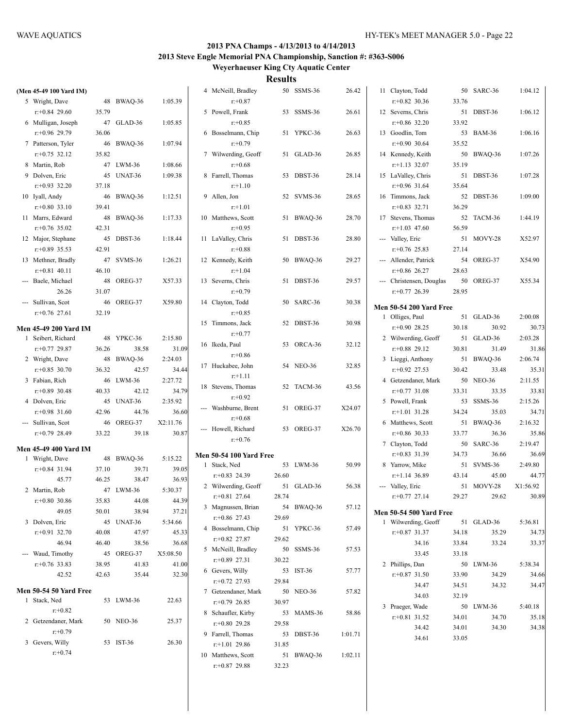## 2013 PNA Champs - 4/13/2013 to 4/14/2013
## 2013 Steve Engle Memorial PNA Championship, Sanction #: #363-S006
## Weyerhaeuser King Cty Aquatic Center
## Results

### (Men 45-49 100 Yard IM)

| Place | Name | Age | Team | Time |
|---|---|---|---|---|
| 5 | Wright, Dave | 48 | BWAQ-36 | 1:05.39 |
| | r:+0.84 29.60 | 35.79 | | |
| 6 | Mulligan, Joseph | 47 | GLAD-36 | 1:05.85 |
| | r:+0.96 29.79 | 36.06 | | |
| 7 | Patterson, Tyler | 46 | BWAQ-36 | 1:07.94 |
| | r:+0.75 32.12 | 35.82 | | |
| 8 | Martin, Rob | 47 | LWM-36 | 1:08.66 |
| 9 | Dolven, Eric | 45 | UNAT-36 | 1:09.38 |
| | r:+0.93 32.20 | 37.18 | | |
| 10 | Iyall, Andy | 46 | BWAQ-36 | 1:12.51 |
| | r:+0.80 33.10 | 39.41 | | |
| 11 | Marrs, Edward | 48 | BWAQ-36 | 1:17.33 |
| | r:+0.76 35.02 | 42.31 | | |
| 12 | Major, Stephane | 45 | DBST-36 | 1:18.44 |
| | r:+0.89 35.53 | 42.91 | | |
| 13 | Methner, Bradly | 47 | SVMS-36 | 1:26.21 |
| | r:+0.81 40.11 | 46.10 | | |
| --- | Baele, Michael | 48 | OREG-37 | X57.33 |
| | 26.26 | 31.07 | | |
| --- | Sullivan, Scot | 46 | OREG-37 | X59.80 |
| | r:+0.76 27.61 | 32.19 | | |

### Men 45-49 200 Yard IM

| Place | Name | Age | Team | Time |
|---|---|---|---|---|
| 1 | Seibert, Richard | 48 | YPKC-36 | 2:15.80 |
| | r:+0.77 29.87 | 36.26 | 38.58 | 31.09 |
| 2 | Wright, Dave | 48 | BWAQ-36 | 2:24.03 |
| | r:+0.85 30.70 | 36.32 | 42.57 | 34.44 |
| 3 | Fabian, Rich | 46 | LWM-36 | 2:27.72 |
| | r:+0.89 30.48 | 40.33 | 42.12 | 34.79 |
| 4 | Dolven, Eric | 45 | UNAT-36 | 2:35.92 |
| | r:+0.98 31.60 | 42.96 | 44.76 | 36.60 |
| --- | Sullivan, Scot | 46 | OREG-37 | X2:11.76 |
| | r:+0.79 28.49 | 33.22 | 39.18 | 30.87 |

### Men 45-49 400 Yard IM

| Place | Name | Age | Team | Time |
|---|---|---|---|---|
| 1 | Wright, Dave | 48 | BWAQ-36 | 5:15.22 |
| | r:+0.84 31.94 | 37.10 | 39.71 | 39.05 |
| | 45.77 | 46.25 | 38.47 | 36.93 |
| 2 | Martin, Rob | 47 | LWM-36 | 5:30.37 |
| | r:+0.80 30.86 | 35.83 | 44.08 | 44.39 |
| | 49.05 | 50.01 | 38.94 | 37.21 |
| 3 | Dolven, Eric | 45 | UNAT-36 | 5:34.66 |
| | r:+0.91 32.70 | 40.08 | 47.97 | 45.33 |
| | 46.94 | 46.40 | 38.56 | 36.68 |
| --- | Waud, Timothy | 45 | OREG-37 | X5:08.50 |
| | r:+0.76 33.83 | 38.95 | 41.83 | 41.00 |
| | 42.52 | 42.63 | 35.44 | 32.30 |

### Men 50-54 50 Yard Free

| Place | Name | Age | Team | Time |
|---|---|---|---|---|
| 1 | Stack, Ned | 53 | LWM-36 | 22.63 |
| | r:+0.82 | | | |
| 2 | Getzendaner, Mark | 50 | NEO-36 | 25.37 |
| | r:+0.79 | | | |
| 3 | Gevers, Willy | 53 | IST-36 | 26.30 |
| | r:+0.74 | | | |
| 4 | McNeill, Bradley | 50 | SSMS-36 | 26.42 |
| | r:+0.87 | | | |
| 5 | Powell, Frank | 53 | SSMS-36 | 26.61 |
| | r:+0.85 | | | |
| 6 | Bosselmann, Chip | 51 | YPKC-36 | 26.63 |
| | r:+0.79 | | | |
| 7 | Wilwerding, Geoff | 51 | GLAD-36 | 26.85 |
| | r:+0.68 | | | |
| 8 | Farrell, Thomas | 53 | DBST-36 | 28.14 |
| | r:+1.10 | | | |
| 9 | Allen, Jon | 52 | SVMS-36 | 28.65 |
| | r:+1.01 | | | |
| 10 | Matthews, Scott | 51 | BWAQ-36 | 28.70 |
| | r:+0.95 | | | |
| 11 | LaValley, Chris | 51 | DBST-36 | 28.80 |
| | r:+0.88 | | | |
| 12 | Kennedy, Keith | 50 | BWAQ-36 | 29.27 |
| | r:+1.04 | | | |
| 13 | Severns, Chris | 51 | DBST-36 | 29.57 |
| | r:+0.79 | | | |
| 14 | Clayton, Todd | 50 | SARC-36 | 30.38 |
| | r:+0.85 | | | |
| 15 | Timmons, Jack | 52 | DBST-36 | 30.98 |
| | r:+0.77 | | | |
| 16 | Ikeda, Paul | 53 | ORCA-36 | 32.12 |
| | r:+0.86 | | | |
| 17 | Huckabee, John | 54 | NEO-36 | 32.85 |
| | r:+1.11 | | | |
| 18 | Stevens, Thomas | 52 | TACM-36 | 43.56 |
| | r:+0.92 | | | |
| --- | Washburne, Brent | 51 | OREG-37 | X24.07 |
| | r:+0.68 | | | |
| --- | Howell, Richard | 53 | OREG-37 | X26.70 |
| | r:+0.76 | | | |

### Men 50-54 100 Yard Free

| Place | Name | Age | Team | Time |
|---|---|---|---|---|
| 1 | Stack, Ned | 53 | LWM-36 | 50.99 |
| | r:+0.83 24.39 | 26.60 | | |
| 2 | Wilwerding, Geoff | 51 | GLAD-36 | 56.38 |
| | r:+0.81 27.64 | 28.74 | | |
| 3 | Magnussen, Brian | 54 | BWAQ-36 | 57.12 |
| | r:+0.86 27.43 | 29.69 | | |
| 4 | Bosselmann, Chip | 51 | YPKC-36 | 57.49 |
| | r:+0.82 27.87 | 29.62 | | |
| 5 | McNeill, Bradley | 50 | SSMS-36 | 57.53 |
| | r:+0.89 27.31 | 30.22 | | |
| 6 | Gevers, Willy | 53 | IST-36 | 57.77 |
| | r:+0.72 27.93 | 29.84 | | |
| 7 | Getzendaner, Mark | 50 | NEO-36 | 57.82 |
| | r:+0.79 26.85 | 30.97 | | |
| 8 | Schaufler, Kirby | 53 | MAMS-36 | 58.86 |
| | r:+0.80 29.28 | 29.58 | | |
| 9 | Farrell, Thomas | 53 | DBST-36 | 1:01.71 |
| | r:+1.01 29.86 | 31.85 | | |
| 10 | Matthews, Scott | 51 | BWAQ-36 | 1:02.11 |
| | r:+0.87 29.88 | 32.23 | | |
| 11 | Clayton, Todd | 50 | SARC-36 | 1:04.12 |
| | r:+0.82 30.36 | 33.76 | | |
| 12 | Severns, Chris | 51 | DBST-36 | 1:06.12 |
| | r:+0.86 32.20 | 33.92 | | |
| 13 | Goodlin, Tom | 53 | BAM-36 | 1:06.16 |
| | r:+0.90 30.64 | 35.52 | | |
| 14 | Kennedy, Keith | 50 | BWAQ-36 | 1:07.26 |
| | r:+1.13 32.07 | 35.19 | | |
| 15 | LaValley, Chris | 51 | DBST-36 | 1:07.28 |
| | r:+0.96 31.64 | 35.64 | | |
| 16 | Timmons, Jack | 52 | DBST-36 | 1:09.00 |
| | r:+0.83 32.71 | 36.29 | | |
| 17 | Stevens, Thomas | 52 | TACM-36 | 1:44.19 |
| | r:+1.03 47.60 | 56.59 | | |
| --- | Valley, Eric | 51 | MOVY-28 | X52.97 |
| | r:+0.76 25.83 | 27.14 | | |
| --- | Allender, Patrick | 54 | OREG-37 | X54.90 |
| | r:+0.86 26.27 | 28.63 | | |
| --- | Christensen, Douglas | 50 | OREG-37 | X55.34 |
| | r:+0.77 26.39 | 28.95 | | |

### Men 50-54 200 Yard Free

| Place | Name | Age | Team | Time |
|---|---|---|---|---|
| 1 | Olliges, Paul | 51 | GLAD-36 | 2:00.08 |
| | r:+0.90 28.25 | 30.18 | 30.92 | 30.73 |
| 2 | Wilwerding, Geoff | 51 | GLAD-36 | 2:03.28 |
| | r:+0.88 29.12 | 30.81 | 31.49 | 31.86 |
| 3 | Lieggi, Anthony | 51 | BWAQ-36 | 2:06.74 |
| | r:+0.92 27.53 | 30.42 | 33.48 | 35.31 |
| 4 | Getzendaner, Mark | 50 | NEO-36 | 2:11.55 |
| | r:+0.77 31.08 | 33.31 | 33.35 | 33.81 |
| 5 | Powell, Frank | 53 | SSMS-36 | 2:15.26 |
| | r:+1.01 31.28 | 34.24 | 35.03 | 34.71 |
| 6 | Matthews, Scott | 51 | BWAQ-36 | 2:16.32 |
| | r:+0.86 30.33 | 33.77 | 36.36 | 35.86 |
| 7 | Clayton, Todd | 50 | SARC-36 | 2:19.47 |
| | r:+0.83 31.39 | 34.73 | 36.66 | 36.69 |
| 8 | Yarrow, Mike | 51 | SVMS-36 | 2:49.80 |
| | r:+1.14 36.89 | 43.14 | 45.00 | 44.77 |
| --- | Valley, Eric | 51 | MOVY-28 | X1:56.92 |
| | r:+0.77 27.14 | 29.27 | 29.62 | 30.89 |

### Men 50-54 500 Yard Free

| Place | Name | Age | Team | Time |
|---|---|---|---|---|
| 1 | Wilwerding, Geoff | 51 | GLAD-36 | 5:36.81 |
| | r:+0.87 31.37 | 34.18 | 35.29 | 34.73 |
| | 34.16 | 33.84 | 33.24 | 33.37 |
| | 33.45 | 33.18 | | |
| 2 | Phillips, Dan | 50 | LWM-36 | 5:38.34 |
| | r:+0.87 31.50 | 33.90 | 34.29 | 34.66 |
| | 34.47 | 34.51 | 34.32 | 34.47 |
| | 34.03 | 32.19 | | |
| 3 | Praeger, Wade | 50 | LWM-36 | 5:40.18 |
| | r:+0.81 31.52 | 34.01 | 34.70 | 35.18 |
| | 34.42 | 34.01 | 34.30 | 34.38 |
| | 34.61 | 33.05 | | |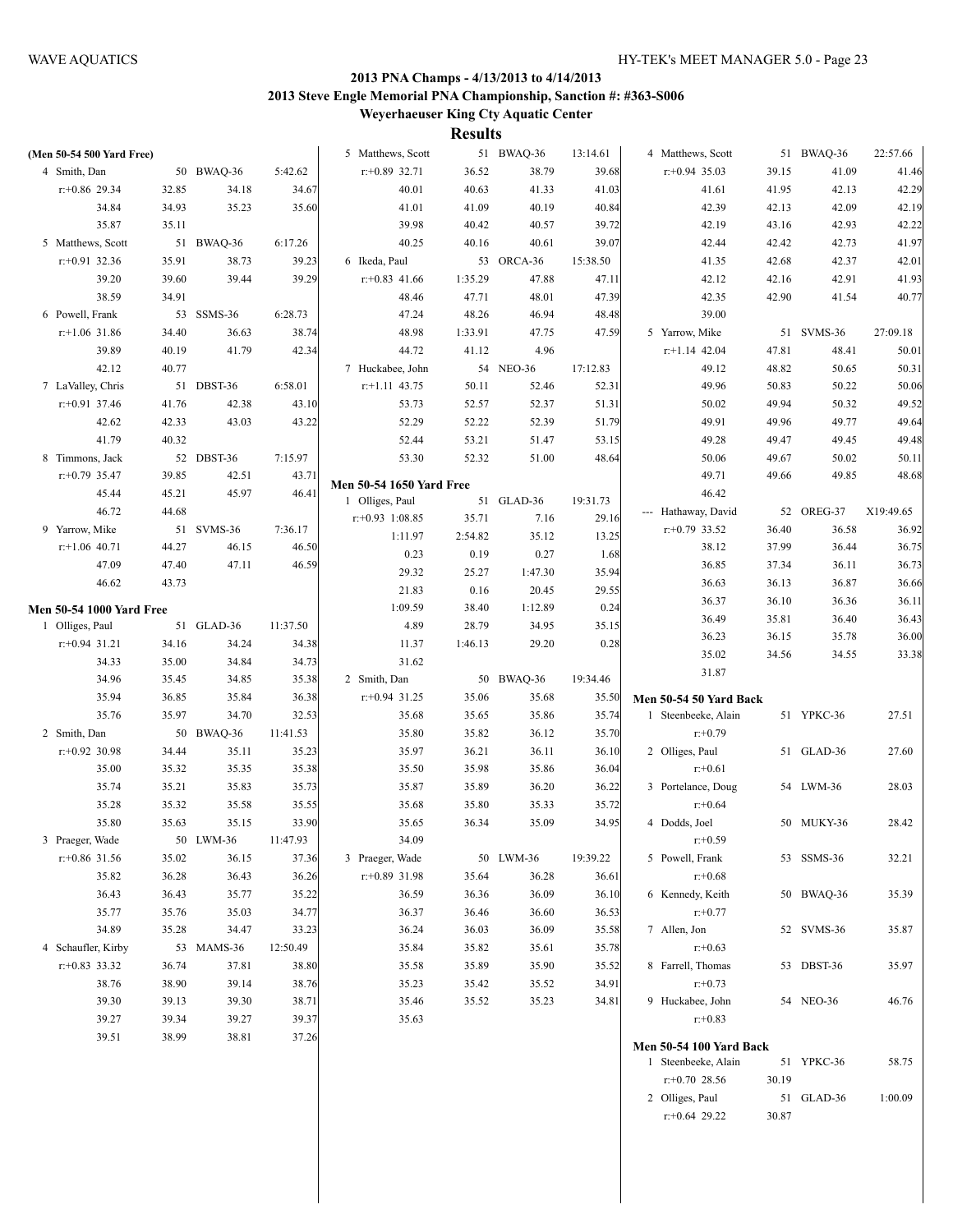## 2013 PNA Champs - 4/13/2013 to 4/14/2013

### 2013 Steve Engle Memorial PNA Championship, Sanction #: #363-S006

### Weyerhaeuser King Cty Aquatic Center

### Results

**(Men 50-54 500 Yard Free)**

```
  4 Smith, Dan               50 BWAQ-36        5:42.62
    r:+0.86 29.34     32.85      34.18       34.67
            34.84     34.93      35.23       35.60
            35.87     35.11
  5 Matthews, Scott          51 BWAQ-36        6:17.26
    r:+0.91 32.36     35.91      38.73       39.23
            39.20     39.60      39.44       39.29
            38.59     34.91
  6 Powell, Frank            53 SSMS-36        6:28.73
    r:+1.06 31.86     34.40      36.63       38.74
            39.89     40.19      41.79       42.34
            42.12     40.77
  7 LaValley, Chris          51 DBST-36        6:58.01
    r:+0.91 37.46     41.76      42.38       43.10
            42.62     42.33      43.03       43.22
            41.79     40.32
  8 Timmons, Jack            52 DBST-36        7:15.97
    r:+0.79 35.47     39.85      42.51       43.71
            45.44     45.21      45.97       46.41
            46.72     44.68
  9 Yarrow, Mike             51 SVMS-36        7:36.17
    r:+1.06 40.71     44.27      46.15       46.50
            47.09     47.40      47.11       46.59
            46.62     43.73
```

**Men 50-54 1000 Yard Free**

```
  1 Olliges, Paul            51 GLAD-36       11:37.50
    r:+0.94 31.21     34.16      34.24       34.38
            34.33     35.00      34.84       34.73
            34.96     35.45      34.85       35.38
            35.94     36.85      35.84       36.38
            35.76     35.97      34.70       32.53
  2 Smith, Dan               50 BWAQ-36       11:41.53
    r:+0.92 30.98     34.44      35.11       35.23
            35.00     35.32      35.35       35.38
            35.74     35.21      35.83       35.73
            35.28     35.32      35.58       35.55
            35.80     35.63      35.15       33.90
  3 Praeger, Wade            50 LWM-36        11:47.93
    r:+0.86 31.56     35.02      36.15       37.36
            35.82     36.28      36.43       36.26
            36.43     36.43      35.77       35.22
            35.77     35.76      35.03       34.77
            34.89     35.28      34.47       33.23
  4 Schaufler, Kirby         53 MAMS-36       12:50.49
    r:+0.83 33.32     36.74      37.81       38.80
            38.76     38.90      39.14       38.76
            39.30     39.13      39.30       38.71
            39.27     39.34      39.27       39.37
            39.51     38.99      38.81       37.26
  5 Matthews, Scott          51 BWAQ-36       13:14.61
    r:+0.89 32.71     36.52      38.79       39.68
            40.01     40.63      41.33       41.03
            41.01     41.09      40.19       40.84
            39.98     40.42      40.57       39.72
            40.25     40.16      40.61       39.07
  6 Ikeda, Paul              53 ORCA-36       15:38.50
    r:+0.83 41.66   1:35.29      47.88       47.11
            48.46     47.71      48.01       47.39
            47.24     48.26      46.94       48.48
            48.98   1:33.91      47.75       47.59
            44.72     41.12       4.96
  7 Huckabee, John           54 NEO-36        17:12.83
    r:+1.11 43.75     50.11      52.46       52.31
            53.73     52.57      52.37       51.31
            52.29     52.22      52.39       51.79
            52.44     53.21      51.47       53.15
            53.30     52.32      51.00       48.64
```

**Men 50-54 1650 Yard Free**

```
  1 Olliges, Paul            51 GLAD-36       19:31.73
    r:+0.93 1:08.85   35.71       7.16       29.16
          1:11.97   2:54.82      35.12       13.25
             0.23      0.19       0.27        1.68
            29.32     25.27    1:47.30       35.94
            21.83      0.16      20.45       29.55
          1:09.59     38.40    1:12.89        0.24
             4.89     28.79      34.95       35.15
            11.37   1:46.13      29.20        0.28
            31.62
  2 Smith, Dan               50 BWAQ-36       19:34.46
    r:+0.94 31.25     35.06      35.68       35.50
            35.68     35.65      35.86       35.74
            35.80     35.82      36.12       35.70
            35.97     36.21      36.11       36.10
            35.50     35.98      35.86       36.04
            35.87     35.89      36.20       36.22
            35.68     35.80      35.33       35.72
            35.65     36.34      35.09       34.95
            34.09
  3 Praeger, Wade            50 LWM-36        19:39.22
    r:+0.89 31.98     35.64      36.28       36.61
            36.59     36.36      36.09       36.10
            36.37     36.46      36.60       36.53
            36.24     36.03      36.09       35.58
            35.84     35.82      35.61       35.78
            35.58     35.89      35.90       35.52
            35.23     35.42      35.52       34.91
            35.46     35.52      35.23       34.81
            35.63
  4 Matthews, Scott          51 BWAQ-36       22:57.66
    r:+0.94 35.03     39.15      41.09       41.46
            41.61     41.95      42.13       42.29
            42.39     42.13      42.09       42.19
            42.19     43.16      42.93       42.22
            42.44     42.42      42.73       41.97
            41.35     42.68      42.37       42.01
            42.12     42.16      42.91       41.93
            42.35     42.90      41.54       40.77
            39.00
  5 Yarrow, Mike             51 SVMS-36       27:09.18
    r:+1.14 42.04     47.81      48.41       50.01
            49.12     48.82      50.65       50.31
            49.96     50.83      50.22       50.06
            50.02     49.94      50.32       49.52
            49.91     49.96      49.77       49.64
            49.28     49.47      49.45       49.48
            50.06     49.67      50.02       50.11
            49.71     49.66      49.85       48.68
            46.42
--- Hathaway, David          52 OREG-37      X19:49.65
    r:+0.79 33.52     36.40      36.58       36.92
            38.12     37.99      36.44       36.75
            36.85     37.34      36.11       36.73
            36.63     36.13      36.87       36.66
            36.37     36.10      36.36       36.11
            36.49     35.81      36.40       36.43
            36.23     36.15      35.78       36.00
            35.02     34.56      34.55       33.38
            31.87
```

**Men 50-54 50 Yard Back**

```
  1 Steenbeeke, Alain        51 YPKC-36          27.51
    r:+0.79
  2 Olliges, Paul            51 GLAD-36          27.60
    r:+0.61
  3 Portelance, Doug         54 LWM-36           28.03
    r:+0.64
  4 Dodds, Joel              50 MUKY-36          28.42
    r:+0.59
  5 Powell, Frank            53 SSMS-36          32.21
    r:+0.68
  6 Kennedy, Keith           50 BWAQ-36          35.39
    r:+0.77
  7 Allen, Jon               52 SVMS-36          35.87
    r:+0.63
  8 Farrell, Thomas          53 DBST-36          35.97
    r:+0.73
  9 Huckabee, John           54 NEO-36           46.76
    r:+0.83
```

**Men 50-54 100 Yard Back**

```
  1 Steenbeeke, Alain        51 YPKC-36          58.75
    r:+0.70 28.56     30.19
  2 Olliges, Paul            51 GLAD-36        1:00.09
    r:+0.64 29.22     30.87
```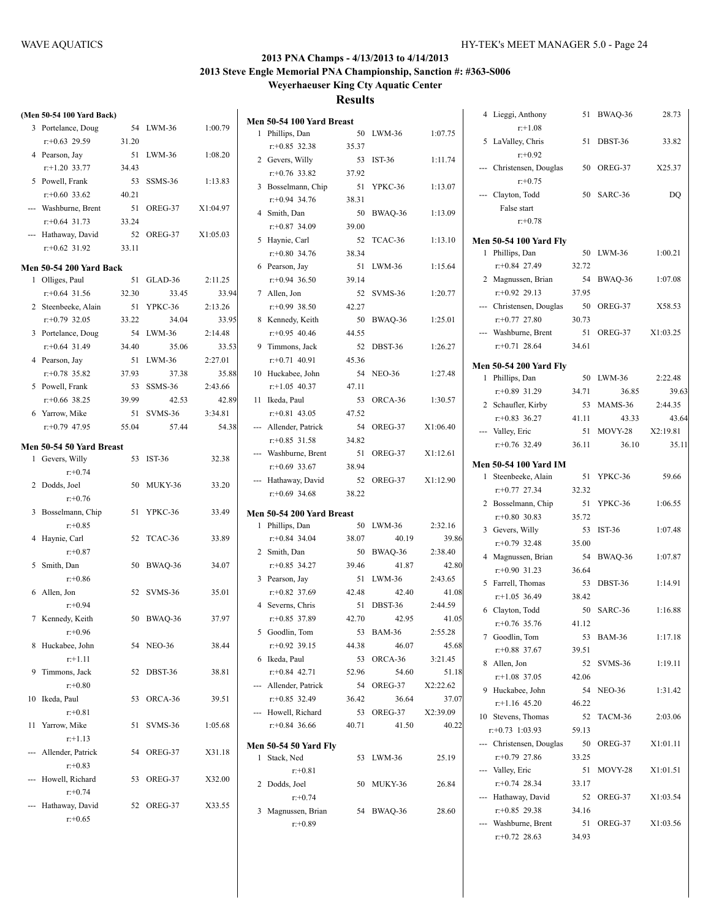## 2013 PNA Champs - 4/13/2013 to 4/14/2013

### 2013 Steve Engle Memorial PNA Championship, Sanction #: #363-S006

### Weyerhaeuser King Cty Aquatic Center

### Results

**(Men 50-54 100 Yard Back)**

| Place | Name | Age | Team | Time |
|---|---|---|---|---|
| 3 | Portelance, Doug | 54 | LWM-36 | 1:00.79 |
| | r:+0.63 29.59 | 31.20 | | |
| 4 | Pearson, Jay | 51 | LWM-36 | 1:08.20 |
| | r:+1.20 33.77 | 34.43 | | |
| 5 | Powell, Frank | 53 | SSMS-36 | 1:13.83 |
| | r:+0.60 33.62 | 40.21 | | |
| --- | Washburne, Brent | 51 | OREG-37 | X1:04.97 |
| | r:+0.64 31.73 | 33.24 | | |
| --- | Hathaway, David | 52 | OREG-37 | X1:05.03 |
| | r:+0.62 31.92 | 33.11 | | |

**Men 50-54 200 Yard Back**

| Place | Name | Age | Team | Time | | |
|---|---|---|---|---|---|---|
| 1 | Olliges, Paul | 51 | GLAD-36 | 2:11.25 | | |
| | r:+0.64 31.56 | 32.30 | 33.45 | 33.94 | | |
| 2 | Steenbeeke, Alain | 51 | YPKC-36 | 2:13.26 | | |
| | r:+0.79 32.05 | 33.22 | 34.04 | 33.95 | | |
| 3 | Portelance, Doug | 54 | LWM-36 | 2:14.48 | | |
| | r:+0.64 31.49 | 34.40 | 35.06 | 33.53 | | |
| 4 | Pearson, Jay | 51 | LWM-36 | 2:27.01 | | |
| | r:+0.78 35.82 | 37.93 | 37.38 | 35.88 | | |
| 5 | Powell, Frank | 53 | SSMS-36 | 2:43.66 | | |
| | r:+0.66 38.25 | 39.99 | 42.53 | 42.89 | | |
| 6 | Yarrow, Mike | 51 | SVMS-36 | 3:34.81 | | |
| | r:+0.79 47.95 | 55.04 | 57.44 | 54.38 | | |

**Men 50-54 50 Yard Breast**

| Place | Name | Age | Team | Time |
|---|---|---|---|---|
| 1 | Gevers, Willy | 53 | IST-36 | 32.38 |
| | r:+0.74 | | | |
| 2 | Dodds, Joel | 50 | MUKY-36 | 33.20 |
| | r:+0.76 | | | |
| 3 | Bosselmann, Chip | 51 | YPKC-36 | 33.49 |
| | r:+0.85 | | | |
| 4 | Haynie, Carl | 52 | TCAC-36 | 33.89 |
| | r:+0.87 | | | |
| 5 | Smith, Dan | 50 | BWAQ-36 | 34.07 |
| | r:+0.86 | | | |
| 6 | Allen, Jon | 52 | SVMS-36 | 35.01 |
| | r:+0.94 | | | |
| 7 | Kennedy, Keith | 50 | BWAQ-36 | 37.97 |
| | r:+0.96 | | | |
| 8 | Huckabee, John | 54 | NEO-36 | 38.44 |
| | r:+1.11 | | | |
| 9 | Timmons, Jack | 52 | DBST-36 | 38.81 |
| | r:+0.80 | | | |
| 10 | Ikeda, Paul | 53 | ORCA-36 | 39.51 |
| | r:+0.81 | | | |
| 11 | Yarrow, Mike | 51 | SVMS-36 | 1:05.68 |
| | r:+1.13 | | | |
| --- | Allender, Patrick | 54 | OREG-37 | X31.18 |
| | r:+0.83 | | | |
| --- | Howell, Richard | 53 | OREG-37 | X32.00 |
| | r:+0.74 | | | |
| --- | Hathaway, David | 52 | OREG-37 | X33.55 |
| | r:+0.65 | | | |

**Men 50-54 100 Yard Breast**

| Place | Name | Age | Team | Time |
|---|---|---|---|---|
| 1 | Phillips, Dan | 50 | LWM-36 | 1:07.75 |
| | r:+0.85 32.38 | 35.37 | | |
| 2 | Gevers, Willy | 53 | IST-36 | 1:11.74 |
| | r:+0.76 33.82 | 37.92 | | |
| 3 | Bosselmann, Chip | 51 | YPKC-36 | 1:13.07 |
| | r:+0.94 34.76 | 38.31 | | |
| 4 | Smith, Dan | 50 | BWAQ-36 | 1:13.09 |
| | r:+0.87 34.09 | 39.00 | | |
| 5 | Haynie, Carl | 52 | TCAC-36 | 1:13.10 |
| | r:+0.80 34.76 | 38.34 | | |
| 6 | Pearson, Jay | 51 | LWM-36 | 1:15.64 |
| | r:+0.94 36.50 | 39.14 | | |
| 7 | Allen, Jon | 52 | SVMS-36 | 1:20.77 |
| | r:+0.99 38.50 | 42.27 | | |
| 8 | Kennedy, Keith | 50 | BWAQ-36 | 1:25.01 |
| | r:+0.95 40.46 | 44.55 | | |
| 9 | Timmons, Jack | 52 | DBST-36 | 1:26.27 |
| | r:+0.71 40.91 | 45.36 | | |
| 10 | Huckabee, John | 54 | NEO-36 | 1:27.48 |
| | r:+1.05 40.37 | 47.11 | | |
| 11 | Ikeda, Paul | 53 | ORCA-36 | 1:30.57 |
| | r:+0.81 43.05 | 47.52 | | |
| --- | Allender, Patrick | 54 | OREG-37 | X1:06.40 |
| | r:+0.85 31.58 | 34.82 | | |
| --- | Washburne, Brent | 51 | OREG-37 | X1:12.61 |
| | r:+0.69 33.67 | 38.94 | | |
| --- | Hathaway, David | 52 | OREG-37 | X1:12.90 |
| | r:+0.69 34.68 | 38.22 | | |

**Men 50-54 200 Yard Breast**

| Place | Name | Age | Team | Time |
|---|---|---|---|---|
| 1 | Phillips, Dan | 50 | LWM-36 | 2:32.16 |
| | r:+0.84 34.04 | 38.07 | 40.19 | 39.86 |
| 2 | Smith, Dan | 50 | BWAQ-36 | 2:38.40 |
| | r:+0.85 34.27 | 39.46 | 41.87 | 42.80 |
| 3 | Pearson, Jay | 51 | LWM-36 | 2:43.65 |
| | r:+0.82 37.69 | 42.48 | 42.40 | 41.08 |
| 4 | Severns, Chris | 51 | DBST-36 | 2:44.59 |
| | r:+0.85 37.89 | 42.70 | 42.95 | 41.05 |
| 5 | Goodlin, Tom | 53 | BAM-36 | 2:55.28 |
| | r:+0.92 39.15 | 44.38 | 46.07 | 45.68 |
| 6 | Ikeda, Paul | 53 | ORCA-36 | 3:21.45 |
| | r:+0.84 42.71 | 52.96 | 54.60 | 51.18 |
| --- | Allender, Patrick | 54 | OREG-37 | X2:22.62 |
| | r:+0.85 32.49 | 36.42 | 36.64 | 37.07 |
| --- | Howell, Richard | 53 | OREG-37 | X2:39.09 |
| | r:+0.84 36.66 | 40.71 | 41.50 | 40.22 |

**Men 50-54 50 Yard Fly**

| Place | Name | Age | Team | Time |
|---|---|---|---|---|
| 1 | Stack, Ned | 53 | LWM-36 | 25.19 |
| | r:+0.81 | | | |
| 2 | Dodds, Joel | 50 | MUKY-36 | 26.84 |
| | r:+0.74 | | | |
| 3 | Magnussen, Brian | 54 | BWAQ-36 | 28.60 |
| | r:+0.89 | | | |
| 4 | Lieggi, Anthony | 51 | BWAQ-36 | 28.73 |
| | r:+1.08 | | | |
| 5 | LaValley, Chris | 51 | DBST-36 | 33.82 |
| | r:+0.92 | | | |
| --- | Christensen, Douglas | 50 | OREG-37 | X25.37 |
| | r:+0.75 | | | |
| --- | Clayton, Todd | 50 | SARC-36 | DQ |
| | False start | | | |
| | r:+0.78 | | | |

**Men 50-54 100 Yard Fly**

| Place | Name | Age | Team | Time |
|---|---|---|---|---|
| 1 | Phillips, Dan | 50 | LWM-36 | 1:00.21 |
| | r:+0.84 27.49 | 32.72 | | |
| 2 | Magnussen, Brian | 54 | BWAQ-36 | 1:07.08 |
| | r:+0.92 29.13 | 37.95 | | |
| --- | Christensen, Douglas | 50 | OREG-37 | X58.53 |
| | r:+0.77 27.80 | 30.73 | | |
| --- | Washburne, Brent | 51 | OREG-37 | X1:03.25 |
| | r:+0.71 28.64 | 34.61 | | |

**Men 50-54 200 Yard Fly**

| Place | Name | Age | Team | Time |
|---|---|---|---|---|
| 1 | Phillips, Dan | 50 | LWM-36 | 2:22.48 |
| | r:+0.89 31.29 | 34.71 | 36.85 | 39.63 |
| 2 | Schaufler, Kirby | 53 | MAMS-36 | 2:44.35 |
| | r:+0.83 36.27 | 41.11 | 43.33 | 43.64 |
| --- | Valley, Eric | 51 | MOVY-28 | X2:19.81 |
| | r:+0.76 32.49 | 36.11 | 36.10 | 35.11 |

**Men 50-54 100 Yard IM**

| Place | Name | Age | Team | Time |
|---|---|---|---|---|
| 1 | Steenbeeke, Alain | 51 | YPKC-36 | 59.66 |
| | r:+0.77 27.34 | 32.32 | | |
| 2 | Bosselmann, Chip | 51 | YPKC-36 | 1:06.55 |
| | r:+0.80 30.83 | 35.72 | | |
| 3 | Gevers, Willy | 53 | IST-36 | 1:07.48 |
| | r:+0.79 32.48 | 35.00 | | |
| 4 | Magnussen, Brian | 54 | BWAQ-36 | 1:07.87 |
| | r:+0.90 31.23 | 36.64 | | |
| 5 | Farrell, Thomas | 53 | DBST-36 | 1:14.91 |
| | r:+1.05 36.49 | 38.42 | | |
| 6 | Clayton, Todd | 50 | SARC-36 | 1:16.88 |
| | r:+0.76 35.76 | 41.12 | | |
| 7 | Goodlin, Tom | 53 | BAM-36 | 1:17.18 |
| | r:+0.88 37.67 | 39.51 | | |
| 8 | Allen, Jon | 52 | SVMS-36 | 1:19.11 |
| | r:+1.08 37.05 | 42.06 | | |
| 9 | Huckabee, John | 54 | NEO-36 | 1:31.42 |
| | r:+1.16 45.20 | 46.22 | | |
| 10 | Stevens, Thomas | 52 | TACM-36 | 2:03.06 |
| | r:+0.73 1:03.93 | 59.13 | | |
| --- | Christensen, Douglas | 50 | OREG-37 | X1:01.11 |
| | r:+0.79 27.86 | 33.25 | | |
| --- | Valley, Eric | 51 | MOVY-28 | X1:01.51 |
| | r:+0.74 28.34 | 33.17 | | |
| --- | Hathaway, David | 52 | OREG-37 | X1:03.54 |
| | r:+0.85 29.38 | 34.16 | | |
| --- | Washburne, Brent | 51 | OREG-37 | X1:03.56 |
| | r:+0.72 28.63 | 34.93 | | |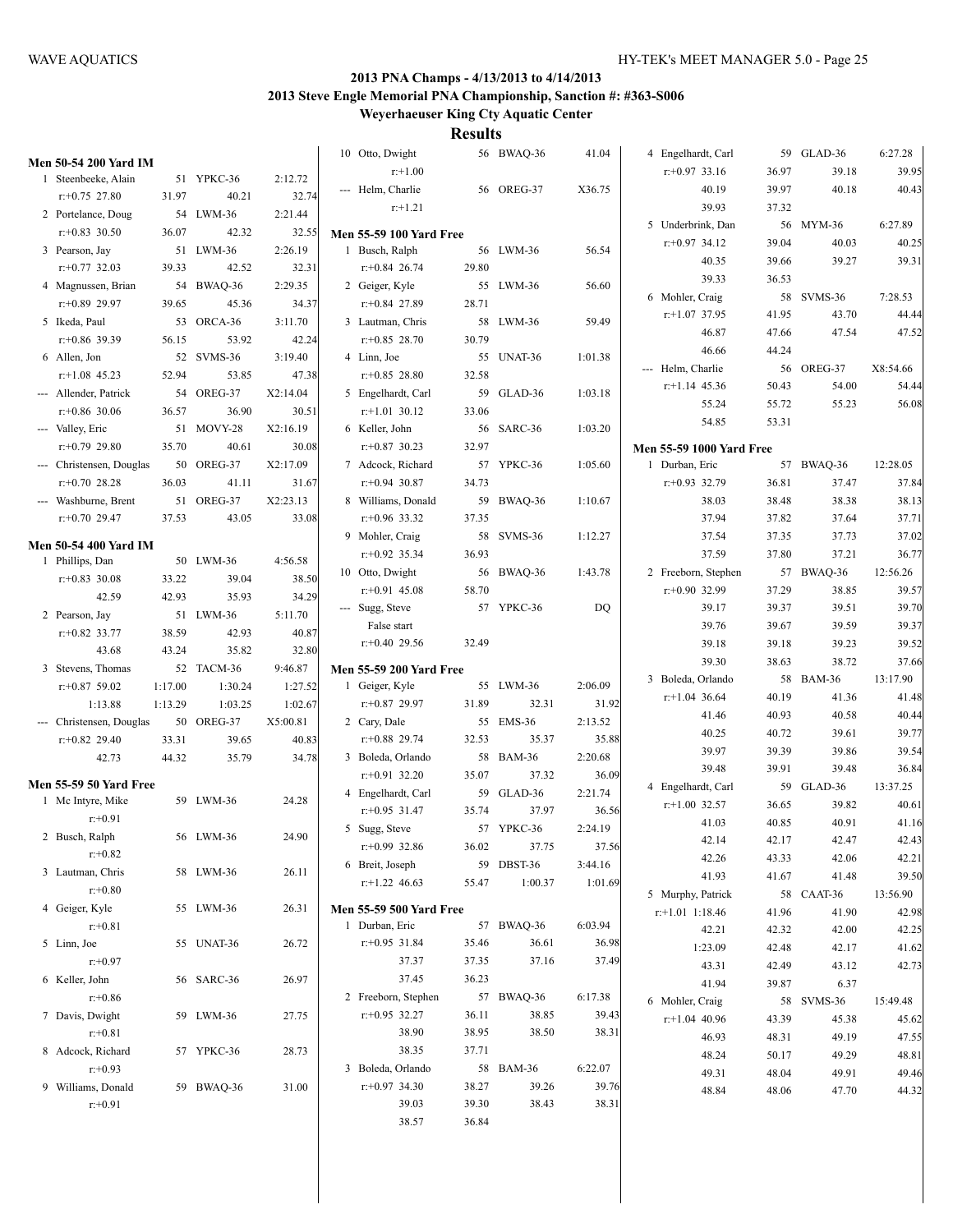## 2013 PNA Champs - 4/13/2013 to 4/14/2013
## 2013 Steve Engle Memorial PNA Championship, Sanction #: #363-S006
## Weyerhaeuser King Cty Aquatic Center
## Results

### Men 50-54 200 Yard IM

| Place | Name | Age | Team | Time |
|---|---|---|---|---|
| 1 | Steenbeeke, Alain | 51 | YPKC-36 | 2:12.72 |
| | r:+0.75 27.80 | 31.97 | 40.21 | 32.74 |
| 2 | Portelance, Doug | 54 | LWM-36 | 2:21.44 |
| | r:+0.83 30.50 | 36.07 | 42.32 | 32.55 |
| 3 | Pearson, Jay | 51 | LWM-36 | 2:26.19 |
| | r:+0.77 32.03 | 39.33 | 42.52 | 32.31 |
| 4 | Magnussen, Brian | 54 | BWAQ-36 | 2:29.35 |
| | r:+0.89 29.97 | 39.65 | 45.36 | 34.37 |
| 5 | Ikeda, Paul | 53 | ORCA-36 | 3:11.70 |
| | r:+0.86 39.39 | 56.15 | 53.92 | 42.24 |
| 6 | Allen, Jon | 52 | SVMS-36 | 3:19.40 |
| | r:+1.08 45.23 | 52.94 | 53.85 | 47.38 |
| --- | Allender, Patrick | 54 | OREG-37 | X2:14.04 |
| | r:+0.86 30.06 | 36.57 | 36.90 | 30.51 |
| --- | Valley, Eric | 51 | MOVY-28 | X2:16.19 |
| | r:+0.79 29.80 | 35.70 | 40.61 | 30.08 |
| --- | Christensen, Douglas | 50 | OREG-37 | X2:17.09 |
| | r:+0.70 28.28 | 36.03 | 41.11 | 31.67 |
| --- | Washburne, Brent | 51 | OREG-37 | X2:23.13 |
| | r:+0.70 29.47 | 37.53 | 43.05 | 33.08 |

### Men 50-54 400 Yard IM

| Place | Name | Age | Team | Time |
|---|---|---|---|---|
| 1 | Phillips, Dan | 50 | LWM-36 | 4:56.58 |
| | r:+0.83 30.08 | 33.22 | 39.04 | 38.50 |
| | 42.59 | 42.93 | 35.93 | 34.29 |
| 2 | Pearson, Jay | 51 | LWM-36 | 5:11.70 |
| | r:+0.82 33.77 | 38.59 | 42.93 | 40.87 |
| | 43.68 | 43.24 | 35.82 | 32.80 |
| 3 | Stevens, Thomas | 52 | TACM-36 | 9:46.87 |
| | r:+0.87 59.02 | 1:17.00 | 1:30.24 | 1:27.52 |
| | 1:13.88 | 1:13.29 | 1:03.25 | 1:02.67 |
| --- | Christensen, Douglas | 50 | OREG-37 | X5:00.81 |
| | r:+0.82 29.40 | 33.31 | 39.65 | 40.83 |
| | 42.73 | 44.32 | 35.79 | 34.78 |

### Men 55-59 50 Yard Free

| Place | Name | Age | Team | Time |
|---|---|---|---|---|
| 1 | Mc Intyre, Mike | 59 | LWM-36 | 24.28 |
| | r:+0.91 | | | |
| 2 | Busch, Ralph | 56 | LWM-36 | 24.90 |
| | r:+0.82 | | | |
| 3 | Lautman, Chris | 58 | LWM-36 | 26.11 |
| | r:+0.80 | | | |
| 4 | Geiger, Kyle | 55 | LWM-36 | 26.31 |
| | r:+0.81 | | | |
| 5 | Linn, Joe | 55 | UNAT-36 | 26.72 |
| | r:+0.97 | | | |
| 6 | Keller, John | 56 | SARC-36 | 26.97 |
| | r:+0.86 | | | |
| 7 | Davis, Dwight | 59 | LWM-36 | 27.75 |
| | r:+0.81 | | | |
| 8 | Adcock, Richard | 57 | YPKC-36 | 28.73 |
| | r:+0.93 | | | |
| 9 | Williams, Donald | 59 | BWAQ-36 | 31.00 |
| | r:+0.91 | | | |
| 10 | Otto, Dwight | 56 | BWAQ-36 | 41.04 |
| | r:+1.00 | | | |
| --- | Helm, Charlie | 56 | OREG-37 | X36.75 |
| | r:+1.21 | | | |

### Men 55-59 100 Yard Free

| Place | Name | Age | Team | Time |
|---|---|---|---|---|
| 1 | Busch, Ralph | 56 | LWM-36 | 56.54 |
| | r:+0.84 26.74 | 29.80 | | |
| 2 | Geiger, Kyle | 55 | LWM-36 | 56.60 |
| | r:+0.84 27.89 | 28.71 | | |
| 3 | Lautman, Chris | 58 | LWM-36 | 59.49 |
| | r:+0.85 28.70 | 30.79 | | |
| 4 | Linn, Joe | 55 | UNAT-36 | 1:01.38 |
| | r:+0.85 28.80 | 32.58 | | |
| 5 | Engelhardt, Carl | 59 | GLAD-36 | 1:03.18 |
| | r:+1.01 30.12 | 33.06 | | |
| 6 | Keller, John | 56 | SARC-36 | 1:03.20 |
| | r:+0.87 30.23 | 32.97 | | |
| 7 | Adcock, Richard | 57 | YPKC-36 | 1:05.60 |
| | r:+0.94 30.87 | 34.73 | | |
| 8 | Williams, Donald | 59 | BWAQ-36 | 1:10.67 |
| | r:+0.96 33.32 | 37.35 | | |
| 9 | Mohler, Craig | 58 | SVMS-36 | 1:12.27 |
| | r:+0.92 35.34 | 36.93 | | |
| 10 | Otto, Dwight | 56 | BWAQ-36 | 1:43.78 |
| | r:+0.91 45.08 | 58.70 | | |
| --- | Sugg, Steve | 57 | YPKC-36 | DQ |
| | False start | | | |
| | r:+0.40 29.56 | 32.49 | | |

### Men 55-59 200 Yard Free

| Place | Name | Age | Team | Time |
|---|---|---|---|---|
| 1 | Geiger, Kyle | 55 | LWM-36 | 2:06.09 |
| | r:+0.87 29.97 | 31.89 | 32.31 | 31.92 |
| 2 | Cary, Dale | 55 | EMS-36 | 2:13.52 |
| | r:+0.88 29.74 | 32.53 | 35.37 | 35.88 |
| 3 | Boleda, Orlando | 58 | BAM-36 | 2:20.68 |
| | r:+0.91 32.20 | 35.07 | 37.32 | 36.09 |
| 4 | Engelhardt, Carl | 59 | GLAD-36 | 2:21.74 |
| | r:+0.95 31.47 | 35.74 | 37.97 | 36.56 |
| 5 | Sugg, Steve | 57 | YPKC-36 | 2:24.19 |
| | r:+0.99 32.86 | 36.02 | 37.75 | 37.56 |
| 6 | Breit, Joseph | 59 | DBST-36 | 3:44.16 |
| | r:+1.22 46.63 | 55.47 | 1:00.37 | 1:01.69 |

### Men 55-59 500 Yard Free

| Place | Name | Age | Team | Time |
|---|---|---|---|---|
| 1 | Durban, Eric | 57 | BWAQ-36 | 6:03.94 |
| | r:+0.95 31.84 | 35.46 | 36.61 | 36.98 |
| | 37.37 | 37.35 | 37.16 | 37.49 |
| | 37.45 | 36.23 | | |
| 2 | Freeborn, Stephen | 57 | BWAQ-36 | 6:17.38 |
| | r:+0.95 32.27 | 36.11 | 38.85 | 39.43 |
| | 38.90 | 38.95 | 38.50 | 38.31 |
| | 38.35 | 37.71 | | |
| 3 | Boleda, Orlando | 58 | BAM-36 | 6:22.07 |
| | r:+0.97 34.30 | 38.27 | 39.26 | 39.76 |
| | 39.03 | 39.30 | 38.43 | 38.31 |
| | 38.57 | 36.84 | | |
| 4 | Engelhardt, Carl | 59 | GLAD-36 | 6:27.28 |
| | r:+0.97 33.16 | 36.97 | 39.18 | 39.95 |
| | 40.19 | 39.97 | 40.18 | 40.43 |
| | 39.93 | 37.32 | | |
| 5 | Underbrink, Dan | 56 | MYM-36 | 6:27.89 |
| | r:+0.97 34.12 | 39.04 | 40.03 | 40.25 |
| | 40.35 | 39.66 | 39.27 | 39.31 |
| | 39.33 | 36.53 | | |
| 6 | Mohler, Craig | 58 | SVMS-36 | 7:28.53 |
| | r:+1.07 37.95 | 41.95 | 43.70 | 44.44 |
| | 46.87 | 47.66 | 47.54 | 47.52 |
| | 46.66 | 44.24 | | |
| --- | Helm, Charlie | 56 | OREG-37 | X8:54.66 |
| | r:+1.14 45.36 | 50.43 | 54.00 | 54.44 |
| | 55.24 | 55.72 | 55.23 | 56.08 |
| | 54.85 | 53.31 | | |

### Men 55-59 1000 Yard Free

| Place | Name | Age | Team | Time |
|---|---|---|---|---|
| 1 | Durban, Eric | 57 | BWAQ-36 | 12:28.05 |
| | r:+0.93 32.79 | 36.81 | 37.47 | 37.84 |
| | 38.03 | 38.48 | 38.38 | 38.13 |
| | 37.94 | 37.82 | 37.64 | 37.71 |
| | 37.54 | 37.35 | 37.73 | 37.02 |
| | 37.59 | 37.80 | 37.21 | 36.77 |
| 2 | Freeborn, Stephen | 57 | BWAQ-36 | 12:56.26 |
| | r:+0.90 32.99 | 37.29 | 38.85 | 39.57 |
| | 39.17 | 39.37 | 39.51 | 39.70 |
| | 39.76 | 39.67 | 39.59 | 39.37 |
| | 39.18 | 39.18 | 39.23 | 39.52 |
| | 39.30 | 38.63 | 38.72 | 37.66 |
| 3 | Boleda, Orlando | 58 | BAM-36 | 13:17.90 |
| | r:+1.04 36.64 | 40.19 | 41.36 | 41.48 |
| | 41.46 | 40.93 | 40.58 | 40.44 |
| | 40.25 | 40.72 | 39.61 | 39.77 |
| | 39.97 | 39.39 | 39.86 | 39.54 |
| | 39.48 | 39.91 | 39.48 | 36.84 |
| 4 | Engelhardt, Carl | 59 | GLAD-36 | 13:37.25 |
| | r:+1.00 32.57 | 36.65 | 39.82 | 40.61 |
| | 41.03 | 40.85 | 40.91 | 41.16 |
| | 42.14 | 42.17 | 42.47 | 42.43 |
| | 42.26 | 43.33 | 42.06 | 42.21 |
| | 41.93 | 41.67 | 41.48 | 39.50 |
| 5 | Murphy, Patrick | 58 | CAAT-36 | 13:56.90 |
| | r:+1.01 1:18.46 | 41.96 | 41.90 | 42.98 |
| | 42.21 | 42.32 | 42.00 | 42.25 |
| | 1:23.09 | 42.48 | 42.17 | 41.62 |
| | 43.31 | 42.49 | 43.12 | 42.73 |
| | 41.94 | 39.87 | 6.37 | |
| 6 | Mohler, Craig | 58 | SVMS-36 | 15:49.48 |
| | r:+1.04 40.96 | 43.39 | 45.38 | 45.62 |
| | 46.93 | 48.31 | 49.19 | 47.55 |
| | 48.24 | 50.17 | 49.29 | 48.81 |
| | 49.31 | 48.04 | 49.91 | 49.46 |
| | 48.84 | 48.06 | 47.70 | 44.32 |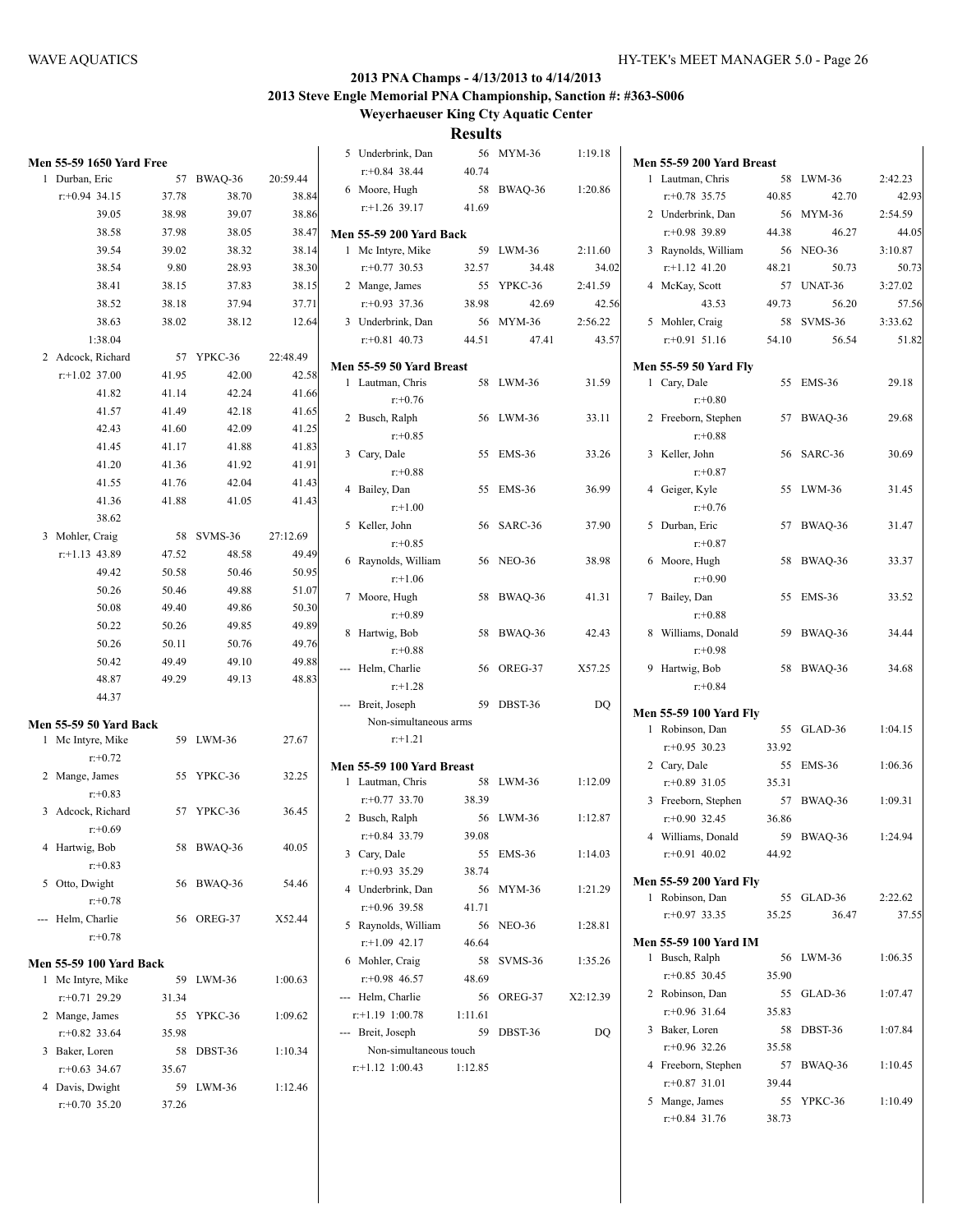# 2013 PNA Champs - 4/13/2013 to 4/14/2013

## 2013 Steve Engle Memorial PNA Championship, Sanction #: #363-S006

### Weyerhaeuser King Cty Aquatic Center

### Results

**Men 55-59 1650 Yard Free**

1 Durban, Eric 57 BWAQ-36 20:59.44
r:+0.94 34.15 37.78 38.70 38.84
39.05 38.98 39.07 38.86
38.58 37.98 38.05 38.47
39.54 39.02 38.32 38.14
38.54 9.80 28.93 38.30
38.41 38.15 37.83 38.15
38.52 38.18 37.94 37.71
38.63 38.02 38.12 12.64
1:38.04

2 Adcock, Richard 57 YPKC-36 22:48.49
r:+1.02 37.00 41.95 42.00 42.58
41.82 41.14 42.24 41.66
41.57 41.49 42.18 41.65
42.43 41.60 42.09 41.25
41.45 41.17 41.88 41.83
41.20 41.36 41.92 41.91
41.55 41.76 42.04 41.43
41.36 41.88 41.05 41.43
38.62

3 Mohler, Craig 58 SVMS-36 27:12.69
r:+1.13 43.89 47.52 48.58 49.49
49.42 50.58 50.46 50.95
50.26 50.46 49.88 51.07
50.08 49.40 49.86 50.30
50.22 50.26 49.85 49.89
50.26 50.11 50.76 49.76
50.42 49.49 49.10 49.88
48.87 49.29 49.13 48.83
44.37

**Men 55-59 50 Yard Back**

1 Mc Intyre, Mike 59 LWM-36 27.67
r:+0.72
2 Mange, James 55 YPKC-36 32.25
r:+0.83
3 Adcock, Richard 57 YPKC-36 36.45
r:+0.69
4 Hartwig, Bob 58 BWAQ-36 40.05
r:+0.83
5 Otto, Dwight 56 BWAQ-36 54.46
r:+0.78
--- Helm, Charlie 56 OREG-37 X52.44
r:+0.78

**Men 55-59 100 Yard Back**

1 Mc Intyre, Mike 59 LWM-36 1:00.63
r:+0.71 29.29 31.34
2 Mange, James 55 YPKC-36 1:09.62
r:+0.82 33.64 35.98
3 Baker, Loren 58 DBST-36 1:10.34
r:+0.63 34.67 35.67
4 Davis, Dwight 59 LWM-36 1:12.46
r:+0.70 35.20 37.26
5 Underbrink, Dan 56 MYM-36 1:19.18
r:+0.84 38.44 40.74
6 Moore, Hugh 58 BWAQ-36 1:20.86
r:+1.26 39.17 41.69

**Men 55-59 200 Yard Back**

1 Mc Intyre, Mike 59 LWM-36 2:11.60
r:+0.77 30.53 32.57 34.48 34.02
2 Mange, James 55 YPKC-36 2:41.59
r:+0.93 37.36 38.98 42.69 42.56
3 Underbrink, Dan 56 MYM-36 2:56.22
r:+0.81 40.73 44.51 47.41 43.57

**Men 55-59 50 Yard Breast**

1 Lautman, Chris 58 LWM-36 31.59
r:+0.76
2 Busch, Ralph 56 LWM-36 33.11
r:+0.85
3 Cary, Dale 55 EMS-36 33.26
r:+0.88
4 Bailey, Dan 55 EMS-36 36.99
r:+1.00
5 Keller, John 56 SARC-36 37.90
r:+0.85
6 Raynolds, William 56 NEO-36 38.98
r:+1.06
7 Moore, Hugh 58 BWAQ-36 41.31
r:+0.89
8 Hartwig, Bob 58 BWAQ-36 42.43
r:+0.88
--- Helm, Charlie 56 OREG-37 X57.25
r:+1.28
--- Breit, Joseph 59 DBST-36 DQ
Non-simultaneous arms
r:+1.21

**Men 55-59 100 Yard Breast**

1 Lautman, Chris 58 LWM-36 1:12.09
r:+0.77 33.70 38.39
2 Busch, Ralph 56 LWM-36 1:12.87
r:+0.84 33.79 39.08
3 Cary, Dale 55 EMS-36 1:14.03
r:+0.93 35.29 38.74
4 Underbrink, Dan 56 MYM-36 1:21.29
r:+0.96 39.58 41.71
5 Raynolds, William 56 NEO-36 1:28.81
r:+1.09 42.17 46.64
6 Mohler, Craig 58 SVMS-36 1:35.26
r:+0.98 46.57 48.69
--- Helm, Charlie 56 OREG-37 X2:12.39
r:+1.19 1:00.78 1:11.61
--- Breit, Joseph 59 DBST-36 DQ
Non-simultaneous touch
r:+1.12 1:00.43 1:12.85

**Men 55-59 200 Yard Breast**

1 Lautman, Chris 58 LWM-36 2:42.23
r:+0.78 35.75 40.85 42.70 42.93
2 Underbrink, Dan 56 MYM-36 2:54.59
r:+0.98 39.89 44.38 46.27 44.05
3 Raynolds, William 56 NEO-36 3:10.87
r:+1.12 41.20 48.21 50.73 50.73
4 McKay, Scott 57 UNAT-36 3:27.02
43.53 49.73 56.20 57.56
5 Mohler, Craig 58 SVMS-36 3:33.62
r:+0.91 51.16 54.10 56.54 51.82

**Men 55-59 50 Yard Fly**

1 Cary, Dale 55 EMS-36 29.18
r:+0.80
2 Freeborn, Stephen 57 BWAQ-36 29.68
r:+0.88
3 Keller, John 56 SARC-36 30.69
r:+0.87
4 Geiger, Kyle 55 LWM-36 31.45
r:+0.76
5 Durban, Eric 57 BWAQ-36 31.47
r:+0.87
6 Moore, Hugh 58 BWAQ-36 33.37
r:+0.90
7 Bailey, Dan 55 EMS-36 33.52
r:+0.88
8 Williams, Donald 59 BWAQ-36 34.44
r:+0.98
9 Hartwig, Bob 58 BWAQ-36 34.68
r:+0.84

**Men 55-59 100 Yard Fly**

1 Robinson, Dan 55 GLAD-36 1:04.15
r:+0.95 30.23 33.92
2 Cary, Dale 55 EMS-36 1:06.36
r:+0.89 31.05 35.31
3 Freeborn, Stephen 57 BWAQ-36 1:09.31
r:+0.90 32.45 36.86
4 Williams, Donald 59 BWAQ-36 1:24.94
r:+0.91 40.02 44.92

**Men 55-59 200 Yard Fly**

1 Robinson, Dan 55 GLAD-36 2:22.62
r:+0.97 33.35 35.25 36.47 37.55

**Men 55-59 100 Yard IM**

1 Busch, Ralph 56 LWM-36 1:06.35
r:+0.85 30.45 35.90
2 Robinson, Dan 55 GLAD-36 1:07.47
r:+0.96 31.64 35.83
3 Baker, Loren 58 DBST-36 1:07.84
r:+0.96 32.26 35.58
4 Freeborn, Stephen 57 BWAQ-36 1:10.45
r:+0.87 31.01 39.44
5 Mange, James 55 YPKC-36 1:10.49
r:+0.84 31.76 38.73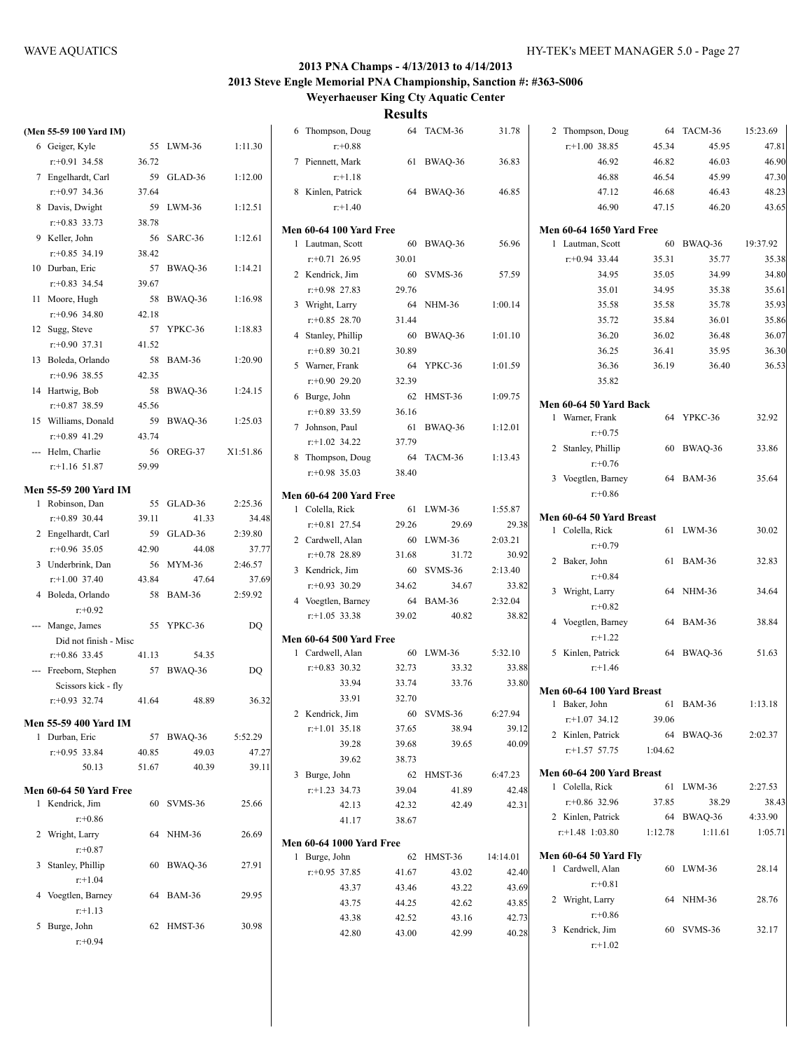## 2013 PNA Champs - 4/13/2013 to 4/14/2013

### 2013 Steve Engle Memorial PNA Championship, Sanction #: #363-S006

### Weyerhaeuser King Cty Aquatic Center

### Results

**(Men 55-59 100 Yard IM)**

| Place | Name | Age | Team | Time |
|---|---|---|---|---|
| 6 | Geiger, Kyle | 55 | LWM-36 | 1:11.30 |
| | r:+0.91 34.58 | 36.72 | | |
| 7 | Engelhardt, Carl | 59 | GLAD-36 | 1:12.00 |
| | r:+0.97 34.36 | 37.64 | | |
| 8 | Davis, Dwight | 59 | LWM-36 | 1:12.51 |
| | r:+0.83 33.73 | 38.78 | | |
| 9 | Keller, John | 56 | SARC-36 | 1:12.61 |
| | r:+0.85 34.19 | 38.42 | | |
| 10 | Durban, Eric | 57 | BWAQ-36 | 1:14.21 |
| | r:+0.83 34.54 | 39.67 | | |
| 11 | Moore, Hugh | 58 | BWAQ-36 | 1:16.98 |
| | r:+0.96 34.80 | 42.18 | | |
| 12 | Sugg, Steve | 57 | YPKC-36 | 1:18.83 |
| | r:+0.90 37.31 | 41.52 | | |
| 13 | Boleda, Orlando | 58 | BAM-36 | 1:20.90 |
| | r:+0.96 38.55 | 42.35 | | |
| 14 | Hartwig, Bob | 58 | BWAQ-36 | 1:24.15 |
| | r:+0.87 38.59 | 45.56 | | |
| 15 | Williams, Donald | 59 | BWAQ-36 | 1:25.03 |
| | r:+0.89 41.29 | 43.74 | | |
| --- | Helm, Charlie | 56 | OREG-37 | X1:51.86 |
| | r:+1.16 51.87 | 59.99 | | |

**Men 55-59 200 Yard IM**

| Place | Name | Age | Team | | Time |
|---|---|---|---|---|---|
| 1 | Robinson, Dan | 55 | GLAD-36 | | 2:25.36 |
| | r:+0.89 30.44 | 39.11 | 41.33 | | 34.48 |
| 2 | Engelhardt, Carl | 59 | GLAD-36 | | 2:39.80 |
| | r:+0.96 35.05 | 42.90 | 44.08 | | 37.77 |
| 3 | Underbrink, Dan | 56 | MYM-36 | | 2:46.57 |
| | r:+1.00 37.40 | 43.84 | 47.64 | | 37.69 |
| 4 | Boleda, Orlando | 58 | BAM-36 | | 2:59.92 |
| | r:+0.92 | | | | |
| --- | Mange, James | 55 | YPKC-36 | | DQ |
| | Did not finish - Misc | | | | |
| | r:+0.86 33.45 | 41.13 | 54.35 | | |
| --- | Freeborn, Stephen | 57 | BWAQ-36 | | DQ |
| | Scissors kick - fly | | | | |
| | r:+0.93 32.74 | 41.64 | 48.89 | | 36.32 |

**Men 55-59 400 Yard IM**

| Place | Name | Age | Team | Time |
|---|---|---|---|---|
| 1 | Durban, Eric | 57 | BWAQ-36 | 5:52.29 |
| | r:+0.95 33.84 | 40.85 | 49.03 | 47.27 |
| | 50.13 | 51.67 | 40.39 | 39.11 |

**Men 60-64 50 Yard Free**

| Place | Name | Age | Team | Time |
|---|---|---|---|---|
| 1 | Kendrick, Jim | 60 | SVMS-36 | 25.66 |
| | r:+0.86 | | | |
| 2 | Wright, Larry | 64 | NHM-36 | 26.69 |
| | r:+0.87 | | | |
| 3 | Stanley, Phillip | 60 | BWAQ-36 | 27.91 |
| | r:+1.04 | | | |
| 4 | Voegtlen, Barney | 64 | BAM-36 | 29.95 |
| | r:+1.13 | | | |
| 5 | Burge, John | 62 | HMST-36 | 30.98 |
| | r:+0.94 | | | |
| 6 | Thompson, Doug | 64 | TACM-36 | 31.78 |
| | r:+0.88 | | | |
| 7 | Piennett, Mark | 61 | BWAQ-36 | 36.83 |
| | r:+1.18 | | | |
| 8 | Kinlen, Patrick | 64 | BWAQ-36 | 46.85 |
| | r:+1.40 | | | |

**Men 60-64 100 Yard Free**

| Place | Name | Age | Team | Time |
|---|---|---|---|---|
| 1 | Lautman, Scott | 60 | BWAQ-36 | 56.96 |
| | r:+0.71 26.95 | 30.01 | | |
| 2 | Kendrick, Jim | 60 | SVMS-36 | 57.59 |
| | r:+0.98 27.83 | 29.76 | | |
| 3 | Wright, Larry | 64 | NHM-36 | 1:00.14 |
| | r:+0.85 28.70 | 31.44 | | |
| 4 | Stanley, Phillip | 60 | BWAQ-36 | 1:01.10 |
| | r:+0.89 30.21 | 30.89 | | |
| 5 | Warner, Frank | 64 | YPKC-36 | 1:01.59 |
| | r:+0.90 29.20 | 32.39 | | |
| 6 | Burge, John | 62 | HMST-36 | 1:09.75 |
| | r:+0.89 33.59 | 36.16 | | |
| 7 | Johnson, Paul | 61 | BWAQ-36 | 1:12.01 |
| | r:+1.02 34.22 | 37.79 | | |
| 8 | Thompson, Doug | 64 | TACM-36 | 1:13.43 |
| | r:+0.98 35.03 | 38.40 | | |

**Men 60-64 200 Yard Free**

| Place | Name | Age | Team | Time |
|---|---|---|---|---|
| 1 | Colella, Rick | 61 | LWM-36 | 1:55.87 |
| | r:+0.81 27.54 | 29.26 | 29.69 | 29.38 |
| 2 | Cardwell, Alan | 60 | LWM-36 | 2:03.21 |
| | r:+0.78 28.89 | 31.68 | 31.72 | 30.92 |
| 3 | Kendrick, Jim | 60 | SVMS-36 | 2:13.40 |
| | r:+0.93 30.29 | 34.62 | 34.67 | 33.82 |
| 4 | Voegtlen, Barney | 64 | BAM-36 | 2:32.04 |
| | r:+1.05 33.38 | 39.02 | 40.82 | 38.82 |

**Men 60-64 500 Yard Free**

| Place | Name | Age | Team | Time |
|---|---|---|---|---|
| 1 | Cardwell, Alan | 60 | LWM-36 | 5:32.10 |
| | r:+0.83 30.32 | 32.73 | 33.32 | 33.88 |
| | 33.94 | 33.74 | 33.76 | 33.80 |
| | 33.91 | 32.70 | | |
| 2 | Kendrick, Jim | 60 | SVMS-36 | 6:27.94 |
| | r:+1.01 35.18 | 37.65 | 38.94 | 39.12 |
| | 39.28 | 39.68 | 39.65 | 40.09 |
| | 39.62 | 38.73 | | |
| 3 | Burge, John | 62 | HMST-36 | 6:47.23 |
| | r:+1.23 34.73 | 39.04 | 41.89 | 42.48 |
| | 42.13 | 42.32 | 42.49 | 42.31 |
| | 41.17 | 38.67 | | |

**Men 60-64 1000 Yard Free**

| Place | Name | Age | Team | Time |
|---|---|---|---|---|
| 1 | Burge, John | 62 | HMST-36 | 14:14.01 |
| | r:+0.95 37.85 | 41.67 | 43.02 | 42.40 |
| | 43.37 | 43.46 | 43.22 | 43.69 |
| | 43.75 | 44.25 | 42.62 | 43.85 |
| | 43.38 | 42.52 | 43.16 | 42.73 |
| | 42.80 | 43.00 | 42.99 | 40.28 |
| 2 | Thompson, Doug | 64 | TACM-36 | 15:23.69 |
| | r:+1.00 38.85 | 45.34 | 45.95 | 47.81 |
| | 46.92 | 46.82 | 46.03 | 46.90 |
| | 46.88 | 46.54 | 45.99 | 47.30 |
| | 47.12 | 46.68 | 46.43 | 48.23 |
| | 46.90 | 47.15 | 46.20 | 43.65 |

**Men 60-64 1650 Yard Free**

| Place | Name | Age | Team | Time |
|---|---|---|---|---|
| 1 | Lautman, Scott | 60 | BWAQ-36 | 19:37.92 |
| | r:+0.94 33.44 | 35.31 | 35.77 | 35.38 |
| | 34.95 | 35.05 | 34.99 | 34.80 |
| | 35.01 | 34.95 | 35.38 | 35.61 |
| | 35.58 | 35.58 | 35.78 | 35.93 |
| | 35.72 | 35.84 | 36.01 | 35.86 |
| | 36.20 | 36.02 | 36.48 | 36.07 |
| | 36.25 | 36.41 | 35.95 | 36.30 |
| | 36.36 | 36.19 | 36.40 | 36.53 |
| | 35.82 | | | |

**Men 60-64 50 Yard Back**

| Place | Name | Age | Team | Time |
|---|---|---|---|---|
| 1 | Warner, Frank | 64 | YPKC-36 | 32.92 |
| | r:+0.75 | | | |
| 2 | Stanley, Phillip | 60 | BWAQ-36 | 33.86 |
| | r:+0.76 | | | |
| 3 | Voegtlen, Barney | 64 | BAM-36 | 35.64 |
| | r:+0.86 | | | |

**Men 60-64 50 Yard Breast**

| Place | Name | Age | Team | Time |
|---|---|---|---|---|
| 1 | Colella, Rick | 61 | LWM-36 | 30.02 |
| | r:+0.79 | | | |
| 2 | Baker, John | 61 | BAM-36 | 32.83 |
| | r:+0.84 | | | |
| 3 | Wright, Larry | 64 | NHM-36 | 34.64 |
| | r:+0.82 | | | |
| 4 | Voegtlen, Barney | 64 | BAM-36 | 38.84 |
| | r:+1.22 | | | |
| 5 | Kinlen, Patrick | 64 | BWAQ-36 | 51.63 |
| | r:+1.46 | | | |

**Men 60-64 100 Yard Breast**

| Place | Name | Age | Team | Time |
|---|---|---|---|---|
| 1 | Baker, John | 61 | BAM-36 | 1:13.18 |
| | r:+1.07 34.12 | 39.06 | | |
| 2 | Kinlen, Patrick | 64 | BWAQ-36 | 2:02.37 |
| | r:+1.57 57.75 | 1:04.62 | | |

**Men 60-64 200 Yard Breast**

| Place | Name | Age | Team | Time |
|---|---|---|---|---|
| 1 | Colella, Rick | 61 | LWM-36 | 2:27.53 |
| | r:+0.86 32.96 | 37.85 | 38.29 | 38.43 |
| 2 | Kinlen, Patrick | 64 | BWAQ-36 | 4:33.90 |
| | r:+1.48 1:03.80 | 1:12.78 | 1:11.61 | 1:05.71 |

**Men 60-64 50 Yard Fly**

| Place | Name | Age | Team | Time |
|---|---|---|---|---|
| 1 | Cardwell, Alan | 60 | LWM-36 | 28.14 |
| | r:+0.81 | | | |
| 2 | Wright, Larry | 64 | NHM-36 | 28.76 |
| | r:+0.86 | | | |
| 3 | Kendrick, Jim | 60 | SVMS-36 | 32.17 |
| | r:+1.02 | | | |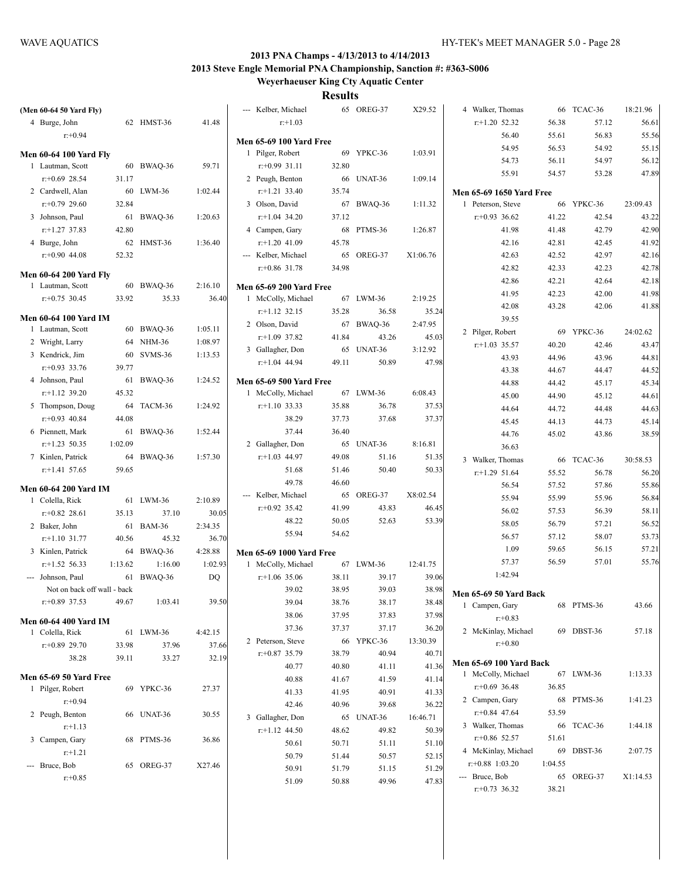## 2013 PNA Champs - 4/13/2013 to 4/14/2013
## 2013 Steve Engle Memorial PNA Championship, Sanction #: #363-S006
## Weyerhaeuser King Cty Aquatic Center
## Results

**(Men 60-64 50 Yard Fly)**

```
  4 Burge, John                62 HMST-36          41.48
        r:+0.94
```

**Men 60-64 100 Yard Fly**

```
  1 Lautman, Scott             60 BWAQ-36          59.71
     r:+0.69 28.54     31.17
  2 Cardwell, Alan             60 LWM-36         1:02.44
     r:+0.79 29.60     32.84
  3 Johnson, Paul              61 BWAQ-36        1:20.63
     r:+1.27 37.83     42.80
  4 Burge, John                62 HMST-36        1:36.40
     r:+0.90 44.08     52.32
```

**Men 60-64 200 Yard Fly**

```
  1 Lautman, Scott             60 BWAQ-36        2:16.10
     r:+0.75 30.45     33.92      35.33        36.40
```

**Men 60-64 100 Yard IM**

```
  1 Lautman, Scott             60 BWAQ-36        1:05.11
  2 Wright, Larry              64 NHM-36         1:08.97
  3 Kendrick, Jim              60 SVMS-36        1:13.53
     r:+0.93 33.76     39.77
  4 Johnson, Paul              61 BWAQ-36        1:24.52
     r:+1.12 39.20     45.32
  5 Thompson, Doug             64 TACM-36        1:24.92
     r:+0.93 40.84     44.08
  6 Piennett, Mark             61 BWAQ-36        1:52.44
     r:+1.23 50.35   1:02.09
  7 Kinlen, Patrick            64 BWAQ-36        1:57.30
     r:+1.41 57.65     59.65
```

**Men 60-64 200 Yard IM**

```
  1 Colella, Rick              61 LWM-36         2:10.89
     r:+0.82 28.61     35.13      37.10        30.05
  2 Baker, John                61 BAM-36         2:34.35
     r:+1.10 31.77     40.56      45.32        36.70
  3 Kinlen, Patrick            64 BWAQ-36        4:28.88
     r:+1.52 56.33   1:13.62    1:16.00      1:02.93
 --- Johnson, Paul             61 BWAQ-36             DQ
        Not on back off wall - back
     r:+0.89 37.53     49.67    1:03.41        39.50
```

**Men 60-64 400 Yard IM**

```
  1 Colella, Rick              61 LWM-36         4:42.15
     r:+0.89 29.70     33.98      37.96        37.66
               38.28     39.11      33.27        32.19
```

**Men 65-69 50 Yard Free**

```
  1 Pilger, Robert             69 YPKC-36          27.37
        r:+0.94
  2 Peugh, Benton              66 UNAT-36          30.55
        r:+1.13
  3 Campen, Gary               68 PTMS-36          36.86
        r:+1.21
 --- Bruce, Bob                65 OREG-37         X27.46
        r:+0.85
 --- Kelber, Michael           65 OREG-37         X29.52
        r:+1.03
```

**Men 65-69 100 Yard Free**

```
  1 Pilger, Robert             69 YPKC-36        1:03.91
     r:+0.99 31.11     32.80
  2 Peugh, Benton              66 UNAT-36        1:09.14
     r:+1.21 33.40     35.74
  3 Olson, David               67 BWAQ-36        1:11.32
     r:+1.04 34.20     37.12
  4 Campen, Gary               68 PTMS-36        1:26.87
     r:+1.20 41.09     45.78
 --- Kelber, Michael           65 OREG-37       X1:06.76
     r:+0.86 31.78     34.98
```

**Men 65-69 200 Yard Free**

```
  1 McColly, Michael           67 LWM-36         2:19.25
     r:+1.12 32.15     35.28      36.58        35.24
  2 Olson, David               67 BWAQ-36        2:47.95
     r:+1.09 37.82     41.84      43.26        45.03
  3 Gallagher, Don             65 UNAT-36        3:12.92
     r:+1.04 44.94     49.11      50.89        47.98
```

**Men 65-69 500 Yard Free**

```
  1 McColly, Michael           67 LWM-36         6:08.43
     r:+1.10 33.33     35.88      36.78        37.53
               38.29     37.73      37.68        37.37
               37.44     36.40
  2 Gallagher, Don             65 UNAT-36        8:16.81
     r:+1.03 44.97     49.08      51.16        51.35
               51.68     51.46      50.40        50.33
               49.78     46.60
 --- Kelber, Michael           65 OREG-37       X8:02.54
     r:+0.92 35.42     41.99      43.83        46.45
               48.22     50.05      52.63        53.39
               55.94     54.62
```

**Men 65-69 1000 Yard Free**

```
  1 McColly, Michael           67 LWM-36        12:41.75
     r:+1.06 35.06     38.11      39.17        39.06
               39.02     38.95      39.03        38.98
               39.04     38.76      38.17        38.48
               38.06     37.95      37.83        37.98
               37.36     37.37      37.17        36.20
  2 Peterson, Steve            66 YPKC-36       13:30.39
     r:+0.87 35.79     38.79      40.94        40.71
               40.77     40.80      41.11        41.36
               40.88     41.67      41.59        41.14
               41.33     41.95      40.91        41.33
               42.46     40.96      39.68        36.22
  3 Gallagher, Don             65 UNAT-36       16:46.71
     r:+1.12 44.50     48.62      49.82        50.39
               50.61     50.71      51.11        51.10
               50.79     51.44      50.57        52.15
               50.91     51.79      51.15        51.29
               51.09     50.88      49.96        47.83
  4 Walker, Thomas             66 TCAC-36       18:21.96
     r:+1.20 52.32     56.38      57.12        56.61
               56.40     55.61      56.83        55.56
               54.95     56.53      54.92        55.15
               54.73     56.11      54.97        56.12
               55.91     54.57      53.28        47.89
```

**Men 65-69 1650 Yard Free**

```
  1 Peterson, Steve            66 YPKC-36       23:09.43
     r:+0.93 36.62     41.22      42.54        43.22
               41.98     41.48      42.79        42.90
               42.16     42.81      42.45        41.92
               42.63     42.52      42.97        42.16
               42.82     42.33      42.23        42.78
               42.86     42.21      42.64        42.18
               41.95     42.23      42.00        41.98
               42.08     43.28      42.06        41.88
               39.55
  2 Pilger, Robert             69 YPKC-36       24:02.62
     r:+1.03 35.57     40.20      42.46        43.47
               43.93     44.96      43.96        44.81
               43.38     44.67      44.47        44.52
               44.88     44.42      45.17        45.34
               45.00     44.90      45.12        44.61
               44.64     44.72      44.48        44.63
               45.45     44.13      44.73        45.14
               44.76     45.02      43.86        38.59
               36.63
  3 Walker, Thomas             66 TCAC-36       30:58.53
     r:+1.29 51.64     55.52      56.78        56.20
               56.54     57.52      57.86        55.86
               55.94     55.99      55.96        56.84
               56.02     57.53      56.39        58.11
               58.05     56.79      57.21        56.52
               56.57     57.12      58.07        53.73
                1.09     59.65      56.15        57.21
               57.37     56.59      57.01        55.76
             1:42.94
```

**Men 65-69 50 Yard Back**

```
  1 Campen, Gary               68 PTMS-36          43.66
        r:+0.83
  2 McKinlay, Michael          69 DBST-36          57.18
        r:+0.80
```

**Men 65-69 100 Yard Back**

```
  1 McColly, Michael           67 LWM-36         1:13.33
     r:+0.69 36.48     36.85
  2 Campen, Gary               68 PTMS-36        1:41.23
     r:+0.84 47.64     53.59
  3 Walker, Thomas             66 TCAC-36        1:44.18
     r:+0.86 52.57     51.61
  4 McKinlay, Michael          69 DBST-36        2:07.75
     r:+0.88 1:03.20  1:04.55
 --- Bruce, Bob                65 OREG-37       X1:14.53
     r:+0.73 36.32     38.21
```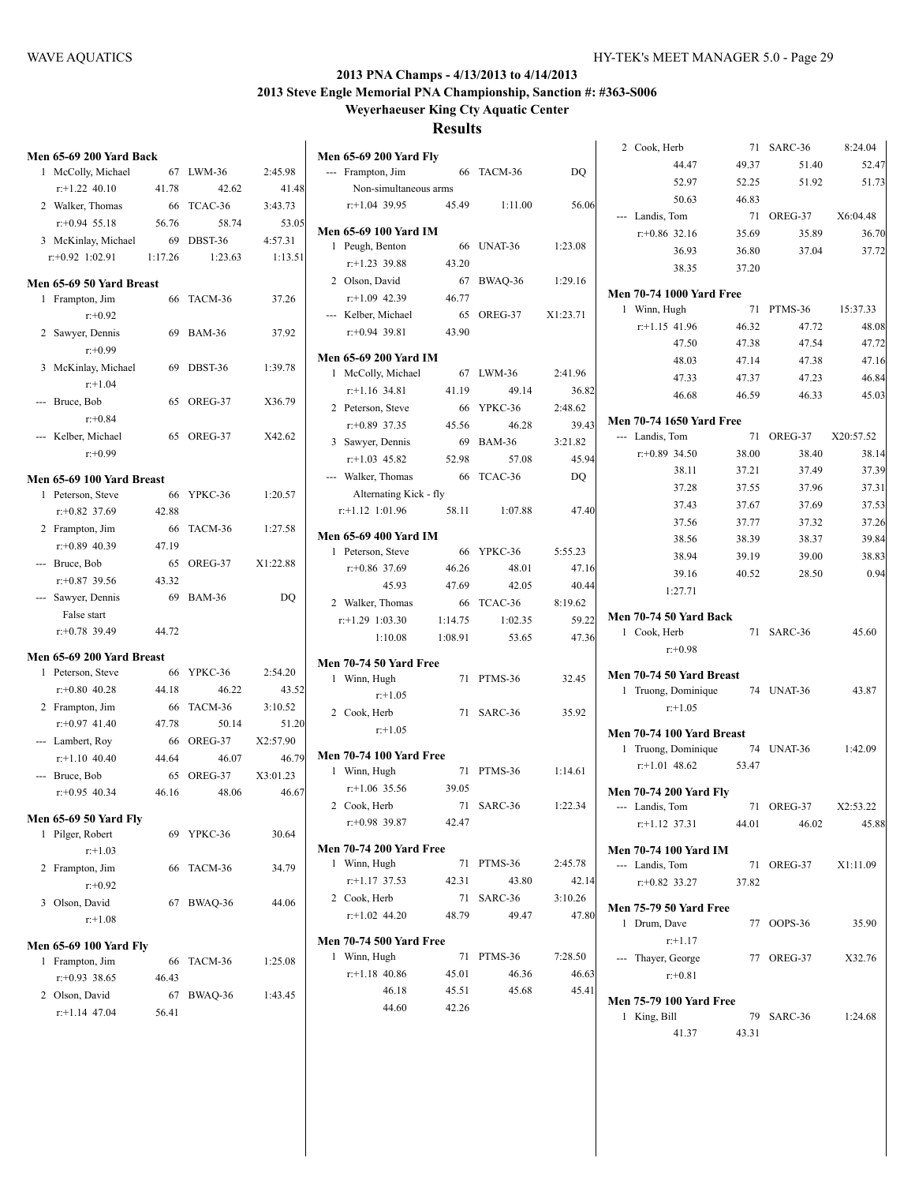# 2013 PNA Champs - 4/13/2013 to 4/14/2013

## 2013 Steve Engle Memorial PNA Championship, Sanction #: #363-S006

## Weyerhaeuser King Cty Aquatic Center

## Results

### Men 65-69 200 Yard Back

```
  1 McColly, Michael          67 LWM-36        2:45.98
      r:+1.22 40.10      41.78       42.62       41.48
  2 Walker, Thomas            66 TCAC-36       3:43.73
      r:+0.94 55.18      56.76       58.74       53.05
  3 McKinlay, Michael         69 DBST-36       4:57.31
      r:+0.92 1:02.91  1:17.26     1:23.63     1:13.51
```

### Men 65-69 50 Yard Breast

```
  1 Frampton, Jim             66 TACM-36         37.26
      r:+0.92
  2 Sawyer, Dennis            69 BAM-36          37.92
      r:+0.99
  3 McKinlay, Michael         69 DBST-36       1:39.78
      r:+1.04
--- Bruce, Bob                65 OREG-37        X36.79
      r:+0.84
--- Kelber, Michael           65 OREG-37        X42.62
      r:+0.99
```

### Men 65-69 100 Yard Breast

```
  1 Peterson, Steve           66 YPKC-36       1:20.57
      r:+0.82 37.69      42.88
  2 Frampton, Jim             66 TACM-36       1:27.58
      r:+0.89 40.39      47.19
--- Bruce, Bob                65 OREG-37      X1:22.88
      r:+0.87 39.56      43.32
--- Sawyer, Dennis            69 BAM-36             DQ
      False start
      r:+0.78 39.49      44.72
```

### Men 65-69 200 Yard Breast

```
  1 Peterson, Steve           66 YPKC-36       2:54.20
      r:+0.80 40.28      44.18       46.22       43.52
  2 Frampton, Jim             66 TACM-36       3:10.52
      r:+0.97 41.40      47.78       50.14       51.20
--- Lambert, Roy              66 OREG-37      X2:57.90
      r:+1.10 40.40      44.64       46.07       46.79
--- Bruce, Bob                65 OREG-37      X3:01.23
      r:+0.95 40.34      46.16       48.06       46.67
```

### Men 65-69 50 Yard Fly

```
  1 Pilger, Robert            69 YPKC-36         30.64
      r:+1.03
  2 Frampton, Jim             66 TACM-36         34.79
      r:+0.92
  3 Olson, David              67 BWAQ-36         44.06
      r:+1.08
```

### Men 65-69 100 Yard Fly

```
  1 Frampton, Jim             66 TACM-36       1:25.08
      r:+0.93 38.65      46.43
  2 Olson, David              67 BWAQ-36       1:43.45
      r:+1.14 47.04      56.41
```

### Men 65-69 200 Yard Fly

```
--- Frampton, Jim             66 TACM-36            DQ
      Non-simultaneous arms
      r:+1.04 39.95      45.49     1:11.00       56.06
```

### Men 65-69 100 Yard IM

```
  1 Peugh, Benton             66 UNAT-36       1:23.08
      r:+1.23 39.88      43.20
  2 Olson, David              67 BWAQ-36       1:29.16
      r:+1.09 42.39      46.77
--- Kelber, Michael           65 OREG-37      X1:23.71
      r:+0.94 39.81      43.90
```

### Men 65-69 200 Yard IM

```
  1 McColly, Michael          67 LWM-36        2:41.96
      r:+1.16 34.81      41.19       49.14       36.82
  2 Peterson, Steve           66 YPKC-36       2:48.62
      r:+0.89 37.35      45.56       46.28       39.43
  3 Sawyer, Dennis            69 BAM-36        3:21.82
      r:+1.03 45.82      52.98       57.08       45.94
--- Walker, Thomas            66 TCAC-36            DQ
      Alternating Kick - fly
      r:+1.12 1:01.96    58.11     1:07.88       47.40
```

### Men 65-69 400 Yard IM

```
  1 Peterson, Steve           66 YPKC-36       5:55.23
      r:+0.86 37.69      46.26       48.01       47.16
              45.93      47.69       42.05       40.44
  2 Walker, Thomas            66 TCAC-36       8:19.62
      r:+1.29 1:03.30  1:14.75     1:02.35       59.22
              1:10.08  1:08.91       53.65       47.36
```

### Men 70-74 50 Yard Free

```
  1 Winn, Hugh                71 PTMS-36         32.45
      r:+1.05
  2 Cook, Herb                71 SARC-36         35.92
      r:+1.05
```

### Men 70-74 100 Yard Free

```
  1 Winn, Hugh                71 PTMS-36       1:14.61
      r:+1.06 35.56      39.05
  2 Cook, Herb                71 SARC-36       1:22.34
      r:+0.98 39.87      42.47
```

### Men 70-74 200 Yard Free

```
  1 Winn, Hugh                71 PTMS-36       2:45.78
      r:+1.17 37.53      42.31       43.80       42.14
  2 Cook, Herb                71 SARC-36       3:10.26
      r:+1.02 44.20      48.79       49.47       47.80
```

### Men 70-74 500 Yard Free

```
  1 Winn, Hugh                71 PTMS-36       7:28.50
      r:+1.18 40.86      45.01       46.36       46.63
              46.18      45.51       45.68       45.41
              44.60      42.26
  2 Cook, Herb                71 SARC-36       8:24.04
              44.47      49.37       51.40       52.47
              52.97      52.25       51.92       51.73
              50.63      46.83
--- Landis, Tom               71 OREG-37      X6:04.48
      r:+0.86 32.16      35.69       35.89       36.70
              36.93      36.80       37.04       37.72
              38.35      37.20
```

### Men 70-74 1000 Yard Free

```
  1 Winn, Hugh                71 PTMS-36      15:37.33
      r:+1.15 41.96      46.32       47.72       48.08
              47.50      47.38       47.54       47.72
              48.03      47.14       47.38       47.16
              47.33      47.37       47.23       46.84
              46.68      46.59       46.33       45.03
```

### Men 70-74 1650 Yard Free

```
--- Landis, Tom               71 OREG-37     X20:57.52
      r:+0.89 34.50      38.00       38.40       38.14
              38.11      37.21       37.49       37.39
              37.28      37.55       37.96       37.31
              37.43      37.67       37.69       37.53
              37.56      37.77       37.32       37.26
              38.56      38.39       38.37       39.84
              38.94      39.19       39.00       38.83
              39.16      40.52       28.50        0.94
              1:27.71
```

### Men 70-74 50 Yard Back

```
  1 Cook, Herb                71 SARC-36         45.60
      r:+0.98
```

### Men 70-74 50 Yard Breast

```
  1 Truong, Dominique         74 UNAT-36         43.87
      r:+1.05
```

### Men 70-74 100 Yard Breast

```
  1 Truong, Dominique         74 UNAT-36       1:42.09
      r:+1.01 48.62      53.47
```

### Men 70-74 200 Yard Fly

```
--- Landis, Tom               71 OREG-37      X2:53.22
      r:+1.12 37.31      44.01       46.02       45.88
```

### Men 70-74 100 Yard IM

```
--- Landis, Tom               71 OREG-37      X1:11.09
      r:+0.82 33.27      37.82
```

### Men 75-79 50 Yard Free

```
  1 Drum, Dave                77 OOPS-36         35.90
      r:+1.17
--- Thayer, George            77 OREG-37        X32.76
      r:+0.81
```

### Men 75-79 100 Yard Free

```
  1 King, Bill                79 SARC-36       1:24.68
              41.37      43.31
```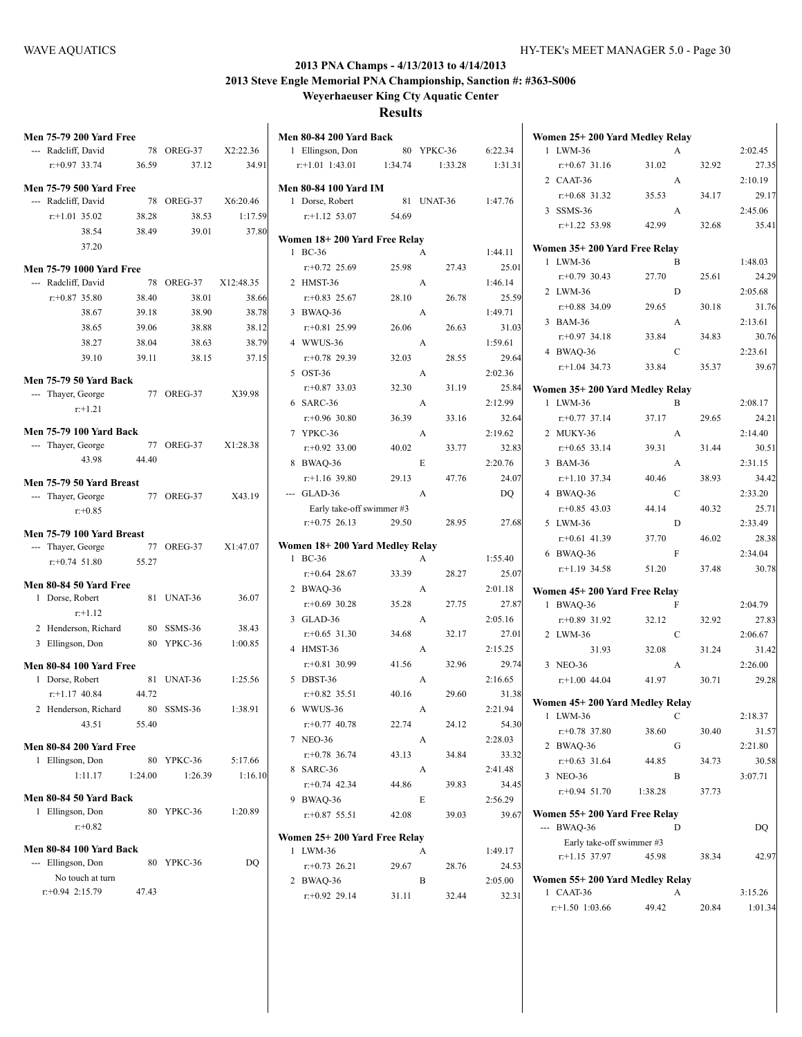## 2013 PNA Champs - 4/13/2013 to 4/14/2013

### 2013 Steve Engle Memorial PNA Championship, Sanction #: #363-S006

### Weyerhaeuser King Cty Aquatic Center

### Results

**Men 75-79 200 Yard Free**

```
--- Radcliff, David          78  OREG-37     X2:22.36
    r:+0.97 33.74    36.59     37.12        34.91
```

**Men 75-79 500 Yard Free**

```
--- Radcliff, David          78  OREG-37     X6:20.46
    r:+1.01 35.02    38.28     38.53      1:17.59
            38.54    38.49     39.01        37.80
            37.20
```

**Men 75-79 1000 Yard Free**

```
--- Radcliff, David          78  OREG-37    X12:48.35
    r:+0.87 35.80    38.40     38.01        38.66
            38.67    39.18     38.90        38.78
            38.65    39.06     38.88        38.12
            38.27    38.04     38.63        38.79
            39.10    39.11     38.15        37.15
```

**Men 75-79 50 Yard Back**

```
--- Thayer, George           77  OREG-37       X39.98
    r:+1.21
```

**Men 75-79 100 Yard Back**

```
--- Thayer, George           77  OREG-37     X1:28.38
            43.98    44.40
```

**Men 75-79 50 Yard Breast**

```
--- Thayer, George           77  OREG-37       X43.19
    r:+0.85
```

**Men 75-79 100 Yard Breast**

```
--- Thayer, George           77  OREG-37     X1:47.07
    r:+0.74 51.80    55.27
```

**Men 80-84 50 Yard Free**

```
  1 Dorse, Robert            81  UNAT-36        36.07
    r:+1.12
  2 Henderson, Richard       80  SSMS-36        38.43
  3 Ellingson, Don           80  YPKC-36      1:00.85
```

**Men 80-84 100 Yard Free**

```
  1 Dorse, Robert            81  UNAT-36      1:25.56
    r:+1.17 40.84    44.72
  2 Henderson, Richard       80  SSMS-36      1:38.91
            43.51    55.40
```

**Men 80-84 200 Yard Free**

```
  1 Ellingson, Don           80  YPKC-36      5:17.66
          1:11.17  1:24.00   1:26.39      1:16.10
```

**Men 80-84 50 Yard Back**

```
  1 Ellingson, Don           80  YPKC-36      1:20.89
    r:+0.82
```

**Men 80-84 100 Yard Back**

```
--- Ellingson, Don           80  YPKC-36           DQ
      No touch at turn
    r:+0.94 2:15.79    47.43
```

**Men 80-84 200 Yard Back**

```
  1 Ellingson, Don           80  YPKC-36      6:22.34
    r:+1.01 1:43.01  1:34.74   1:33.28      1:31.31
```

**Men 80-84 100 Yard IM**

```
  1 Dorse, Robert            81  UNAT-36      1:47.76
    r:+1.12 53.07    54.69
```

**Women 18+ 200 Yard Free Relay**

```
  1 BC-36                        A            1:44.11
    r:+0.72 25.69    25.98     27.43        25.01
  2 HMST-36                      A            1:46.14
    r:+0.83 25.67    28.10     26.78        25.59
  3 BWAQ-36                      A            1:49.71
    r:+0.81 25.99    26.06     26.63        31.03
  4 WWUS-36                      A            1:59.61
    r:+0.78 29.39    32.03     28.55        29.64
  5 OST-36                       A            2:02.36
    r:+0.87 33.03    32.30     31.19        25.84
  6 SARC-36                      A            2:12.99
    r:+0.96 30.80    36.39     33.16        32.64
  7 YPKC-36                      A            2:19.62
    r:+0.92 33.00    40.02     33.77        32.83
  8 BWAQ-36                      E            2:20.76
    r:+1.16 39.80    29.13     47.76        24.07
--- GLAD-36                      A                 DQ
      Early take-off swimmer #3
    r:+0.75 26.13    29.50     28.95        27.68
```

**Women 18+ 200 Yard Medley Relay**

```
  1 BC-36                        A            1:55.40
    r:+0.64 28.67    33.39     28.27        25.07
  2 BWAQ-36                      A            2:01.18
    r:+0.69 30.28    35.28     27.75        27.87
  3 GLAD-36                      A            2:05.16
    r:+0.65 31.30    34.68     32.17        27.01
  4 HMST-36                      A            2:15.25
    r:+0.81 30.99    41.56     32.96        29.74
  5 DBST-36                      A            2:16.65
    r:+0.82 35.51    40.16     29.60        31.38
  6 WWUS-36                      A            2:21.94
    r:+0.77 40.78    22.74     24.12        54.30
  7 NEO-36                       A            2:28.03
    r:+0.78 36.74    43.13     34.84        33.32
  8 SARC-36                      A            2:41.48
    r:+0.74 42.34    44.86     39.83        34.45
  9 BWAQ-36                      E            2:56.29
    r:+0.87 55.51    42.08     39.03        39.67
```

**Women 25+ 200 Yard Free Relay**

```
  1 LWM-36                       A            1:49.17
    r:+0.73 26.21    29.67     28.76        24.53
  2 BWAQ-36                      B            2:05.00
    r:+0.92 29.14    31.11     32.44        32.31
```

**Women 25+ 200 Yard Medley Relay**

```
  1 LWM-36                       A            2:02.45
    r:+0.67 31.16    31.02     32.92        27.35
  2 CAAT-36                      A            2:10.19
    r:+0.68 31.32    35.53     34.17        29.17
  3 SSMS-36                      A            2:45.06
    r:+1.22 53.98    42.99     32.68        35.41
```

**Women 35+ 200 Yard Free Relay**

```
  1 LWM-36                       B            1:48.03
    r:+0.79 30.43    27.70     25.61        24.29
  2 LWM-36                       D            2:05.68
    r:+0.88 34.09    29.65     30.18        31.76
  3 BAM-36                       A            2:13.61
    r:+0.97 34.18    33.84     34.83        30.76
  4 BWAQ-36                      C            2:23.61
    r:+1.04 34.73    33.84     35.37        39.67
```

**Women 35+ 200 Yard Medley Relay**

```
  1 LWM-36                       B            2:08.17
    r:+0.77 37.14    37.17     29.65        24.21
  2 MUKY-36                      A            2:14.40
    r:+0.65 33.14    39.31     31.44        30.51
  3 BAM-36                       A            2:31.15
    r:+1.10 37.34    40.46     38.93        34.42
  4 BWAQ-36                      C            2:33.20
    r:+0.85 43.03    44.14     40.32        25.71
  5 LWM-36                       D            2:33.49
    r:+0.61 41.39    37.70     46.02        28.38
  6 BWAQ-36                      F            2:34.04
    r:+1.19 34.58    51.20     37.48        30.78
```

**Women 45+ 200 Yard Free Relay**

```
  1 BWAQ-36                      F            2:04.79
    r:+0.89 31.92    32.12     32.92        27.83
  2 LWM-36                       C            2:06.67
            31.93    32.08     31.24        31.42
  3 NEO-36                       A            2:26.00
    r:+1.00 44.04    41.97     30.71        29.28
```

**Women 45+ 200 Yard Medley Relay**

```
  1 LWM-36                       C            2:18.37
    r:+0.78 37.80    38.60     30.40        31.57
  2 BWAQ-36                      G            2:21.80
    r:+0.63 31.64    44.85     34.73        30.58
  3 NEO-36                       B            3:07.71
    r:+0.94 51.70  1:38.28     37.73
```

**Women 55+ 200 Yard Free Relay**

```
--- BWAQ-36                      D                 DQ
      Early take-off swimmer #3
    r:+1.15 37.97    45.98     38.34        42.97
```

**Women 55+ 200 Yard Medley Relay**

```
  1 CAAT-36                      A            3:15.26
    r:+1.50 1:03.66    49.42     20.84      1:01.34
```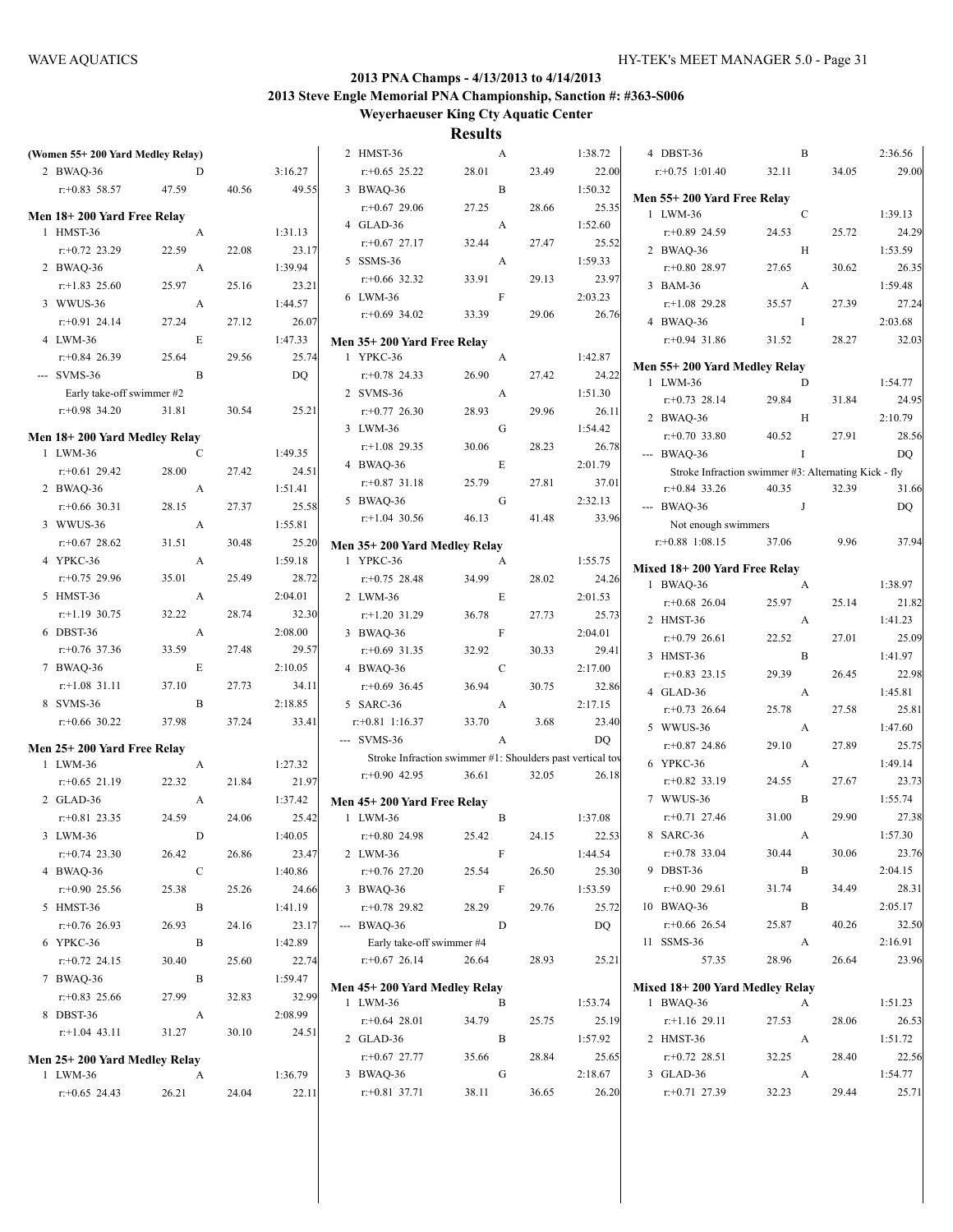# 2013 PNA Champs - 4/13/2013 to 4/14/2013
## 2013 Steve Engle Memorial PNA Championship, Sanction #: #363-S006
### Weyerhaeuser King Cty Aquatic Center
### Results

**(Women 55+ 200 Yard Medley Relay)**

| | Team | Relay | | Finals Time |
|---|---|---|---|---|
| 2 | BWAQ-36 | D | | 3:16.27 |
| | r:+0.83 58.57 | 47.59 | 40.56 | 49.55 |

**Men 18+ 200 Yard Free Relay**

| | Team | Relay | | Finals Time |
|---|---|---|---|---|
| 1 | HMST-36 | A | | 1:31.13 |
| | r:+0.72 23.29 | 22.59 | 22.08 | 23.17 |
| 2 | BWAQ-36 | A | | 1:39.94 |
| | r:+1.83 25.60 | 25.97 | 25.16 | 23.21 |
| 3 | WWUS-36 | A | | 1:44.57 |
| | r:+0.91 24.14 | 27.24 | 27.12 | 26.07 |
| 4 | LWM-36 | E | | 1:47.33 |
| | r:+0.84 26.39 | 25.64 | 29.56 | 25.74 |
| --- | SVMS-36 | B | | DQ |
| | Early take-off swimmer #2 | | | |
| | r:+0.98 34.20 | 31.81 | 30.54 | 25.21 |

**Men 18+ 200 Yard Medley Relay**

| | Team | Relay | | Finals Time |
|---|---|---|---|---|
| 1 | LWM-36 | C | | 1:49.35 |
| | r:+0.61 29.42 | 28.00 | 27.42 | 24.51 |
| 2 | BWAQ-36 | A | | 1:51.41 |
| | r:+0.66 30.31 | 28.15 | 27.37 | 25.58 |
| 3 | WWUS-36 | A | | 1:55.81 |
| | r:+0.67 28.62 | 31.51 | 30.48 | 25.20 |
| 4 | YPKC-36 | A | | 1:59.18 |
| | r:+0.75 29.96 | 35.01 | 25.49 | 28.72 |
| 5 | HMST-36 | A | | 2:04.01 |
| | r:+1.19 30.75 | 32.22 | 28.74 | 32.30 |
| 6 | DBST-36 | A | | 2:08.00 |
| | r:+0.76 37.36 | 33.59 | 27.48 | 29.57 |
| 7 | BWAQ-36 | E | | 2:10.05 |
| | r:+1.08 31.11 | 37.10 | 27.73 | 34.11 |
| 8 | SVMS-36 | B | | 2:18.85 |
| | r:+0.66 30.22 | 37.98 | 37.24 | 33.41 |

**Men 25+ 200 Yard Free Relay**

| | Team | Relay | | Finals Time |
|---|---|---|---|---|
| 1 | LWM-36 | A | | 1:27.32 |
| | r:+0.65 21.19 | 22.32 | 21.84 | 21.97 |
| 2 | GLAD-36 | A | | 1:37.42 |
| | r:+0.81 23.35 | 24.59 | 24.06 | 25.42 |
| 3 | LWM-36 | D | | 1:40.05 |
| | r:+0.74 23.30 | 26.42 | 26.86 | 23.47 |
| 4 | BWAQ-36 | C | | 1:40.86 |
| | r:+0.90 25.56 | 25.38 | 25.26 | 24.66 |
| 5 | HMST-36 | B | | 1:41.19 |
| | r:+0.76 26.93 | 26.93 | 24.16 | 23.17 |
| 6 | YPKC-36 | B | | 1:42.89 |
| | r:+0.72 24.15 | 30.40 | 25.60 | 22.74 |
| 7 | BWAQ-36 | B | | 1:59.47 |
| | r:+0.83 25.66 | 27.99 | 32.83 | 32.99 |
| 8 | DBST-36 | A | | 2:08.99 |
| | r:+1.04 43.11 | 31.27 | 30.10 | 24.51 |

**Men 25+ 200 Yard Medley Relay**

| | Team | Relay | | Finals Time |
|---|---|---|---|---|
| 1 | LWM-36 | A | | 1:36.79 |
| | r:+0.65 24.43 | 26.21 | 24.04 | 22.11 |
| 2 | HMST-36 | A | | 1:38.72 |
| | r:+0.65 25.22 | 28.01 | 23.49 | 22.00 |
| 3 | BWAQ-36 | B | | 1:50.32 |
| | r:+0.67 29.06 | 27.25 | 28.66 | 25.35 |
| 4 | GLAD-36 | A | | 1:52.60 |
| | r:+0.67 27.17 | 32.44 | 27.47 | 25.52 |
| 5 | SSMS-36 | A | | 1:59.33 |
| | r:+0.66 32.32 | 33.91 | 29.13 | 23.97 |
| 6 | LWM-36 | F | | 2:03.23 |
| | r:+0.69 34.02 | 33.39 | 29.06 | 26.76 |

**Men 35+ 200 Yard Free Relay**

| | Team | Relay | | Finals Time |
|---|---|---|---|---|
| 1 | YPKC-36 | A | | 1:42.87 |
| | r:+0.78 24.33 | 26.90 | 27.42 | 24.22 |
| 2 | SVMS-36 | A | | 1:51.30 |
| | r:+0.77 26.30 | 28.93 | 29.96 | 26.11 |
| 3 | LWM-36 | G | | 1:54.42 |
| | r:+1.08 29.35 | 30.06 | 28.23 | 26.78 |
| 4 | BWAQ-36 | E | | 2:01.79 |
| | r:+0.87 31.18 | 25.79 | 27.81 | 37.01 |
| 5 | BWAQ-36 | G | | 2:32.13 |
| | r:+1.04 30.56 | 46.13 | 41.48 | 33.96 |

**Men 35+ 200 Yard Medley Relay**

| | Team | Relay | | Finals Time |
|---|---|---|---|---|
| 1 | YPKC-36 | A | | 1:55.75 |
| | r:+0.75 28.48 | 34.99 | 28.02 | 24.26 |
| 2 | LWM-36 | E | | 2:01.53 |
| | r:+1.20 31.29 | 36.78 | 27.73 | 25.73 |
| 3 | BWAQ-36 | F | | 2:04.01 |
| | r:+0.69 31.35 | 32.92 | 30.33 | 29.41 |
| 4 | BWAQ-36 | C | | 2:17.00 |
| | r:+0.69 36.45 | 36.94 | 30.75 | 32.86 |
| 5 | SARC-36 | A | | 2:17.15 |
| | r:+0.81 1:16.37 | 33.70 | 3.68 | 23.40 |
| --- | SVMS-36 | A | | DQ |
| | Stroke Infraction swimmer #1: Shoulders past vertical tov | | | |
| | r:+0.90 42.95 | 36.61 | 32.05 | 26.18 |

**Men 45+ 200 Yard Free Relay**

| | Team | Relay | | Finals Time |
|---|---|---|---|---|
| 1 | LWM-36 | B | | 1:37.08 |
| | r:+0.80 24.98 | 25.42 | 24.15 | 22.53 |
| 2 | LWM-36 | F | | 1:44.54 |
| | r:+0.76 27.20 | 25.54 | 26.50 | 25.30 |
| 3 | BWAQ-36 | F | | 1:53.59 |
| | r:+0.78 29.82 | 28.29 | 29.76 | 25.72 |
| --- | BWAQ-36 | D | | DQ |
| | Early take-off swimmer #4 | | | |
| | r:+0.67 26.14 | 26.64 | 28.93 | 25.21 |

**Men 45+ 200 Yard Medley Relay**

| | Team | Relay | | Finals Time |
|---|---|---|---|---|
| 1 | LWM-36 | B | | 1:53.74 |
| | r:+0.64 28.01 | 34.79 | 25.75 | 25.19 |
| 2 | GLAD-36 | B | | 1:57.92 |
| | r:+0.67 27.77 | 35.66 | 28.84 | 25.65 |
| 3 | BWAQ-36 | G | | 2:18.67 |
| | r:+0.81 37.71 | 38.11 | 36.65 | 26.20 |
| 4 | DBST-36 | B | | 2:36.56 |
| | r:+0.75 1:01.40 | 32.11 | 34.05 | 29.00 |

**Men 55+ 200 Yard Free Relay**

| | Team | Relay | | Finals Time |
|---|---|---|---|---|
| 1 | LWM-36 | C | | 1:39.13 |
| | r:+0.89 24.59 | 24.53 | 25.72 | 24.29 |
| 2 | BWAQ-36 | H | | 1:53.59 |
| | r:+0.80 28.97 | 27.65 | 30.62 | 26.35 |
| 3 | BAM-36 | A | | 1:59.48 |
| | r:+1.08 29.28 | 35.57 | 27.39 | 27.24 |
| 4 | BWAQ-36 | I | | 2:03.68 |
| | r:+0.94 31.86 | 31.52 | 28.27 | 32.03 |

**Men 55+ 200 Yard Medley Relay**

| | Team | Relay | | Finals Time |
|---|---|---|---|---|
| 1 | LWM-36 | D | | 1:54.77 |
| | r:+0.73 28.14 | 29.84 | 31.84 | 24.95 |
| 2 | BWAQ-36 | H | | 2:10.79 |
| | r:+0.70 33.80 | 40.52 | 27.91 | 28.56 |
| --- | BWAQ-36 | I | | DQ |
| | Stroke Infraction swimmer #3: Alternating Kick - fly | | | |
| | r:+0.84 33.26 | 40.35 | 32.39 | 31.66 |
| --- | BWAQ-36 | J | | DQ |
| | Not enough swimmers | | | |
| | r:+0.88 1:08.15 | 37.06 | 9.96 | 37.94 |

**Mixed 18+ 200 Yard Free Relay**

| | Team | Relay | | Finals Time |
|---|---|---|---|---|
| 1 | BWAQ-36 | A | | 1:38.97 |
| | r:+0.68 26.04 | 25.97 | 25.14 | 21.82 |
| 2 | HMST-36 | A | | 1:41.23 |
| | r:+0.79 26.61 | 22.52 | 27.01 | 25.09 |
| 3 | HMST-36 | B | | 1:41.97 |
| | r:+0.83 23.15 | 29.39 | 26.45 | 22.98 |
| 4 | GLAD-36 | A | | 1:45.81 |
| | r:+0.73 26.64 | 25.78 | 27.58 | 25.81 |
| 5 | WWUS-36 | A | | 1:47.60 |
| | r:+0.87 24.86 | 29.10 | 27.89 | 25.75 |
| 6 | YPKC-36 | A | | 1:49.14 |
| | r:+0.82 33.19 | 24.55 | 27.67 | 23.73 |
| 7 | WWUS-36 | B | | 1:55.74 |
| | r:+0.71 27.46 | 31.00 | 29.90 | 27.38 |
| 8 | SARC-36 | A | | 1:57.30 |
| | r:+0.78 33.04 | 30.44 | 30.06 | 23.76 |
| 9 | DBST-36 | B | | 2:04.15 |
| | r:+0.90 29.61 | 31.74 | 34.49 | 28.31 |
| 10 | BWAQ-36 | B | | 2:05.17 |
| | r:+0.66 26.54 | 25.87 | 40.26 | 32.50 |
| 11 | SSMS-36 | A | | 2:16.91 |
| | 57.35 | 28.96 | 26.64 | 23.96 |

**Mixed 18+ 200 Yard Medley Relay**

| | Team | Relay | | Finals Time |
|---|---|---|---|---|
| 1 | BWAQ-36 | A | | 1:51.23 |
| | r:+1.16 29.11 | 27.53 | 28.06 | 26.53 |
| 2 | HMST-36 | A | | 1:51.72 |
| | r:+0.72 28.51 | 32.25 | 28.40 | 22.56 |
| 3 | GLAD-36 | A | | 1:54.77 |
| | r:+0.71 27.39 | 32.23 | 29.44 | 25.71 |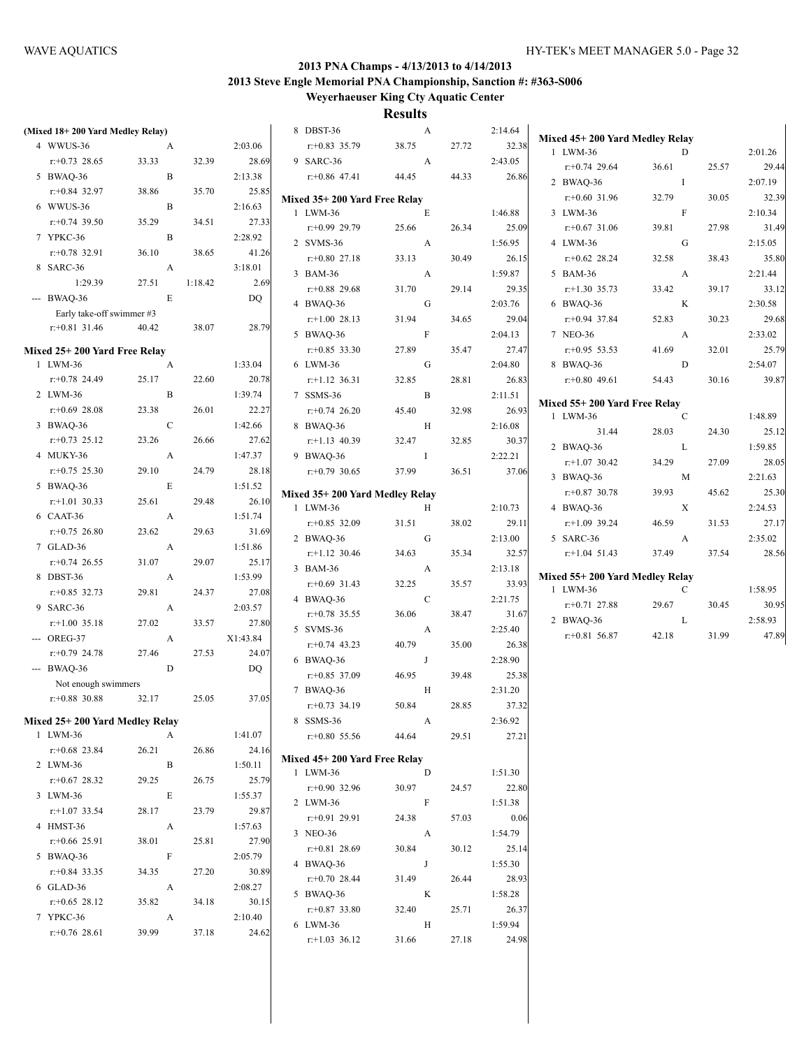# 2013 PNA Champs - 4/13/2013 to 4/14/2013

## 2013 Steve Engle Memorial PNA Championship, Sanction #: #363-S006

### Weyerhaeuser King Cty Aquatic Center

### Results

**(Mixed 18+ 200 Yard Medley Relay)**

| | | | | |
|---|---|---|---|---|
| 4 WWUS-36 | | A | | 2:03.06 |
| r:+0.73 28.65 | 33.33 | | 32.39 | 28.69 |
| 5 BWAQ-36 | | B | | 2:13.38 |
| r:+0.84 32.97 | 38.86 | | 35.70 | 25.85 |
| 6 WWUS-36 | | B | | 2:16.63 |
| r:+0.74 39.50 | 35.29 | | 34.51 | 27.33 |
| 7 YPKC-36 | | B | | 2:28.92 |
| r:+0.78 32.91 | 36.10 | | 38.65 | 41.26 |
| 8 SARC-36 | | A | | 3:18.01 |
| 1:29.39 | 27.51 | | 1:18.42 | 2.69 |
| --- BWAQ-36 | | E | | DQ |
| Early take-off swimmer #3 | | | | |
| r:+0.81 31.46 | 40.42 | | 38.07 | 28.79 |

**Mixed 25+ 200 Yard Free Relay**

| | | | | |
|---|---|---|---|---|
| 1 LWM-36 | | A | | 1:33.04 |
| r:+0.78 24.49 | 25.17 | | 22.60 | 20.78 |
| 2 LWM-36 | | B | | 1:39.74 |
| r:+0.69 28.08 | 23.38 | | 26.01 | 22.27 |
| 3 BWAQ-36 | | C | | 1:42.66 |
| r:+0.73 25.12 | 23.26 | | 26.66 | 27.62 |
| 4 MUKY-36 | | A | | 1:47.37 |
| r:+0.75 25.30 | 29.10 | | 24.79 | 28.18 |
| 5 BWAQ-36 | | E | | 1:51.52 |
| r:+1.01 30.33 | 25.61 | | 29.48 | 26.10 |
| 6 CAAT-36 | | A | | 1:51.74 |
| r:+0.75 26.80 | 23.62 | | 29.63 | 31.69 |
| 7 GLAD-36 | | A | | 1:51.86 |
| r:+0.74 26.55 | 31.07 | | 29.07 | 25.17 |
| 8 DBST-36 | | A | | 1:53.99 |
| r:+0.85 32.73 | 29.81 | | 24.37 | 27.08 |
| 9 SARC-36 | | A | | 2:03.57 |
| r:+1.00 35.18 | 27.02 | | 33.57 | 27.80 |
| --- OREG-37 | | A | | X1:43.84 |
| r:+0.79 24.78 | 27.46 | | 27.53 | 24.07 |
| --- BWAQ-36 | | D | | DQ |
| Not enough swimmers | | | | |
| r:+0.88 30.88 | 32.17 | | 25.05 | 37.05 |

**Mixed 25+ 200 Yard Medley Relay**

| | | | | |
|---|---|---|---|---|
| 1 LWM-36 | | A | | 1:41.07 |
| r:+0.68 23.84 | 26.21 | | 26.86 | 24.16 |
| 2 LWM-36 | | B | | 1:50.11 |
| r:+0.67 28.32 | 29.25 | | 26.75 | 25.79 |
| 3 LWM-36 | | E | | 1:55.37 |
| r:+1.07 33.54 | 28.17 | | 23.79 | 29.87 |
| 4 HMST-36 | | A | | 1:57.63 |
| r:+0.66 25.91 | 38.01 | | 25.81 | 27.90 |
| 5 BWAQ-36 | | F | | 2:05.79 |
| r:+0.84 33.35 | 34.35 | | 27.20 | 30.89 |
| 6 GLAD-36 | | A | | 2:08.27 |
| r:+0.65 28.12 | 35.82 | | 34.18 | 30.15 |
| 7 YPKC-36 | | A | | 2:10.40 |
| r:+0.76 28.61 | 39.99 | | 37.18 | 24.62 |
| 8 DBST-36 | | A | | 2:14.64 |
| r:+0.83 35.79 | 38.75 | | 27.72 | 32.38 |
| 9 SARC-36 | | A | | 2:43.05 |
| r:+0.86 47.41 | 44.45 | | 44.33 | 26.86 |

**Mixed 35+ 200 Yard Free Relay**

| | | | | |
|---|---|---|---|---|
| 1 LWM-36 | | E | | 1:46.88 |
| r:+0.99 29.79 | 25.66 | | 26.34 | 25.09 |
| 2 SVMS-36 | | A | | 1:56.95 |
| r:+0.80 27.18 | 33.13 | | 30.49 | 26.15 |
| 3 BAM-36 | | A | | 1:59.87 |
| r:+0.88 29.68 | 31.70 | | 29.14 | 29.35 |
| 4 BWAQ-36 | | G | | 2:03.76 |
| r:+1.00 28.13 | 31.94 | | 34.65 | 29.04 |
| 5 BWAQ-36 | | F | | 2:04.13 |
| r:+0.85 33.30 | 27.89 | | 35.47 | 27.47 |
| 6 LWM-36 | | G | | 2:04.80 |
| r:+1.12 36.31 | 32.85 | | 28.81 | 26.83 |
| 7 SSMS-36 | | B | | 2:11.51 |
| r:+0.74 26.20 | 45.40 | | 32.98 | 26.93 |
| 8 BWAQ-36 | | H | | 2:16.08 |
| r:+1.13 40.39 | 32.47 | | 32.85 | 30.37 |
| 9 BWAQ-36 | | I | | 2:22.21 |
| r:+0.79 30.65 | 37.99 | | 36.51 | 37.06 |

**Mixed 35+ 200 Yard Medley Relay**

| | | | | |
|---|---|---|---|---|
| 1 LWM-36 | | H | | 2:10.73 |
| r:+0.85 32.09 | 31.51 | | 38.02 | 29.11 |
| 2 BWAQ-36 | | G | | 2:13.00 |
| r:+1.12 30.46 | 34.63 | | 35.34 | 32.57 |
| 3 BAM-36 | | A | | 2:13.18 |
| r:+0.69 31.43 | 32.25 | | 35.57 | 33.93 |
| 4 BWAQ-36 | | C | | 2:21.75 |
| r:+0.78 35.55 | 36.06 | | 38.47 | 31.67 |
| 5 SVMS-36 | | A | | 2:25.40 |
| r:+0.74 43.23 | 40.79 | | 35.00 | 26.38 |
| 6 BWAQ-36 | | J | | 2:28.90 |
| r:+0.85 37.09 | 46.95 | | 39.48 | 25.38 |
| 7 BWAQ-36 | | H | | 2:31.20 |
| r:+0.73 34.19 | 50.84 | | 28.85 | 37.32 |
| 8 SSMS-36 | | A | | 2:36.92 |
| r:+0.80 55.56 | 44.64 | | 29.51 | 27.21 |

**Mixed 45+ 200 Yard Free Relay**

| | | | | |
|---|---|---|---|---|
| 1 LWM-36 | | D | | 1:51.30 |
| r:+0.90 32.96 | 30.97 | | 24.57 | 22.80 |
| 2 LWM-36 | | F | | 1:51.38 |
| r:+0.91 29.91 | 24.38 | | 57.03 | 0.06 |
| 3 NEO-36 | | A | | 1:54.79 |
| r:+0.81 28.69 | 30.84 | | 30.12 | 25.14 |
| 4 BWAQ-36 | | J | | 1:55.30 |
| r:+0.70 28.44 | 31.49 | | 26.44 | 28.93 |
| 5 BWAQ-36 | | K | | 1:58.28 |
| r:+0.87 33.80 | 32.40 | | 25.71 | 26.37 |
| 6 LWM-36 | | H | | 1:59.94 |
| r:+1.03 36.12 | 31.66 | | 27.18 | 24.98 |

**Mixed 45+ 200 Yard Medley Relay**

| | | | | |
|---|---|---|---|---|
| 1 LWM-36 | | D | | 2:01.26 |
| r:+0.74 29.64 | 36.61 | | 25.57 | 29.44 |
| 2 BWAQ-36 | | I | | 2:07.19 |
| r:+0.60 31.96 | 32.79 | | 30.05 | 32.39 |
| 3 LWM-36 | | F | | 2:10.34 |
| r:+0.67 31.06 | 39.81 | | 27.98 | 31.49 |
| 4 LWM-36 | | G | | 2:15.05 |
| r:+0.62 28.24 | 32.58 | | 38.43 | 35.80 |
| 5 BAM-36 | | A | | 2:21.44 |
| r:+1.30 35.73 | 33.42 | | 39.17 | 33.12 |
| 6 BWAQ-36 | | K | | 2:30.58 |
| r:+0.94 37.84 | 52.83 | | 30.23 | 29.68 |
| 7 NEO-36 | | A | | 2:33.02 |
| r:+0.95 53.53 | 41.69 | | 32.01 | 25.79 |
| 8 BWAQ-36 | | D | | 2:54.07 |
| r:+0.80 49.61 | 54.43 | | 30.16 | 39.87 |

**Mixed 55+ 200 Yard Free Relay**

| | | | | |
|---|---|---|---|---|
| 1 LWM-36 | | C | | 1:48.89 |
| 31.44 | 28.03 | | 24.30 | 25.12 |
| 2 BWAQ-36 | | L | | 1:59.85 |
| r:+1.07 30.42 | 34.29 | | 27.09 | 28.05 |
| 3 BWAQ-36 | | M | | 2:21.63 |
| r:+0.87 30.78 | 39.93 | | 45.62 | 25.30 |
| 4 BWAQ-36 | | X | | 2:24.53 |
| r:+1.09 39.24 | 46.59 | | 31.53 | 27.17 |
| 5 SARC-36 | | A | | 2:35.02 |
| r:+1.04 51.43 | 37.49 | | 37.54 | 28.56 |

**Mixed 55+ 200 Yard Medley Relay**

| | | | | |
|---|---|---|---|---|
| 1 LWM-36 | | C | | 1:58.95 |
| r:+0.71 27.88 | 29.67 | | 30.45 | 30.95 |
| 2 BWAQ-36 | | L | | 2:58.93 |
| r:+0.81 56.87 | 42.18 | | 31.99 | 47.89 |